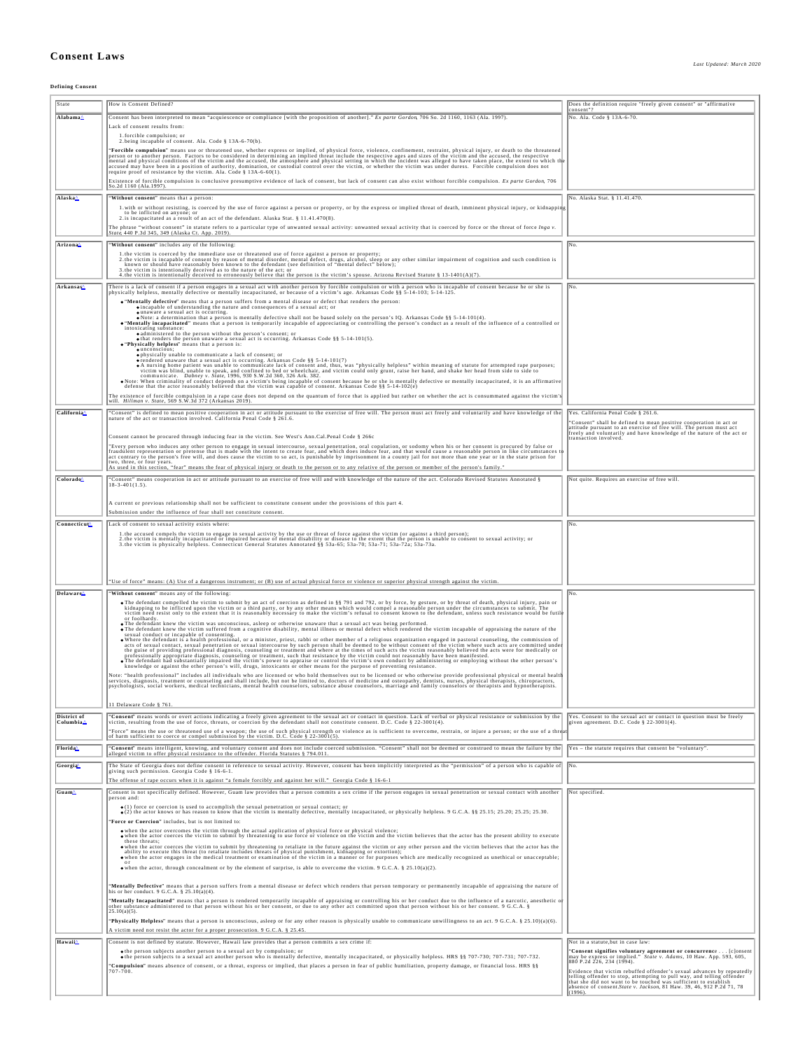# Consent Laws

*Last Updated: March 2020*

**Defining Consent**

| State | How is Consent Defined? | Does the definition require "freely given consent" or "affirmative consent"? |
|---|---|---|
| **Alabama** | Consent has been interpreted to mean "acquiescence or compliance [with the proposition of another]." *Ex parte Gordon*, 706 So. 2d 1160, 1163 (Ala. 1997).<br><br>Lack of consent results from:<br><br>1. forcible compulsion; or<br>2. being incapable of consent. Ala. Code § 13A-6-70(b).<br><br>"**Forcible compulsion**" means use or threatened use, whether express or implied, of physical force, violence, confinement, restraint, physical injury, or death to the threatened person or to another person. Factors to be considered in determining an implied threat include the respective ages and sizes of the victim and the accused, the respective mental and physical conditions of the victim and the accused, the atmosphere and physical setting in which the incident was alleged to have taken place, the extent to which the accused may have been in a position of authority, domination, or custodial control over the victim, or whether the victim was under duress. Forcible compulsion does not require proof of resistance by the victim. Ala. Code § 13A-6-60(1).<br><br>Existence of forcible compulsion is conclusive presumptive evidence of lack of consent, but lack of consent can also exist without forcible compulsion. *Ex parte Gordon*, 706 So.2d 1160 (Ala.1997). | No. Ala. Code § 13A-6-70. |
| **Alaska** | "**Without consent**" means that a person:<br><br>1. with or without resisting, is coerced by the use of force against a person or property, or by the express or implied threat of death, imminent physical injury, or kidnapping to be inflicted on anyone; or<br>2. is incapacitated as a result of an act of the defendant. Alaska Stat. § 11.41.470(8).<br><br>The phrase "without consent" in statute refers to a particular type of unwanted sexual activity: unwanted sexual activity that is coerced by force or the threat of force *Inga v. State*, 440 P.3d 345, 349 (Alaska Ct. App. 2019). | No. Alaska Stat. § 11.41.470. |
| **Arizona** | "**Without consent**" includes any of the following:<br><br>1. the victim is coerced by the immediate use or threatened use of force against a person or property;<br>2. the victim is incapable of consent by reason of mental disorder, mental defect, drugs, alcohol, sleep or any other similar impairment of cognition and such condition is known or should have reasonably been known to the defendant (see definition of "mental defect" below);<br>3. the victim is intentionally deceived as to the nature of the act; or<br>4. the victim is intentionally deceived to erroneously believe that the person is the victim's spouse. Arizona Revised Statute § 13-1401(A)(7). | No. |
| **Arkansas** | There is a lack of consent if a person engages in a sexual act with another person by forcible compulsion or with a person who is incapable of consent because he or she is physically helpless, mentally defective or mentally incapacitated, or because of a victim's age. Arkansas Code §§ 5-14-103; 5-14-125.<br><br>• "**Mentally defective**" means that a person suffers from a mental disease or defect that renders the person:<br>  • incapable of understanding the nature and consequences of a sexual act; or<br>  • unaware a sexual act is occurring.<br>  • Note: a determination that a person is mentally defective shall not be based solely on the person's IQ. Arkansas Code §§ 5-14-101(4).<br>• "**Mentally incapacitated**" means that a person is temporarily incapable of appreciating or controlling the person's conduct as a result of the influence of a controlled or intoxicating substance:<br>  • administered to the person without the person's consent; or<br>  • that renders the person unaware a sexual act is occurring. Arkansas Code §§ 5-14-101(5).<br>• "**Physically helpless**" means that a person is:<br>  • unconscious;<br>  • physically unable to communicate a lack of consent; or<br>  • rendered unaware that a sexual act is occurring. Arkansas Code §§ 5-14-101(7)<br>  • A nursing home patient was unable to communicate lack of consent and, thus, was "physically helpless" within meaning of statute for attempted rape purposes; victim was blind, unable to speak, and confined to bed or wheelchair, and could only grunt, raise her hand, and shake her head from side to side to communicate. *Dabney v. State*, 1996, 930 S.W.2d 360, 326 Ark. 382.<br>• Note: When criminality of conduct depends on a victim's being incapable of consent because he or she is mentally defective or mentally incapacitated, it is an affirmative defense that the actor reasonably believed that the victim was capable of consent. Arkansas Code §§ 5-14-102(e)<br><br>The existence of forcible compulsion in a rape case does not depend on the quantum of force that is applied but rather on whether the act is consummated against the victim's will. *Hillman v. State*, 569 S.W.3d 372 (Arkansas 2019). | No. |
| **California** | "Consent" is defined to mean positive cooperation in act or attitude pursuant to the exercise of free will. The person must act freely and voluntarily and have knowledge of the nature of the act or transaction involved. California Penal Code § 261.6.<br><br>Consent cannot be procured through inducing fear in the victim. See West's Ann.Cal.Penal Code § 266c<br><br>"Every person who induces any other person to engage in sexual intercourse, sexual penetration, oral copulation, or sodomy when his or her consent is procured by false or fraudulent representation or pretense that is made with the intent to create fear, and which does induce fear, and that would cause a reasonable person in like circumstances to act contrary to the person's free will, and does cause the victim to so act, is punishable by imprisonment in a county jail for not more than one year or in the state prison for two, three, or four years.<br>As used in this section, "fear" means the fear of physical injury or death to the person or to any relative of the person or member of the person's family." | Yes. California Penal Code § 261.6.<br><br>"Consent" shall be defined to mean positive cooperation in act or attitude pursuant to an exercise of free will. The person must act freely and voluntarily and have knowledge of the nature of the act or transaction involved. |
| **Colorado** | "Consent" means cooperation in act or attitude pursuant to an exercise of free will and with knowledge of the nature of the act. Colorado Revised Statutes Annotated § 18-3-401(1.5).<br><br>A current or previous relationship shall not be sufficient to constitute consent under the provisions of this part 4.<br><br>Submission under the influence of fear shall not constitute consent. | Not quite. Requires an exercise of free will. |
| **Connecticut** | Lack of consent to sexual activity exists where:<br><br>1. the accused compels the victim to engage in sexual activity by the use or threat of force against the victim (or against a third person);<br>2. the victim is mentally incapacitated or impaired because of mental disability or disease to the extent that the person is unable to consent to sexual activity; or<br>3. the victim is physically helpless. Connecticut General Statutes Annotated §§ 53a-65; 53a-70; 53a-71; 53a-72a; 53a-73a.<br><br>"Use of force" means: (A) Use of a dangerous instrument; or (B) use of actual physical force or violence or superior physical strength against the victim. | No. |
| **Delaware** | "**Without consent**" means any of the following:<br><br>• The defendant compelled the victim to submit by an act of coercion as defined in §§ 791 and 792, or by force, by gesture, or by threat of death, physical injury, pain or kidnapping to be inflicted upon the victim or a third party, or by any other means which would compel a reasonable person under the circumstances to submit. The victim need resist only to the extent that it is reasonably necessary to make the victim's refusal to consent known to the defendant, unless such resistance would be futile or foolhardy.<br>• The defendant knew the victim was unconscious, asleep or otherwise unaware that a sexual act was being performed.<br>• The defendant knew the victim suffered from a cognitive disability, mental illness or mental defect which rendered the victim incapable of appraising the nature of the sexual conduct or incapable of consenting.<br>• Where the defendant is a health professional, or a minister, priest, rabbi or other member of a religious organization engaged in pastoral counseling, the commission of acts of sexual contact, sexual penetration or sexual intercourse by such person shall be deemed to be without consent of the victim where such acts are committed under the guise of providing professional diagnosis, counseling or treatment and where at the times of such acts the victim reasonably believed the acts were for medically or professionally appropriate diagnosis, counseling or treatment, such that resistance by the victim could not reasonably have been manifested.<br>• The defendant had substantially impaired the victim's power to appraise or control the victim's own conduct by administering or employing without the other person's knowledge or against the other person's will, drugs, intoxicants or other means for the purpose of preventing resistance.<br><br>Note: "health professional" includes all individuals who are licensed or who hold themselves out to be licensed or who otherwise provide professional physical or mental health services, diagnosis, treatment or counseling and shall include, but not be limited to, doctors of medicine and osteopathy, dentists, nurses, physical therapists, chiropractors, psychologists, social workers, medical technicians, mental health counselors, substance abuse counselors, marriage and family counselors or therapists and hypnotherapists.<br><br>11 Delaware Code § 761. | No. |
| **District of Columbia** | "**Consent**" means words or overt actions indicating a freely given agreement to the sexual act or contact in question. Lack of verbal or physical resistance or submission by the victim, resulting from the use of force, threats, or coercion by the defendant shall not constitute consent. D.C. Code § 22-3001(4).<br><br>"Force" means the use or threatened use of a weapon; the use of such physical strength or violence as is sufficient to overcome, restrain, or injure a person; or the use of a threat of harm sufficient to coerce or compel submission by the victim. D.C. Code § 22-3001(5). | Yes. Consent to the sexual act or contact in question must be freely given agreement. D.C. Code § 22-3001(4). |
| **Florida** | "**Consent**" means intelligent, knowing, and voluntary consent and does not include coerced submission. "Consent" shall not be deemed or construed to mean the failure by the alleged victim to offer physical resistance to the offender. Florida Statutes § 794.011. | Yes – the statute requires that consent be "voluntary". |
| **Georgia** | The State of Georgia does not define consent in reference to sexual activity. However, consent has been implicitly interpreted as the "permission" of a person who is capable of giving such permission. Georgia Code § 16-6-1.<br><br>The offense of rape occurs when it is against "a female forcibly and against her will." Georgia Code § 16-6-1 | No. |
| **Guam** | Consent is not specifically defined. However, Guam law provides that a person commits a sex crime if the person engages in sexual penetration or sexual contact with another person and:<br><br>• (1) force or coercion is used to accomplish the sexual penetration or sexual contact; or<br>• (2) the actor knows or has reason to know that the victim is mentally defective, mentally incapacitated, or physically helpless. 9 G.C.A. §§ 25.15; 25.20; 25.25; 25.30.<br><br>"**Force or Coercion**" includes, but is not limited to:<br><br>• when the actor overcomes the victim through the actual application of physical force or physical violence;<br>• when the actor coerces the victim to submit by threatening to use force or violence on the victim and the victim believes that the actor has the present ability to execute these threats;<br>• when the actor coerces the victim to submit by threatening to retaliate in the future against the victim or any other person and the victim believes that the actor has the ability to execute this threat (to retaliate includes threats of physical punishment, kidnapping or extortion);<br>• when the actor engages in the medical treatment or examination of the victim in a manner or for purposes which are medically recognized as unethical or unacceptable; or<br>• when the actor, through concealment or by the element of surprise, is able to overcome the victim. 9 G.C.A. § 25.10(a)(2).<br><br>"**Mentally Defective**" means that a person suffers from a mental disease or defect which renders that person temporary or permanently incapable of appraising the nature of his or her conduct. 9 G.C.A. § 25.10(a)(4).<br><br>"**Mentally Incapacitated**" means that a person is rendered temporarily incapable of appraising or controlling his or her conduct due to the influence of a narcotic, anesthetic or other substance administered to that person without his or her consent, or due to any other act committed upon that person without his or her consent. 9 G.C.A. § 25.10(a)(5).<br><br>"**Physically Helpless**" means that a person is unconscious, asleep or for any other reason is physically unable to communicate unwillingness to an act. 9 G.C.A. § 25.10)(a)(6).<br><br>A victim need not resist the actor for a proper prosecution. 9 G.C.A. § 25.45. | Not specified. |
| **Hawaii** | Consent is not defined by statute. However, Hawaii law provides that a person commits a sex crime if:<br><br>• the person subjects another person to a sexual act by compulsion; or<br>• the person subjects to a sexual act another person who is mentally defective, mentally incapacitated, or physically helpless. HRS §§ 707-730; 707-731; 707-732.<br><br>"**Compulsion**" means absence of consent, or a threat, express or implied, that places a person in fear of public humiliation, property damage, or financial loss. HRS §§ 707-700. | Not in a statute,but in case law:<br><br>"**Consent signifies voluntary agreement or concurrence** . . . [c]onsent may be express or implied." *State v. Adams*, 10 Haw. App. 593, 605, 880 P.2d 226, 234 (1994).<br><br>Evidence that victim rebuffed offender's sexual advances by repeatedly telling offender to stop, attempting to pull way, and telling offender that she did not want to be touched was sufficient to establish absence of consent.*State v. Jackson*, 81 Haw. 39, 46, 912 P.2d 71, 78 (1996). |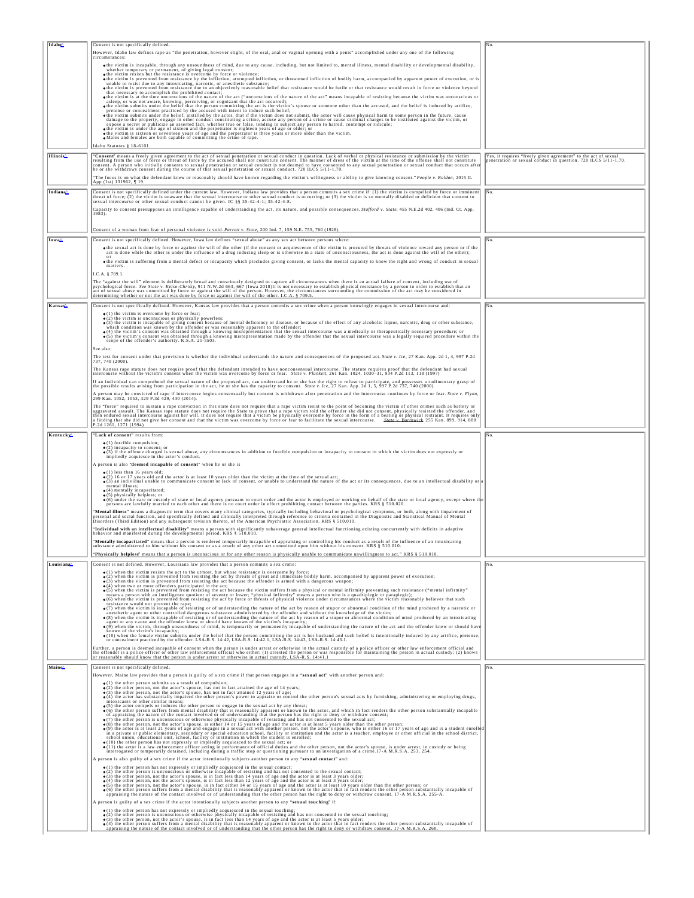| | | |
|---|---|---|
| Idaho | Consent is not specifically defined.<br><br>However, Idaho law defines rape as "the penetration, however slight, of the oral, anal or vaginal opening with a penis" accomplished under any one of the following circumstances:<br><br>• the victim is incapable, through any unsoundness of mind, due to any cause, including, but not limited to, mental illness, mental disability or developmental disability, whether temporary or permanent, of giving legal consent;<br>• the victim resists but the resistance is overcome by force or violence;<br>• the victim is prevented from resistance by the infliction, attempted infliction, or threatened infliction of bodily harm, accompanied by apparent power of execution, or is unable to resist due to any intoxicating, narcotic, or anesthetic substance;<br>• the victim is prevented from resistance due to an objectively reasonable belief that resistance would be futile or that resistance would result in force or violence beyond that necessary to accomplish the prohibited contact;<br>• the victim is at the time unconscious of the nature of the act ("unconscious of the nature of the act" means incapable of resisting because the victim was unconscious or asleep, or was not aware, knowing, perceiving, or cognizant that the act occurred);<br>• the victim submits under the belief that the person committing the act is the victim's spouse or someone other than the accused, and the belief is induced by artifice, pretense or concealment practiced by the accused with intent to induce such belief;<br>• the victim submits under the belief, instilled by the actor, that if the victim does not submit, the actor will cause physical harm to some person in the future, cause damage to the property, engage in other conduct constituting a crime, accuse any person of a crime or cause criminal charges to be instituted against the victim, or expose a secret or publicize an asserted fact, whether true or false, tending to subject any person to hatred, contempt or ridicule;<br>• the victim is under the age of sixteen and the perpetrator is eighteen years of age or older; or<br>• the victim is sixteen or seventeen years of age and the perpetrator is three years or more older than the victim.<br>• Males and females are both capable of committing the crime of rape.<br><br>Idaho Statutes § 18-6101. | No. |
| Illinois | "**Consent**" means a freely given agreement to the act of sexual penetration or sexual conduct in question. Lack of verbal or physical resistance or submission by the victim resulting from the use of force or threat of force by the accused shall not constitute consent. The manner of dress of the victim at the time of the offense shall not constitute consent. A person who initially consents to sexual penetration or sexual conduct is not deemed to have consented to any sexual penetration or sexual conduct that occurs after he or she withdraws consent during the course of that sexual penetration or sexual conduct. 720 ILCS 5/11-1.70.<br><br>"The focus is on what the defendant knew or reasonably should have known regarding the victim's willingness or ability to give knowing consent." *People v. Roldan*, 2015 IL App (1st) 131962, ¶ 19. | Yes, it requires "freely given agreement" to the act of sexual penetration or sexual conduct in question. 720 ILCS 5/11-1.70. |
| Indiana | Consent is not specifically defined under the current law. However, Indiana law provides that a person commits a sex crime if: (1) the victim is compelled by force or imminent threat of force; (2) the victim is unaware that the sexual intercourse or other sexual conduct is occurring; or (3) the victim is so mentally disabled or deficient that consent to sexual intercourse or other sexual conduct cannot be given. IC §§ 35-42-4-1; 35-42-4-8.<br><br>Capacity to consent presupposes an intelligence capable of understanding the act, its nature, and possible consequences. *Stafford v. State*, 455 N.E.2d 402, 406 (Ind. Ct. App. 1983).<br><br>Consent of a woman from fear of personal violence is void. *Parrett v. State*, 200 Ind. 7, 159 N.E. 755, 760 (1928). | No. |
| Iowa | Consent is not specifically defined. However, Iowa law defines "sexual abuse" as any sex act between persons where:<br><br>• the sexual act is done by force or against the will of the other (if the consent or acquiescence of the victim is procured by threats of violence toward any person or if the act is done while the other is under the influence of a drug inducing sleep or is otherwise in a state of unconsciousness, the act is done against the will of the other); or<br>• the victim is suffering from a mental defect or incapacity which precludes giving consent, or lacks the mental capacity to know the right and wrong of conduct in sexual matters.<br><br>I.C.A. § 709.1.<br><br>The "against the will" element is deliberately broad and consciously designed to capture all circumstances when there is an actual failure of consent, including use of psychological force. *See State v. Kelso-Christy*, 911 N.W.2d 663, 667 (Iowa 2018)It is not necessary to establish physical resistance by a person in order to establish that an act of sexual abuse was committed by force or against the will of the person. However, the circumstances surrounding the commission of the act may be considered in determining whether or not the act was done by force or against the will of the other. I.C.A. § 709.5. | No. |
| Kansas | Consent is not specifically defined. However, Kansas law provides that a person commits a sex crime when a person knowingly engages in sexual intercourse and:<br><br>• (1) the victim is overcome by force or fear;<br>• (2) the victim is unconscious or physically powerless;<br>• (3) the victim is incapable of giving consent because of mental deficiency or disease, or because of the effect of any alcoholic liquor, narcotic, drug or other substance, which condition was known by the offender or was reasonably apparent to the offender;<br>• (4) the victim's consent was obtained through a knowing misrepresentation that the sexual intercourse was a medically or therapeutically necessary procedure; or<br>• (5) the victim's consent was obtained through a knowing misrepresentation made by the offender that the sexual intercourse was a legally required procedure within the scope of the offender's authority. K.S.A. 21-5503.<br><br>See also:<br><br>The test for consent under that provision is whether the individual understands the nature and consequences of the proposed act. *State v. Ice*, 27 Kan. App. 2d 1, 4, 997 P.2d 737, 740 (2000).<br><br>The Kansas rape statute does not require proof that the defendant intended to have nonconsensual intercourse. The statute requires proof that the defendant had sexual intercourse without the victim's consent when the victim was overcome by force or fear. *State v. Plunkett*, 261 Kan. 1024, 1030–31, 934 P.2d 113, 118 (1997)<br><br>If an individual can comprehend the sexual nature of the proposed act, can understand he or she has the right to refuse to participate, and possesses a rudimentary grasp of the possible results arising from participation in the act, he or she has the capacity to consent. *State v. Ice*, 27 Kan. App. 2d 1, 5, 997 P.2d 737, 740 (2000).<br><br>A person may be convicted of rape if intercourse begins consensually but consent is withdrawn after penetration and the intercourse continues by force or fear. *State v. Flynn*, 299 Kan. 1052, 1053, 329 P.3d 429, 430 (2014).<br><br>The "force" required to sustain a rape conviction in this state does not require that a rape victim resist to the point of becoming the victim of other crimes such as battery or aggravated assault. The Kansas rape statute does not require the State to prove that a rape victim told the offender she did not consent, physically resisted the offender, and then endured sexual intercourse against her will. It does not require that a victim be physically overcome by force in the form of a beating or physical restraint. It requires only a finding that she did not give her consent and that the victim was overcome by force or fear to facilitate the sexual intercourse. *State v. Borthwick* 255 Kan. 899, 914, 880 P.2d 1261, 1271 (1994) | No. |
| Kentucky | "**Lack of consent**" results from:<br><br>• (1) forcible compulsion;<br>• (2) incapacity to consent; or<br>• (3) if the offence charged is sexual abuse, any circumstances in addition to forcible compulsion or incapacity to consent in which the victim does not expressly or impliedly acquiesce in the actor's conduct.<br><br>A person is also "**deemed incapable of consent**" when he or she is<br><br>• (1) less than 16 years old;<br>• (2) 16 or 17 years old and the actor is at least 10 years older than the victim at the time of the sexual act;<br>• (3) an individual unable to communicate consent or lack of consent, or unable to understand the nature of the act or its consequences, due to an intellectual disability or a mental illness;<br>• (4) mentally incapacitated;<br>• (5) physically helpless; or<br>• (6) under the care or custody of state or local agency pursuant to court order and the actor is employed or working on behalf of the state or local agency, except where the persons are lawfully married to each other and there is no court order in effect prohibiting contact between the parties. KRS § 510.020.<br><br>"**Mental illness**" means a diagnostic term that covers many clinical categories, typically including behavioral or psychological symptoms, or both, along with impairment of personal and social function, and specifically defined and clinically interpreted through reference to criteria contained in the Diagnostic and Statistical Manual of Mental Disorders (Third Edition) and any subsequent revision thereto, of the American Psychiatric Association. KRS § 510.010.<br><br>"**Individual with an intellectual disability**" means a person with significantly subaverage general intellectual functioning existing concurrently with deficits in adaptive behavior and manifested during the developmental period. KRS § 510.010.<br><br>"**Mentally incapacitated**" means that a person is rendered temporarily incapable of appraising or controlling his conduct as a result of the influence of an intoxicating substance administered to him without his consent or as a result of any other act committed upon him without his consent. KRS § 510.010.<br><br>"**Physically helpless**" means that a person is unconscious or for any other reason is physically unable to communicate unwillingness to act." KRS § 510.010. | No. |
| Louisiana | Consent is not defined. However, Louisiana law provides that a person commits a sex crime:<br><br>• (1) when the victim resists the act to the utmost, but whose resistance is overcome by force;<br>• (2) when the victim is prevented from resisting the act by threats of great and immediate bodily harm, accompanied by apparent power of execution;<br>• (3) when the victim is prevented from resisting the act because the offender is armed with a dangerous weapon;<br>• (4) when two or more offenders participated in the act;<br>• (5) when the victim is prevented from resisting the act because the victim suffers from a physical or mental infirmity preventing such resistance ("mental infirmity" means a person with an intelligence quotient of seventy or lower; "physical infirmity" means a person who is a quadriplegic or paraplegic);<br>• (6) when the victim is prevented from resisting the act by force or threats of physical violence under circumstances where the victim reasonably believes that such resistance would not prevent the rape;<br>• (7) when the victim is incapable of resisting or of understanding the nature of the act by reason of stupor or abnormal condition of the mind produced by a narcotic or anesthetic agent or other controlled dangerous substance administered by the offender and without the knowledge of the victim;<br>• (8) when the victim is incapable of resisting or of understanding the nature of the act by reason of a stupor or abnormal condition of mind produced by an intoxicating agent or any cause and the offender knew or should have known of the victim's incapacity;<br>• (9) when the victim, through unsoundness of mind, is temporarily or permanently incapable of understanding the nature of the act and the offender knew or should have known of the victim's incapacity;<br>• (10) when the female victim submits under the belief that the person committing the act is her husband and such belief is intentionally induced by any artifice, pretense, or concealment practiced by the offender. LSA-R.S. 14:42, LSA-R.S. 14:42.1, LSA-R.S. 14:43, LSA-R.S. 14:43.1.<br><br>Further, a person is deemed incapable of consent when the person is under arrest or otherwise in the actual custody of a police officer or other law enforcement official and the offender is a police officer or other law enforcement official who either: (1) arrested the person or was responsible for maintaining the person in actual custody; (2) knows or reasonably should know that the person is under arrest or otherwise in actual custody. LSA-R.S. 14:41.1 | No. |
| Maine | Consent is not specifically defined.<br><br>However, Maine law provides that a person is guilty of a sex crime if that person engages in a "**sexual act**" with another person and:<br><br>• (1) the other person submits as a result of compulsion;<br>• (2) the other person, not the actor's spouse, has not in fact attained the age of 14 years;<br>• (3) the other person, not the actor's spouse, has not in fact attained 12 years of age;<br>• (4) the actor has substantially impaired the other person's power to appraise or control the other person's sexual acts by furnishing, administering or employing drugs, intoxicants or other similar means;<br>• (5) the actor compels or induces the other person to engage in the sexual act by any threat;<br>• (6) the other person suffers from mental disability that is reasonably apparent or known to the actor, and which in fact renders the other person substantially incapable of appraising the nature of the contact involved or of understanding that the person has the right to deny or withdraw consent;<br>• (7) the other person is unconscious or otherwise physically incapable of resisting and has not consented to the sexual act;<br>• (8) the other person, not the actor's spouse, is either 14 or 15 years of age and the actor is at least 5 years older than the other person;<br>• (9) the actor is at least 21 years of age and engages in a sexual act with another person, not the actor's spouse, who is either 16 or 17 years of age and is a student enrolled in a private or public elementary, secondary or special education school, facility or institution and the actor is a teacher, employee or other official in the school district, school union, educational unit, school, facility or institution in which the student is enrolled;<br>• (10) the other person has not expressly or impliedly acquiesced to the sexual act; or<br>• (11) the actor is a law enforcement officer acting in performance of official duties and the other person, not the actor's spouse, is under arrest, in custody or being interrogated or temporarily detained, including during a traffic stop or questioning pursuant to an investigation of a crime.17-A M.R.S.A. 253, 254.<br><br>A person is also guilty of a sex crime if the actor intentionally subjects another person to any "**sexual contact**" and:<br><br>• (1) the other person has not expressly or impliedly acquiesced in the sexual contact;<br>• (2) the other person is unconscious or otherwise incapable of resisting and has not consented to the sexual contact;<br>• (3) the other person, not the actor's spouse, is in fact less than 14 years of age and the actor is at least 3 years older;<br>• (4) the other person, not the actor's spouse, is in fact less than 12 years of age and the actor is at least 3 years older;<br>• (5) the other person, not the actor's spouse, is in fact either 14 or 15 years of age and the actor is at least 10 years older than the other person; or<br>• (6) the other person suffers from a mental disability that is reasonably apparent or known to the actor that in fact renders the other person substantially incapable of appraising the nature of the contact involved or of understanding that the other person has the right to deny or withdraw consent. 17-A M.R.S.A. 255-A.<br><br>A person is guilty of a sex crime if the actor intentionally subjects another person to any "**sexual touching**" if:<br><br>• (1) the other person has not expressly or impliedly acquiesced in the sexual touching;<br>• (2) the other person is unconscious or otherwise physically incapable of resisting and has not consented to the sexual touching;<br>• (3) the other person, not the actor's spouse, is in fact less than 14 years of age and the actor is at least 5 years older;<br>• (4) the other person suffers from a mental disability that is reasonably apparent or known to the actor that in fact renders the other person substantially incapable of appraising the nature of the contact involved or of understanding that the other person has the right to deny or withdraw consent. 17-A M.R.S.A. 260. | No. |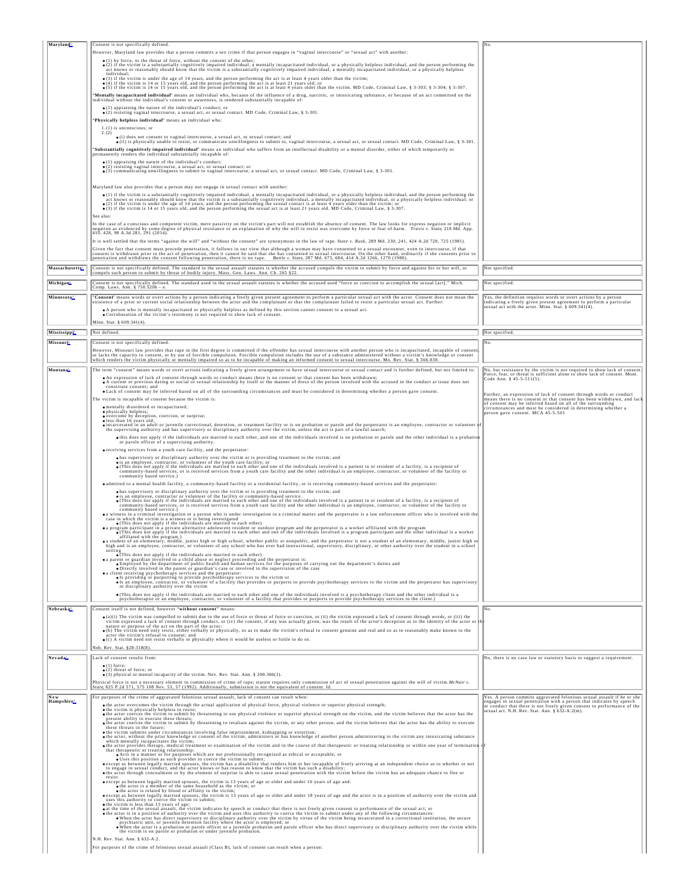| | | |
|---|---|---|
| **Maryland**[1] | Consent is not specifically defined.<br><br>However, Maryland law provides that a person commits a sex crime if that person engages in "vaginal intercourse" or "sexual act" with another:<br><br>◆(1) by force, or the threat of force, without the consent of the other;<br>◆(2) if the victim is a substantially cognitively impaired individual, a mentally incapacitated individual, or a physically helpless individual, and the person performing the act knows or reasonably should know that the victim is a substantially cognitively impaired individual, a mentally incapacitated individual, or a physically helpless individual;<br>◆(3) if the victim is under the age of 14 years, and the person performing the act is at least 4 years older than the victim;<br>◆(4) if the victim is 14 or 15 years old, and the person performing the act is at least 21 years old; or<br>◆(5) if the victim is 14 or 15 years old, and the person performing the act is at least 4 years older than the victim. MD Code, Criminal Law, § 3-303; § 3-304; § 3-307.<br><br>"**Mentally incapacitated individual**" means an individual who, because of the influence of a drug, narcotic, or intoxicating substance, or because of an act committed on the individual without the individual's consent or awareness, is rendered substantially incapable of:<br><br>◆(1) appraising the nature of the individual's conduct; or<br>◆(2) resisting vaginal intercourse, a sexual act, or sexual contact. MD Code, Criminal Law, § 3-301.<br><br>"**Physically helpless individual**" means an individual who:<br><br>1. (1) is unconscious; or<br>2. (2)<br>◆(i) does not consent to vaginal intercourse, a sexual act, or sexual contact; and<br>◆(ii) is physically unable to resist, or communicate unwillingness to submit to, vaginal intercourse, a sexual act, or sexual contact. MD Code, Criminal Law, § 3-301.<br><br>"**Substantially cognitively impaired individual**" means an individual who suffers from an intellectual disability or a mental disorder, either of which temporarily or permanently renders the individual substantially incapable of:<br><br>◆(1) appraising the nature of the individual's conduct;<br>◆(2) resisting vaginal intercourse, a sexual act, or sexual contact; or<br>◆(3) communicating unwillingness to submit to vaginal intercourse, a sexual act, or sexual contact. MD Code, Criminal Law, § 3-301.<br><br>Maryland law also provides that a person may not engage in sexual contact with another:<br><br>◆(1) if the victim is a substantially cognitively impaired individual, a mentally incapacitated individual, or a physically helpless individual, and the person performing the act knows or reasonably should know that the victim is a substantially cognitively impaired individual, a mentally incapacitated individual, or a physically helpless individual; or<br>◆(2) if the victim is under the age of 14 years, and the person performing the sexual contact is at least 4 years older than the victim; or<br>◆(3) if the victim is 14 or 15 years old, and the person performing the sexual act is at least 21 years old. MD Code, Criminal Law, § 3-307.<br><br>See also:<br><br>In the case of a conscious and competent victim, mere passivity on the victim's part will not establish the absence of consent. The law looks for express negation or implicit negation as evidenced by some degree of physical resistance or an explanation of why the will to resist was overcome by force or fear of harm. *Travis v. State*, 218 Md. App. 410, 428, 98 A.3d 281, 291 (2014).<br><br>It is well settled that the terms "against the will" and "without the consent" are synonymous in the law of rape. *State v. Rusk*, 289 Md. 230, 241, 424 A.2d 720, 725 (1981).<br><br>Given the fact that consent must precede penetration, it follows in our view that although a woman may have consented to a sexual encounter, even to intercourse, if that consent is withdrawn prior to the act of penetration, then it cannot be said that she has consented to sexual intercourse. On the other hand, ordinarily if she consents prior to penetration and withdraws the consent following penetration, there is no rape. *Battle v. State*, 287 Md. 675, 684, 414 A.2d 1266, 1270 (1980). | No. |
| **Massachusetts**[1] | Consent is not specifically defined. The standard in the sexual assault statutes is whether the accused compels the victim to submit by force and against his or her will, or compels such person to submit by threat of bodily injury. Mass. Gen. Laws. Ann. Ch. 265 §22. | Not specified. |
| **Michigan**[1] | Consent is not specifically defined. The standard used in the sexual assault statutes is whether the accused used "force or coercion to accomplish the sexual [act]." Mich. Comp. Laws. Ann. § 750.520b – e. | Not specified. |
| **Minnesota**[1] | "**Consent**" means words or overt actions by a person indicating a freely given present agreement to perform a particular sexual act with the actor. Consent does not mean the existence of a prior or current social relationship between the actor and the complainant or that the complainant failed to resist a particular sexual act. Further:<br><br>◆A person who is mentally incapacitated or physically helpless as defined by this section cannot consent to a sexual act.<br>◆Corroboration of the victim's testimony is not required to show lack of consent.<br><br>Minn. Stat. § 609.341(4). | Yes, the definition requires words or overt actions by a person indicating a freely given present agreement to perform a particular sexual act with the actor. Minn. Stat. § 609.341(4). |
| **Mississippi**[1] | Not defined. | Not specified. |
| **Missouri**[1] | Consent is not specifically defined.<br><br>However, Missouri law provides that rape in the first degree is committed if the offender has sexual intercourse with another person who is incapacitated, incapable of consent, or lacks the capacity to consent, or by use of forcible compulsion. Forcible compulsion includes the use of a substance administered without a victim's knowledge or consent which renders the victim physically or mentally impaired so as to be incapable of making an informed consent to sexual intercourse. Mo. Rev. Stat. § 566.030. | No. |
| **Montana**[1] | The term "consent" means words or overt actions indicating a freely given arrangement to have sexual intercourse or sexual contact and is further defined, but not limited to:<br><br>◆An expression of lack of consent through words or conduct means there is no consent or that consent has been withdrawn;<br>◆A current or previous dating or social or sexual relationship by itself or the manner of dress of the person involved with the accused in the conduct at issue does not constitute consent; and<br>◆Lack of consent may be inferred based on all of the surrounding circumstances and must be considered in determining whether a person gave consent.<br><br>The victim is incapable of consent because the victim is:<br><br>◆mentally disordered or incapacitated;<br>◆physically helpless;<br>◆overcome by deception, coercion, or surprise;<br>◆less than 16 years old;<br>◆incarcerated in an adult or juvenile correctional, detention, or treatment facility or is on probation or parole and the perpetrator is an employee, contractor or volunteer of the supervising authority and has supervisory or disciplinary authority over the victim, unless the act is part of a lawful search;<br>◆this does not apply if the individuals are married to each other, and one of the individuals involved is on probation or parole and the other individual is a probation or parole officer of a supervising authority.<br><br>◆receiving services from a youth care facility, and the perpetrator:<br>◆has supervisory or disciplinary authority over the victim or is providing treatment to the victim; and<br>◆is an employee, contractor, or volunteer of the youth care facility; or<br>◆(This does not apply if the individuals are married to each other and one of the individuals involved is a patient in or resident of a facility, is a recipient of community-based services, or is received services from a youth care facility and the other individual is an employee, contractor, or volunteer of the facility or community based service.)<br><br>◆admitted to a mental health facility, a community-based facility or a residential facility, or is receiving community-based services and the perpetrator:<br>◆has supervisory or disciplinary authority over the victim or is providing treatment to the victim; and<br>◆is an employee, contractor or volunteer of the facility or community-based service.<br>◆(This does not apply if the individuals are married to each other and one of the individuals involved is a patient in or resident of a facility, is a recipient of community-based services, or is received services from a youth care facility and the other individual is an employee, contractor, or volunteer of the facility or community based service.)<br>◆a witness in a criminal investigation or a person who is under investigation in a criminal matter and the perpetrator is a law enforcement officer who is involved with the case in which the victim is a witness or is being investigated<br>◆(This does not apply if the individuals are married to each other)<br>◆a program participant in a private alternative adolescent resident or outdoor program and the perpetrator is a worker affiliated with the program<br>◆(This does not apply if the individuals are married to each other and one of the individuals involved is a program participant and the other individual is a worker affiliated with the program.)<br>◆a student of an elementary, middle, junior high or high school, whether public or nonpublic, and the perpetrator is not a student of an elementary, middle, junior high or high and is an employee, contractor, or volunteer of any school who has ever had instructional, supervisory, disciplinary, or other authority over the student in a school setting<br>◆(This does not apply if the individuals are married to each other)<br>◆a parent or guardian involved in a child abuse or neglect proceeding and the perpetrator is:<br>◆Employed by the department of public health and human services for the purposes of carrying out the department's duties and<br>◆Directly involved in the parent or guardian's case or involved in the supervision of the case<br>◆a client receiving psychotherapy services and the perpetrator:<br>◆Is providing or purporting to provide psychotherapy services to the victim or<br>◆Is an employee, contractor, or volunteer of a facility that provides or purports to provide psychotherapy services to the victim and the perpetrator has supervisory or disciplinary authority over the victim<br><br>◆(This does not apply if the individuals are married to each other and one of the individuals involved is a psychotherapy client and the other individual is a psychotherapist or an employee, contractor, or volunteer of a facility that provides or purports to provide psychotherapy services to the client.) | No, but resistance by the victim is not required to show lack of consent. Force, fear, or threat is sufficient alone to show lack of consent. Mont. Code Ann. § 45-5-511(5).<br><br>Further, an expression of lack of consent through words or conduct means there is no consent or that consent has been withdrawn, and lack of consent may be inferred based on all of the surrounding circumstances and must be considered in determining whether a person gave consent. MCA 45-5-501 |
| **Nebraska**[1] | Consent itself is not defined, however "**without consent**" means:<br><br>◆(a)(i) The victim was compelled to submit due to the use of force or threat of force or coercion, or (ii) the victim expressed a lack of consent through words, or (iii) the victim expressed a lack of consent through conduct, or (iv) the consent, if any was actually given, was the result of the actor's deception as to the identity of the actor or the nature or purpose of the act on the part of the actor;<br>◆(b) The victim need only resist, either verbally or physically, so as to make the victim's refusal to consent genuine and real and so as to reasonably make known to the actor the victim's refusal to consent; and<br>◆(c) A victim need not resist verbally or physically where it would be useless or futile to do so.<br><br>Neb. Rev. Stat. §28-318(8). | No. |
| **Nevada**[1] | Lack of consent results from:<br><br>◆(1) force;<br>◆(2) threat of force; or<br>◆(3) physical or mental incapacity of the victim. Nev. Rev. Stat. Ann. § 200.366(1).<br><br>Physical force is not a necessary element in commission of crime of rape; statute requires only commission of act of sexual penetration against the will of victim. *McNair v. State*, 825 P.2d 571, 575 108 Nev. 53, 57 (1992). Additionally, submission is not the equivalent of consent. *Id.* | No, there is no case law or statutory basis to suggest a requirement. |
| **New Hampshire**[1] | For purposes of the crime of aggravated felonious sexual assault, lack of consent can result when:<br><br>◆the actor overcomes the victim through the actual application of physical force, physical violence or superior physical strength;<br>◆the victim is physically helpless to resist;<br>◆the actor coerces the victim to submit by threatening to use physical violence or superior physical strength on the victim, and the victim believes that the actor has the present ability to execute these threats;<br>◆the actor coerces the victim to submit by threatening to retaliate against the victim, or any other person, and the victim believes that the actor has the ability to execute these threats in the future;<br>◆the victim submits under circumstances involving false imprisonment, kidnapping or extortion;<br>◆the actor, without the prior knowledge or consent of the victim, administers or has knowledge of another person administering to the victim any intoxicating substance which mentally incapacitates the victim;<br>◆the actor provides therapy, medical treatment or examination of the victim and in the course of that therapeutic or treating relationship or within one year of termination of that therapeutic or treating relationship:<br>◆Acts in a manner or for purposes which are not professionally recognized as ethical or acceptable; or<br>◆Uses this position as such provider to coerce the victim to submit;<br>◆except as between legally married spouses, the victim has a disability that renders him or her incapable of freely arriving at an independent choice as to whether or not to engage in sexual conduct, and the actor knows or has reason to know that the victim has such a disability;<br>◆the actor through concealment or by the element of surprise is able to cause sexual penetration with the victim before the victim has an adequate chance to flee or resist.<br>◆except as between legally married spouses, the victim is 13 years of age or older and under 16 years of age and:<br>◆the actor is a member of the same household as the victim; or<br>◆the actor is related by blood or affinity to the victim;<br>◆except as between legally married spouses, the victim is 13 years of age or older and under 18 years of age and the actor is in a position of authority over the victim and uses this authority to coerce the victim to submit;<br>◆the victim is less than 13 years of age;<br>◆at the time of the sexual assault, the victim indicates by speech or conduct that there is not freely given consent to performance of the sexual act; or<br>◆the actor is in a position of authority over the victim and uses this authority to coerce the victim to submit under any of the following circumstances:<br>◆When the actor has direct supervisory or disciplinary authority over the victim by virtue of the victim being incarcerated in a correctional institution, the secure psychiatric unit, or juvenile detention facility where the actor is employed; or<br>◆When the actor is a probation or parole officer or a juvenile probation and parole officer who has direct supervisory or disciplinary authority over the victim while the victim is on parole or probation or under juvenile probation.<br><br>N.H. Rev. Stat. Ann. § 632-A:2.<br><br>For purposes of the crime of felonious sexual assault (Class B), lack of consent can result when a person: | Yes. A person commits aggravated felonious sexual assault if he or she engages in sexual penetration with a person that indicates by speech or conduct that there is not freely given consent to performance of the sexual act. N.H. Rev. Stat. Ann. § 632-A:2(m). |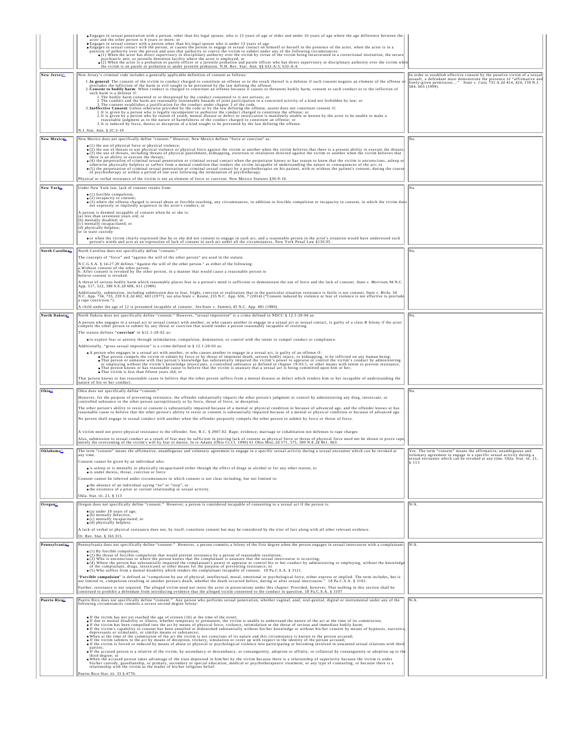| | | |
|---|---|---|
| | • Engages in sexual penetration with a person, other than his legal spouse, who is 13 years of age or older and under 16 years of age where the age difference between the actor and the other person is 4 years or more; or<br>• Engages in sexual contact with a person other than his legal spouse who is under 13 years of age.<br>• Engages in sexual contact with the person, or causes the person to engage in sexual contact on himself or herself in the presence of the actor, when the actor is in a position of authority over the person and uses that authority to coerce the victim to submit under any of the following circumstances:<br>• (1) When the actor has direct supervisory or disciplinary authority over the victim by virtue of the victim being incarcerated in a correctional institution, the secure psychiatric unit, or juvenile detention facility where the actor is employed; or<br>• (2) When the actor is a probation or parole officer or a juvenile probation and parole officer who has direct supervisory or disciplinary authority over the victim while the victim is on parole or probation or under juvenile probation. N.H. Rev. Stat. Ann. §§ 632-A:3; 632-A:4. | |
| **New Jersey** | New Jersey's criminal code includes a generally applicable definition of consent as follows:<br>1. **In general**: The consent of the victim to conduct charged to constitute an offense or to the result thereof is a defense if such consent negates an element of the offense or precludes the infliction of the harm or evil sought to be prevented by the law defining the offense.<br>2. **Consent to bodily harm**: When conduct is charged to constitute an offense because it causes or threatens bodily harm, consent to such conduct or to the infliction of such harm is a defense if:<br>1. The bodily harm consented to or threatened by the conduct consented to is not serious; or<br>2. The conduct and the harm are reasonably foreseeable hazards of joint participation in a concerted activity of a kind not forbidden by law; or<br>3. The consent establishes a justification for the conduct under chapter 3 of the code.<br>3. **Ineffective Consent**: Unless otherwise provided by the code or by the law defining the offense, assent does not constitute consent if:<br>1. It is given by a person who is legally incompetent to authorize the conduct charged to constitute the offense; or<br>2. It is given by a person who by reason of youth, mental disease or defect or intoxication is manifestly unable or known by the actor to be unable to make a reasonable judgment as to the nature of harmfulness of the conduct charged to constitute an offense; or<br>3. It is induced by force, duress or deception of a kind sought to be prevented by the law defining the offense.<br>N.J. Stat. Ann. § 2C:2-10 | In order to establish effective consent by the putative victim of a sexual assault, a defendant must demonstrate the presence of "affirmative and freely-given permission…." *State v. Cuni*, 733 A.2d 414, 424, 159 N.J. 584, 603 (1999). |
| **New Mexico** | New Mexico does not specifically define "consent." However, New Mexico defines "force or coercion" as:<br>• (1) the use of physical force or physical violence;<br>• (2) the use of threats to use physical violence or physical force against the victim or another when the victim believes that there is a present ability to execute the threats;<br>• (3) the use of threats, including threats of physical punishment, kidnapping, extortion or retaliation directed against the victim or another when the victim believes that there is an ability to execute the threats;<br>• (4) the perpetration of criminal sexual penetration or criminal sexual contact when the perpetrator knows or has reason to know that the victim is unconscious, asleep or otherwise physically helpless or suffers from a mental condition that renders the victim incapable of understanding the nature or consequences of the act; or<br>• (5) the perpetration of criminal sexual penetration or criminal sexual contact by a psychotherapist on his patient, with or without the patient's consent, during the course of psychotherapy or within a period of one year following the termination of psychotherapy.<br>Physical or verbal resistance of the victim is not an element of force or coercion. New Mexico Statutes §30-9-10. | No. |
| **New York** | Under New York law, lack of consent results from:<br>• (1) forcible compulsion;<br>• (2) incapacity to consent;<br>• (3) where the offense charged is sexual abuse or forcible touching, any circumstances, in addition to forcible compulsion or incapacity to consent, in which the victim does not expressly or impliedly acquiesce in the actor's conduct; or<br>A person is deemed incapable of consent when he or she is:<br>(a) less than seventeen years old; or<br>(b) mentally disabled; or<br>(c) mentally incapacitated; or<br>(d) physically helpless;<br>or in state custody<br>• or when the victim clearly expressed that he or she did not consent to engage in such act, and a reasonable person in the actor's situation would have understood such person's words and acts as an expression of lack of consent to such act under all the circumstances. New York Penal Law §130.05. | No. |
| **North Carolina** | North Carolina does not specifically define "consent."<br>The concepts of "force" and "against the will of the other person" are used in the statute.<br>N.C.G.S.A. § 14-27.20 defines "Against the will of the other person." as either of the following:<br>a. Without consent of the other person.<br>b. After consent is revoked by the other person, in a manner that would cause a reasonable person to believe consent is revoked.<br>A threat of serious bodily harm which reasonably places fear in a person's mind is sufficient to demonstrate the use of force and the lack of consent. *State v. Morrison*, 94 N.C. App. 517, 522, 380 S.E.2d 608, 611 (1989)<br>Additionally, submission, including submission due to fear, fright, coercion or realization that in the particular situation resistance is futile is not consent. *State v. Ricks*, 34 N.C. App. 734, 735, 239 S.E.2d 602, 603 (1977); *see also State v. Keane*, 235 N.C. App. 656, 7 (2014) ("Consent induced by violence or fear of violence is not effective to preclude a rape conviction.").<br>A child under the age of 12 is presumed incapable of consent. *See State v. Summit*, 45 N.C. App. 481 (1980). | No. |
| **North Dakota** | North Dakota does not specifically define "consent." However, "sexual imposition" is a crime defined in NDCC § 12.1-20-04 as:<br>A person who engages in a sexual act or sexual contact with another, or who causes another to engage in a sexual act or sexual contact, is guilty of a class B felony if the actor compels the other person to submit by any threat or coercion that would render a person reasonably incapable of resisting.<br>The statute defines "**coercion**" in §12.1-20-02 as:<br>• to exploit fear or anxiety through intimidation, compulsion, domination, or control with the intent to compel conduct or compliance.<br>Additionally, "gross sexual imposition" is a crime defined in § 12.1-20-03 as:<br>• A person who engages in a sexual act with another, or who causes another to engage in a sexual act, is guilty of an offense if:<br>• That person compels the victim to submit by force or by threat of imminent death, serious bodily injury, or kidnapping, to be inflicted on any human being;<br>• That person or someone with that person's knowledge has substantially impaired the victim's power to appraise or control the victim's conduct by administering or employing without the victim's knowledge intoxicants, a controlled substance as defined in chapter 19-03.1, or other means with intent to prevent resistance;<br>• That person knows or has reasonable cause to believe that the victim is unaware that a sexual act is being committed upon him or her;<br>• That victim is less than fifteen years old; or<br>That person knows or has reasonable cause to believe that the other person suffers from a mental disease or defect which renders him or her incapable of understanding the nature of his or her conduct. | No. |
| **Ohio** | Ohio does not specifically define "consent."<br>However, for the purpose of preventing resistance, the offender substantially impairs the other person's judgment or control by administering any drug, intoxicant, or controlled substance to the other person surreptitiously or by force, threat of force, or deception.<br>The other person's ability to resist or consent is substantially impaired because of a mental or physical condition or because of advanced age, and the offender knows or has reasonable cause to believe that the other person's ability to resist or consent is substantially impaired because of a mental or physical condition or because of advanced age.<br>No person shall engage in sexual conduct with another when the offender purposely compels the other person to submit by force or threat of force.<br>A victim need not prove physical resistance to the offender. See, R.C. § 2907.02. Rape; evidence; marriage or cohabitation not defenses to rape charges<br>Also, submission to sexual conduct as a result of fear may be sufficient in proving lack of consent as physical force or threat of physical force need not be shown to prove rape, merely the overcoming of the victim's will by fear or duress. In re Adams (Ohio Ct.Cl. 1990) 61 Ohio Misc.2d 571, 580 N.E.2d 861, 863. | No. |
| **Oklahoma** | The term "consent" means the affirmative, unambiguous and voluntary agreement to engage in a specific sexual activity during a sexual encounter which can be revoked at any time.<br>Consent cannot be given by an individual who:<br>• is asleep or is mentally or physically incapacitated either through the effect of drugs or alcohol or for any other reason, or<br>• is under duress, threat, coercion or force<br>Consent cannot be inferred under circumstances in which consent is not clear including, but not limited to:<br>• the absence of an individual saying "no" or "stop", or<br>• the existence of a prior or current relationship or sexual activity.<br>Okla. Stat. tit. 21, § 113 | Yes. The term "consent" means the affirmative, unambiguous and voluntary agreement to engage in a specific sexual activity during a sexual encounter which can be revoked at any time. Okla. Stat. tit. 21, § 113 |
| **Oregon** | Oregon does not specifically define "consent." However, a person is considered incapable of consenting to a sexual act if the person is:<br>• (a) under 18 years of age;<br>• (b) mentally defective;<br>• (c) mentally incapacitated; or<br>• (d) physically helpless.<br>A lack of verbal or physical resistance does not, by itself, constitute consent but may be considered by the trier of fact along with all other relevant evidence.<br>Or. Rev. Stat. § 163.315. | N/A. |
| **Pennsylvania** | Pennsylvania does not specifically define "consent." However, a person commits a felony of the first degree when the person engages in sexual intercourse with a complainant:<br>• (1) By forcible compulsion;<br>• (2) By threat of forcible compulsion that would prevent resistance by a person of reasonable resolution;<br>• (3) Who is unconscious or where the person knows that the complainant is unaware that the sexual intercourse is occurring;<br>• (4) Where the person has substantially impaired the complainant's power to appraise or control his or her conduct by administering or employing, without the knowledge of the complainant, drugs, intoxicants or other means for the purpose of preventing resistance; or<br>• (5) Who suffers from a mental disability which renders the complainant incapable of consent. 18 Pa.C.S.A. § 3121.<br>"**Forcible compulsion**" is defined as "compulsion by use of physical, intellectual, moral, emotional or psychological force, either express or implied. The term includes, but is not limited to, compulsion resulting in another person's death, whether the death occurred before, during or after sexual intercourse." 18 Pa.C.S.A. § 3101.<br>Further, resistance is not required. The alleged victim need not resist the actor in prosecutions under this chapter: Provided, however, That nothing in this section shall be construed to prohibit a defendant from introducing evidence that the alleged victim consented to the conduct in question. 18 Pa.C.S.A. § 3107 | N/A. |
| **Puerto Rico** | Puerto Rico does not specifically define "consent." Any person who performs sexual penetration, whether vaginal, anal, oral-genital, digital or instrumental under any of the following circumstances commits a severe second degree felony:<br>• If the victim has not yet reached the age of sixteen (16) at the time of the event;<br>• If due to mental disability or illness, whether temporary or permanent, the victim is unable to understand the nature of the act at the time of its commission;<br>• If the victim has been compelled into the act by means of physical force, violence, intimidation or the threat of serious and immediate bodily harm;<br>• If the victim's capability to consent has been annulled or diminished substantially without his/her knowledge or without his/her consent by means of hypnosis, narcotics, depressants or stimulants, or similar means or substances;<br>• When at the time of the commission of the act the victim is not conscious of its nature and this circumstance is known to the person accused;<br>• If the victim submits to the act by means of deception, trickery, simulation or cover up with respect to the identity of the person accused;<br>• If the victim is forced or induced by means of abuse or physical or psychological violence into participating or becoming involved in unwanted sexual relations with third parties;<br>• If the accused person is a relative of the victim, by ascendancy or descendancy, or consanguinity, adoption or affinity, or collateral by consanguinity or adoption up to the third degree; or<br>• When the accused person takes advantage of the trust deposited in him/her by the victim because there is a relationship of superiority because the victim is under his/her custody, guardianship, or primary, secondary or special education, medical or psychotherapeutic treatment, or any type of counseling, or because there is a relationship with the victim as the leader of his/her religious belief.<br>Puerto Rico Stat. tit. 33 § 4770. | N/A. |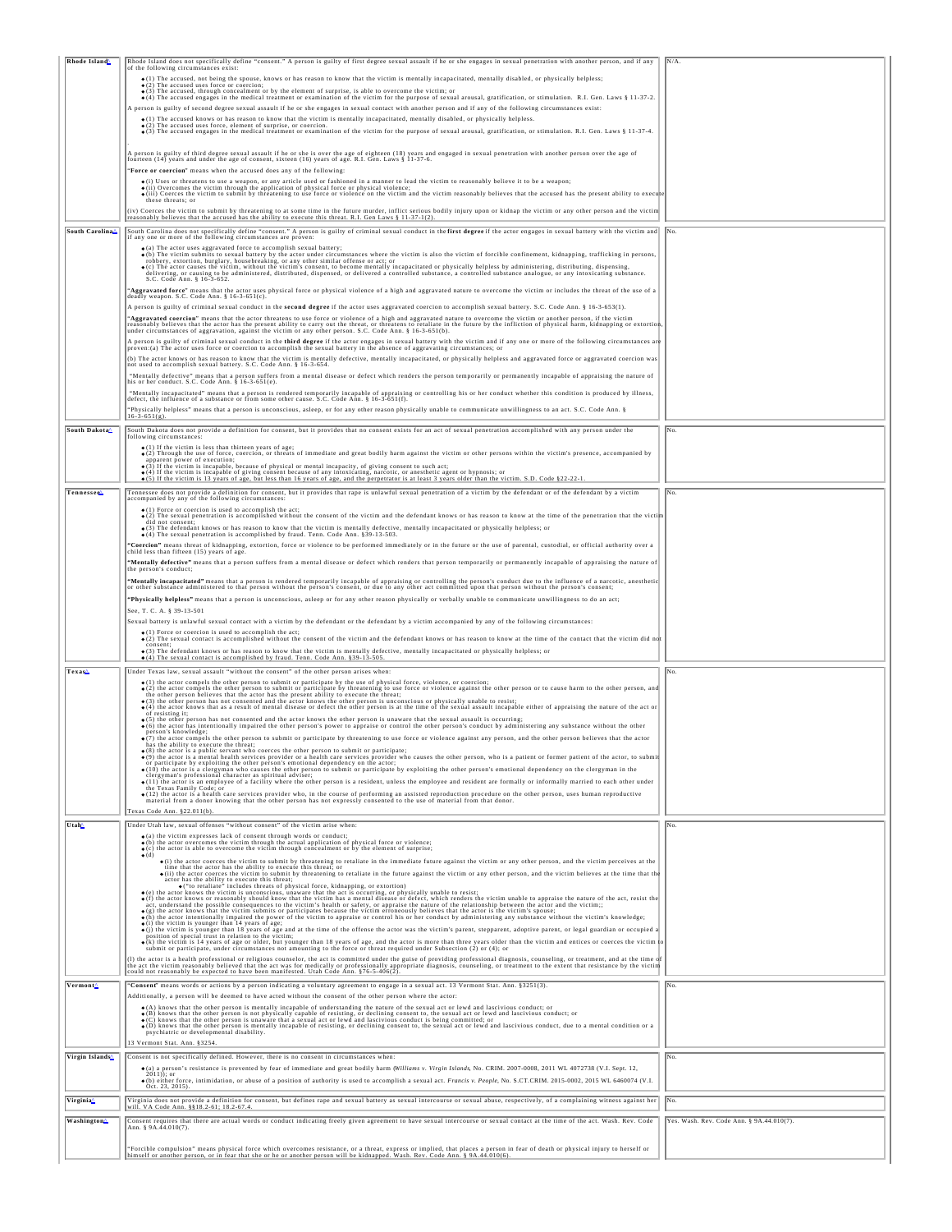| | | |
|---|---|---|
| **Rhode Island** | Rhode Island does not specifically define "consent." A person is guilty of first degree sexual assault if he or she engages in sexual penetration with another person, and if any of the following circumstances exist:<br>◆(1) The accused, not being the spouse, knows or has reason to know that the victim is mentally incapacitated, mentally disabled, or physically helpless;<br>◆(2) The accused uses force or coercion;<br>◆(3) The accused, through concealment or by the element of surprise, is able to overcome the victim; or<br>◆(4) The accused engages in the medical treatment or examination of the victim for the purpose of sexual arousal, gratification, or stimulation. R.I. Gen. Laws § 11-37-2.<br>A person is guilty of second degree sexual assault if he or she engages in sexual contact with another person and if any of the following circumstances exist:<br>◆(1) The accused knows or has reason to know that the victim is mentally incapacitated, mentally disabled, or physically helpless.<br>◆(2) The accused uses force, element of surprise, or coercion.<br>◆(3) The accused engages in the medical treatment or examination of the victim for the purpose of sexual arousal, gratification, or stimulation. R.I. Gen. Laws § 11-37-4.<br>A person is guilty of third degree sexual assault if he or she is over the age of eighteen (18) years and engaged in sexual penetration with another person over the age of fourteen (14) years and under the age of consent, sixteen (16) years of age. R.I. Gen. Laws § 11-37-6.<br>"**Force or coercion**" means when the accused does any of the following:<br>◆(i) Uses or threatens to use a weapon, or any article used or fashioned in a manner to lead the victim to reasonably believe it to be a weapon;<br>◆(ii) Overcomes the victim through the application of physical force or physical violence;<br>◆(iii) Coerces the victim to submit by threatening to use force or violence on the victim and the victim reasonably believes that the accused has the present ability to execute these threats; or<br>(iv) Coerces the victim to submit by threatening to at some time in the future murder, inflict serious bodily injury upon or kidnap the victim or any other person and the victim reasonably believes that the accused has the ability to execute this threat. R.I. Gen Laws § 11-37-1(2). | N/A. |
| **South Carolina** | South Carolina does not specifically define "consent." A person is guilty of criminal sexual conduct in the **first degree** if the actor engages in sexual battery with the victim and if any one or more of the following circumstances are proven:<br>◆(a) The actor uses aggravated force to accomplish sexual battery;<br>◆(b) The victim submits to sexual battery by the actor under circumstances where the victim is also the victim of forcible confinement, kidnapping, trafficking in persons, robbery, extortion, burglary, housebreaking, or any other similar offense or act; or<br>◆(c) The actor causes the victim, without the victim's consent, to become mentally incapacitated or physically helpless by administering, distributing, dispensing, delivering, or causing to be administered, distributed, dispensed, or delivered a controlled substance, a controlled substance analogue, or any intoxicating substance. S.C. Code Ann. § 16-3-652.<br>"**Aggravated force**" means that the actor uses physical force or physical violence of a high and aggravated nature to overcome the victim or includes the threat of the use of a deadly weapon. S.C. Code Ann. § 16-3-651(c).<br>A person is guilty of criminal sexual conduct in the **second degree** if the actor uses aggravated coercion to accomplish sexual battery. S.C. Code Ann. § 16-3-653(1).<br>"**Aggravated coercion**" means that the actor threatens to use force or violence of a high and aggravated nature to overcome the victim or another person, if the victim reasonably believes that the actor has the present ability to carry out the threat, or threatens to retaliate in the future by the infliction of physical harm, kidnapping or extortion, under circumstances of aggravation, against the victim or any other person. S.C. Code Ann. § 16-3-651(b).<br>A person is guilty of criminal sexual conduct in the **third degree** if the actor engages in sexual battery with the victim and if any one or more of the following circumstances are proven:(a) The actor uses force or coercion to accomplish the sexual battery in the absence of aggravating circumstances; or<br>(b) The actor knows or has reason to know that the victim is mentally defective, mentally incapacitated, or physically helpless and aggravated force or aggravated coercion was not used to accomplish sexual battery. S.C. Code Ann. § 16-3-654.<br>"Mentally defective" means that a person suffers from a mental disease or defect which renders the person temporarily or permanently incapable of appraising the nature of his or her conduct. S.C. Code Ann. § 16-3-651(e).<br>"Mentally incapacitated" means that a person is rendered temporarily incapable of appraising or controlling his or her conduct whether this condition is produced by illness, defect, the influence of a substance or from some other cause. S.C. Code Ann. § 16-3-651(f).<br>"Physically helpless" means that a person is unconscious, asleep, or for any other reason physically unable to communicate unwillingness to an act. S.C. Code Ann. § 16-3-651(g). | No. |
| **South Dakota** | South Dakota does not provide a definition for consent, but it provides that no consent exists for an act of sexual penetration accomplished with any person under the following circumstances:<br>◆(1) If the victim is less than thirteen years of age;<br>◆(2) Through the use of force, coercion, or threats of immediate and great bodily harm against the victim or other persons within the victim's presence, accompanied by apparent power of execution;<br>◆(3) If the victim is incapable, because of physical or mental incapacity, of giving consent to such act;<br>◆(4) If the victim is incapable of giving consent because of any intoxicating, narcotic, or anesthetic agent or hypnosis; or<br>◆(5) If the victim is 13 years of age, but less than 16 years of age, and the perpetrator is at least 3 years older than the victim. S.D. Code §22-22-1. | No. |
| **Tennessee** | Tennessee does not provide a definition for consent, but it provides that rape is unlawful sexual penetration of a victim by the defendant or of the defendant by a victim accompanied by any of the following circumstances:<br>◆(1) Force or coercion is used to accomplish the act;<br>◆(2) The sexual penetration is accomplished without the consent of the victim and the defendant knows or has reason to know at the time of the penetration that the victim did not consent;<br>◆(3) The defendant knows or has reason to know that the victim is mentally defective, mentally incapacitated or physically helpless; or<br>◆(4) The sexual penetration is accomplished by fraud. Tenn. Code Ann. §39-13-503.<br>"**Coercion**" means threat of kidnapping, extortion, force or violence to be performed immediately or in the future or the use of parental, custodial, or official authority over a child less than fifteen (15) years of age.<br>"**Mentally defective**" means that a person suffers from a mental disease or defect which renders that person temporarily or permanently incapable of appraising the nature of the person's conduct;<br>"**Mentally incapacitated**" means that a person is rendered temporarily incapable of appraising or controlling the person's conduct due to the influence of a narcotic, anesthetic or other substance administered to that person without the person's consent, or due to any other act committed upon that person without the person's consent;<br>"**Physically helpless**" means that a person is unconscious, asleep or for any other reason physically or verbally unable to communicate unwillingness to do an act;<br>See, T. C. A. § 39-13-501<br>Sexual battery is unlawful sexual contact with a victim by the defendant or the defendant by a victim accompanied by any of the following circumstances:<br>◆(1) Force or coercion is used to accomplish the act;<br>◆(2) The sexual contact is accomplished without the consent of the victim and the defendant knows or has reason to know at the time of the contact that the victim did not consent;<br>◆(3) The defendant knows or has reason to know that the victim is mentally defective, mentally incapacitated or physically helpless; or<br>◆(4) The sexual contact is accomplished by fraud. Tenn. Code Ann. §39-13-505. | No. |
| **Texas** | Under Texas law, sexual assault "without the consent" of the other person arises when:<br>◆(1) the actor compels the other person to submit or participate by the use of physical force, violence, or coercion;<br>◆(2) the actor compels the other person to submit or participate by threatening to use force or violence against the other person or to cause harm to the other person, and the other person believes that the actor has the present ability to execute the threat;<br>◆(3) the other person has not consented and the actor knows the other person is unconscious or physically unable to resist;<br>◆(4) the actor knows that as a result of mental disease or defect the other person is at the time of the sexual assault incapable either of appraising the nature of the act or of resisting it;<br>◆(5) the other person has not consented and the actor knows the other person is unaware that the sexual assault is occurring;<br>◆(6) the actor has intentionally impaired the other person's power to appraise or control the other person's conduct by administering any substance without the other person's knowledge;<br>◆(7) the actor compels the other person to submit or participate by threatening to use force or violence against any person, and the other person believes that the actor has the ability to execute the threat;<br>◆(8) the actor is a public servant who coerces the other person to submit or participate;<br>◆(9) the actor is a mental health services provider or a health care services provider who causes the other person, who is a patient or former patient of the actor, to submit or participate by exploiting the other person's emotional dependency on the actor;<br>◆(10) the actor is a clergyman who causes the other person to submit or participate by exploiting the other person's emotional dependency on the clergyman in the clergyman's professional character as spiritual adviser;<br>◆(11) the actor is an employee of a facility where the other person is a resident, unless the employee and resident are formally or informally married to each other under the Texas Family Code; or<br>◆(12) the actor is a health care services provider who, in the course of performing an assisted reproduction procedure on the other person, uses human reproductive material from a donor knowing that the other person has not expressly consented to the use of material from that donor.<br>Texas Code Ann. §22.011(b). | No. |
| **Utah** | Under Utah law, sexual offenses "without consent" of the victim arise when:<br>◆(a) the victim expresses lack of consent through words or conduct;<br>◆(b) the actor overcomes the victim through the actual application of physical force or violence;<br>◆(c) the actor is able to overcome the victim through concealment or by the element of surprise;<br>◆(d)<br>◆(i) the actor coerces the victim to submit by threatening to retaliate in the immediate future against the victim or any other person, and the victim perceives at the time that the actor has the ability to execute this threat; or<br>◆(ii) the actor coerces the victim to submit by threatening to retaliate in the future against the victim or any other person, and the victim believes at the time that the actor has the ability to execute this threat;<br>◆("to retaliate" includes threats of physical force, kidnapping, or extortion)<br>◆(e) the actor knows the victim is unconscious, unaware that the act is occurring, or physically unable to resist;<br>◆(f) the actor knows or reasonably should know that the victim has a mental disease or defect, which renders the victim unable to appraise the nature of the act, resist the act, understand the possible consequences to the victim's health or safety, or appraise the nature of the relationship between the actor and the victim;;<br>◆(g) the actor knows that the victim submits or participates because the victim erroneously believes that the actor is the victim's spouse;<br>◆(h) the actor intentionally impaired the power of the victim to appraise or control his or her conduct by administering any substance without the victim's knowledge;<br>◆(i) the victim is younger than 14 years of age;<br>◆(j) the victim is younger than 18 years of age and at the time of the offense the actor was the victim's parent, stepparent, adoptive parent, or legal guardian or occupied a position of special trust in relation to the victim;<br>◆(k) the victim is 14 years of age or older, but younger than 18 years of age, and the actor is more than three years older than the victim and entices or coerces the victim to submit or participate, under circumstances not amounting to the force or threat required under Subsection (2) or (4); or<br>(l) the actor is a health professional or religious counselor, the act is committed under the guise of providing professional diagnosis, counseling, or treatment, and at the time of the act the victim reasonably believed that the act was for medically or professionally appropriate diagnosis, counseling, or treatment to the extent that resistance by the victim could not reasonably be expected to have been manifested. Utah Code Ann. §76-5-406(2). | No. |
| **Vermont** | "**Consent**" means words or actions by a person indicating a voluntary agreement to engage in a sexual act. 13 Vermont Stat. Ann. §3251(3).<br>Additionally, a person will be deemed to have acted without the consent of the other person where the actor:<br>◆(A) knows that the other person is mentally incapable of understanding the nature of the sexual act or lewd and lascivious conduct; or<br>◆(B) knows that the other person is not physically capable of resisting, or declining consent to, the sexual act or lewd and lascivious conduct; or<br>◆(C) knows that the other person is unaware that a sexual act or lewd and lascivious conduct is being committed; or<br>◆(D) knows that the other person is mentally incapable of resisting, or declining consent to, the sexual act or lewd and lascivious conduct, due to a mental condition or a psychiatric or developmental disability.<br>13 Vermont Stat. Ann. §3254. | No. |
| **Virgin Islands** | Consent is not specifically defined. However, there is no consent in circumstances when:<br>◆(a) a person's resistance is prevented by fear of immediate and great bodily harm (*Williams v. Virgin Islands*, No. CRIM. 2007-0008, 2011 WL 4072738 (V.I. Sept. 12, 2011)); or<br>◆(b) either force, intimidation, or abuse of a position of authority is used to accomplish a sexual act. *Francis v. People*, No. S.CT.CRIM. 2015-0002, 2015 WL 6460074 (V.I. Oct. 23, 2015). | No. |
| **Virginia** | Virginia does not provide a definition for consent, but defines rape and sexual battery as sexual intercourse or sexual abuse, respectively, of a complaining witness against her will. VA Code Ann. §§18.2-61; 18.2-67.4. | No. |
| **Washington** | Consent requires that there are actual words or conduct indicating freely given agreement to have sexual intercourse or sexual contact at the time of the act. Wash. Rev. Code Ann. § 9A.44.010(7).<br>"Forcible compulsion" means physical force which overcomes resistance, or a threat, express or implied, that places a person in fear of death or physical injury to herself or himself or another person, or in fear that she or he or another person will be kidnapped. Wash. Rev. Code Ann. § 9A.44.010(6). | Yes. Wash. Rev. Code Ann. § 9A.44.010(7). |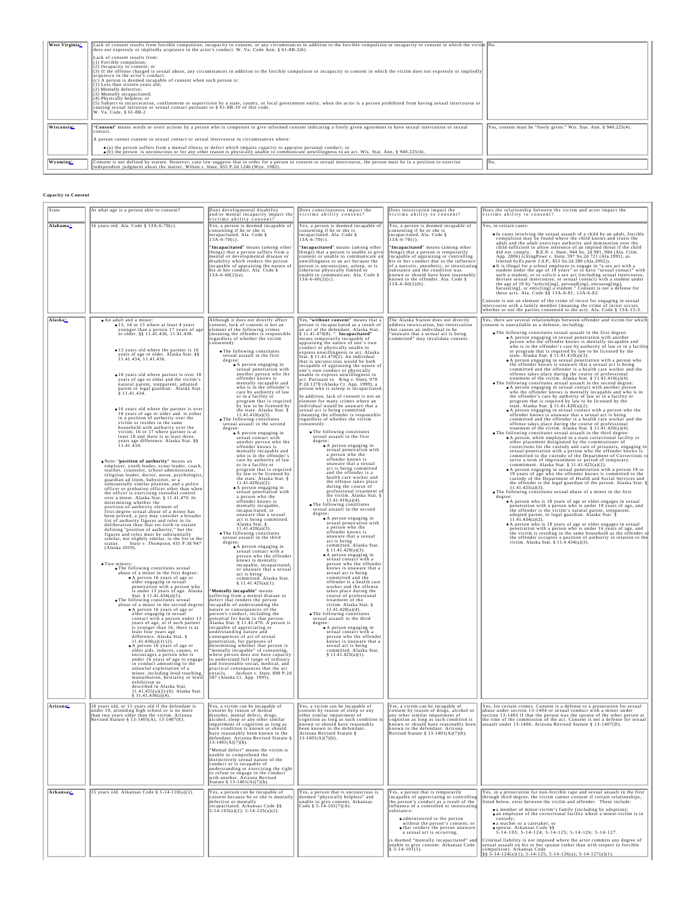| | | |
|---|---|---|
| West Virginia^ | Lack of consent results from forcible compulsion, incapacity to consent, or any circumstances in addition to the forcible compulsion or incapacity to consent in which the victim does not expressly or impliedly acquiesce in the actor's conduct. W. Va. Code Ann. § 61-8B-2(b).<br><br>Lack of consent results from:<br>(1) Forcible compulsion;<br>(2) Incapacity to consent; or<br>(3) If the offense charged is sexual abuse, any circumstances in addition to the forcible compulsion or incapacity to consent in which the victim does not expressly or impliedly acquiesce in the actor's conduct.<br>(c) A person is deemed incapable of consent when such person is:<br>(1) Less than sixteen years old;<br>(2) Mentally defective;<br>(3) Mentally incapacitated;<br>(4) Physically helpless; or<br>(5) Subject to incarceration, confinement or supervision by a state, county, or local government entity, when the actor is a person prohibited from having sexual intercourse or causing sexual intrusion or sexual contact pursuant to § 61-8B-10 of this code.<br>W. Va. Code, § 61-8B-2 | No. |
| Wisconsin^ | "**Consent**" means words or overt actions by a person who is competent to give informed consent indicating a freely given agreement to have sexual intercourse or sexual contact.<br><br>A person cannot consent to sexual contact or sexual intercourse in circumstances where:<br><br>• (a) the person suffers from a mental illness or defect which impairs capacity to appraise personal conduct; or<br>• (b) the person is unconscious or for any other reason is physically unable to communicate unwillingness to an act. Wis. Stat. Ann. § 940.225(4). | Yes, consent must be "freely given." Wis. Stat. Ann. § 940.225(4). |
| Wyoming^ | Consent is not defined by statute. However, case law suggests that in order for a person to consent to sexual intercourse, the person must be in a position to exercise independent judgment about the matter. *Wilson v. State*, 655 P.2d 1246 (Wyo. 1982). | No. |

**Capacity to Consent**

| State | At what age is a person able to consent? | Does developmental disability and/or mental incapacity impact the victims ability consent? | Does consciousness impact the victims ability consent? | Does intoxication impact the victims ability to consent? | Does the relationship between the victim and actor impact the victims ability to consent? |
|---|---|---|---|---|---|
| Alabama^ | 16 years old. Ala. Code § 13A-6-70(c). | Yes, a person is deemed incapable of consenting if he or she is incapacitated. Ala. Code § 13A-6-70(c).<br><br>"**Incapacitated**" means (among other things) that a person suffers from a mental or developmental disease or disability which renders the person incapable of appraising the nature of his or her conduct. Ala. Code § 13A-6-60(2)(a). | Yes, a person is deemed incapable of consenting if he or she is incapacitated. Ala. Code § 13A-6-70(c).<br><br>"**Incapacitated**" means (among other things) that a person is unable to give consent or unable to communicate an unwillingness to an act because the person is unconscious, asleep, or is otherwise physically limited or unable to communicate. Ala. Code § 13A-6-60(2)(c). | Yes, a person is deemed incapable of consenting if he or she is incapacitated. Ala. Code § 13A-6-70(c).<br><br>"**Incapacitated**" means (among other things) that a person is temporarily incapable of appraising or controlling his or her conduct due to the influence of a narcotic, anesthetic, or intoxicating substance and the condition was known or should have been reasonably known to the offender. Ala. Code § 13A-6-60(2)(b). | Yes, in certain cases:<br><br>• In cases involving the sexual assault of a child by an adult, forcible compulsion may be found where the child knows and trusts the adult and the adult exercises authority and domination over the child sufficient to allow inference of an implied threat if the child did not comply. *R.E.N. v. State*, 944 So. 2d 981, 984 (Ala. Crim. App. 2006) (citing *Powe v. State*, 597 So.2d 721 (Ala.1991), as limited by *Ex parte J.A.P.*, 853 So.2d 280 (Ala.2002)).<br>• It is illegal for a school employee to engage in "a sex act with a student under the age of 19 years" or to have "sexual contact" with such a student, or to solicit a sex act (including sexual intercourse, deviate sexual intercourse, or sexual contact) with a student under the age of 19 by "solicit[ing], persuad[ing], encourag[ing], harass[ing], or entic[ing] a student." Consent is not a defense for these acts. Ala. Code §§ 13A-6-81; 13A-6-82.<br><br>Consent is not an element of the crime of incest for engaging in sexual intercourse with a family member (meaning the crime of incest occurs whether or not the parties consented to the act). Ala. Code § 13A-13-3. |
| Alaska^ | • An adult and a minor:<br>  • 13, 14 or 15 where at least 4 years younger than a person 17 years of age or older. §§ 11.41.436, 11.41.438.<br><br>  • 13 years old where the partner is 16 years of age or older. Alaska Stat. §§ 11.41.434, 11.41.436.<br><br>  • 18 years old where partner is over 18 years of age or older and the victim's natural parent, stepparent, adopted parent or legal guardian. Alaska Stat. § 11.41.434.<br><br>  • 16 years old where the partner is over 18 years of age or older and is either in a position of authority over the victim or resides in the same household with authority over the victim; 16 or 17 where partner is at least 18 and there is at least three years age difference. Alaska Stat. §§ 11.41.434.<br><br>• Note: "**position of authority**" means an employer, youth leader, scout leader, coach, teacher, counselor, school administrator, religious leader, doctor, nurse, psychologist, guardian ad litem, babysitter, or a substantially similar position, and a police officer or probation officer other than when the officer is exercising custodial control over a minor. Alaska Stat. § 11.41.470. In determining whether the position-of-authority element of first-degree sexual abuse of a minor has been proved, a jury may consider a broader list of authority figures and roles in its deliberation than that set forth in statute defining "position of authority," but the figures and roles must be substantially similar, not slightly similar, to the list in the statute. *State v. Thompson*, 435 P.3d 947 (Alaska 2019).<br><br>• Two minors:<br>  • The following constitutes sexual abuse of a minor in the first degree:<br>    • A person 16 years of age or older engaging in sexual penetration with a person who is under 13 years of age. Alaska Stat. § 11.41.434(a)(1).<br>  • The following constitutes sexual abuse of a minor in the second degree:<br>    • A person 16 years of age or older engaging in sexual contact with a person under 13 years of age, or if such partner is younger than 16, there is at least four years age difference. Alaska Stat. § 11.41.436(a)(1) (2).<br>    • A person 16 years of age or older aids, induces, causes, or encourages a person who is under 16 years of age to engage in conduct amounting to the unlawful exploitation of a minor, including lewd touching, masturbation, bestiality or lewd exhibition as described in Alaska Stat. 11.41.455(a)(2)-(6). Alaska Stat. § 11.41.436(a)(4). | Although it does not directly affect consent, lack of consent is not an element of the following crimes (meaning the offender is responsible regardless of whether the victim consented):<br><br>• The following constitutes sexual assault in the first degree:<br>  • A person engaging in sexual penetration with another person who the offender knows is mentally incapable and who is in the offender's care by authority of law or in a facility or program that is required by law to be licensed by the state. Alaska Stat. § 11.41.410(a)(3).<br>• The following constitutes sexual assault in the second degree:<br>  • A person engaging in sexual contact with another person who the offender knows is mentally incapable and who is in the offender's care by authority of law or in a facility or program that is required by law to be licensed by the state. Alaska Stat. § 11.41.420(a)(2).<br>  • A person engaging in sexual penetration with a person who the offender knows is mentally incapable, incapacitated, or unaware that a sexual act is being committed. Alaska Stat. § 11.41.420(a)(3).<br>• The following constitutes sexual assault in the third degree:<br>  • A person engaging in sexual contact with a person who the offender knows is mentally incapable, incapacitated, or unaware that a sexual act is being committed. Alaska Stat. § 11.41.425(a)(1).<br><br>"**Mentally incapable**" means suffering from a mental disease or defect that renders the person incapable of understanding the nature or consequences of the person's conduct, including the potential for harm to that person. Alaska Stat. § 11.41.470. A person is incapable of appreciating or understanding nature and consequences of act of sexual penetration, for purposes of determining whether that person is "mentally incapable" of consenting, where person does not have capacity to understand full range of ordinary and foreseeable social, medical, and practical consequences that the act entails. *Jackson v. State*, 890 P.2d 587 (Alaska Ct. App. 1995). | Yes, "**without consent**" means that a person is incapacitated as a result of an act of the defendant. Alaska Stat. § 11.41.470(8). "**Incapacitated**" means temporarily incapable of appraising the nature of one's own conduct or physically unable to express unwillingness to act. Alaska Stat. § 11.41.470(2). An individual that is unconscious would be both incapable of appraising the nature of one's own conduct or physically unable to express unwillingness to act. Pursuant to *King v. State*, 978 P.2d 1278 (Alaska Ct. App. 1999), a person who is asleep is incapacitated.<br><br>In addition, lack of consent is not an element for many crimes where an individual would be unaware that a sexual act is being committed (meaning the offender is responsible regardless of whether the victim consented):<br><br>• The following constitutes sexual assault in the first degree:<br>  • A person engaging in sexual penetration with a person who the offender knows is unaware that a sexual act is being committed and the offender is a health care worker and the offense takes place during the course of professional treatment of the victim. Alaska Stat. § 11.41.410(a)(4).<br>• The following constitutes sexual assault in the second degree:<br>  • A person engaging in sexual penetration with a person who the offender knows is unaware that a sexual act is being committed. Alaska Stat. § 11.41.420(a)(3).<br>  • A person engaging in sexual contact with a person who the offender knows is unaware that a sexual act is being committed and the offender is a health care worker and the offense takes place during the course of professional treatment of the victim. Alaska Stat. § 11.41.420(a)(4).<br>• The following constitutes sexual assault in the third degree:<br>  • A person engaging in sexual contact with a person who the offender knows is unaware that a sexual act is being committed. Alaska Stat. § 11.41.425(a)(1). | The Alaska Statute does not directly address intoxication, but intoxication that causes an individual to be "unaware that a sexual act is being committed" may invalidate consent. | Yes, there are several relationships between offender and victim for which consent is unavailable as a defense, including:<br><br>• The following constitutes sexual assault in the first degree:<br>  • A person engaging in sexual penetration with another person who the offender knows is mentally incapable and who is in the offender's care by authority of law or in a facility or program that is required by law to be licensed by the state. Alaska Stat. § 11.41.410(a)(3).<br>  • A person engaging in sexual penetration with a person who the offender knows is unaware that a sexual act is being committed and the offender is a health care worker and the offense takes place during the course of professional treatment of the victim. Alaska Stat. § 11.41.410(a)(4).<br>• The following constitutes sexual assault in the second degree:<br>  • A person engaging in sexual contact with another person who the offender knows is mentally incapable and who is in the offender's care by authority of law or in a facility or program that is required by law to be licensed by the state. Alaska Stat. § 11.41.420(a)(2).<br>  • A person engaging in sexual contact with a person who the offender knows is unaware that a sexual act is being committed and the offender is a health care worker and the offense takes place during the course of professional treatment of the victim. Alaska Stat. § 11.41.420(a)(4).<br>• The following constitutes sexual assault in the third degree:<br>  • A person, while employed in a state correctional facility or other placement designated by the commissioner of corrections for the custody and care of prisoners, engaging in sexual penetration with a person who the offender knows is committed to the custody of the Department of Corrections to serve a term of imprisonment or period of temporary commitment. Alaska Stat. § 11.41.425(a)(2).<br>  • A person engaging in sexual penetration with a person 18 or 19 years of age who the offender knows is committed to the custody of the Department of Health and Social Services and the offender is the legal guardian of the person. Alaska Stat. § 11.41.425(a)(3).<br>• The following constitutes sexual abuse of a minor in the first degree:<br>  • A person who is 18 years of age or older engages in sexual penetration with a person who is under 18 years of age, and the offender is the victim's natural parent, stepparent, adopted parent, or legal guardian. Alaska Stat. § 11.41.434(a)(2).<br>  • A person who is 18 years of age or older engages in sexual penetration with a person who is under 16 years of age, and the victim is residing in the same household as the offender or the offender occupies a position of authority in relation to the victim. Alaska Stat. § 11.4.434(a)(3). |
| Arizona^ | 18 years old, or 15 years old if the defendant is under 19, attending high school or is no more than two years older than the victim. Arizona Revised Statute § 13-1405(A), 13-1407(E). | Yes, a victim can be incapable of consent by reason of mental disorder, mental defect, drugs, alcohol, sleep or any other similar impairment of cognition as long as such condition is known or should have reasonably been known to the defendant. Arizona Revised Statute § 13-1401(A)(7)(b).<br><br>"Mental defect" means the victim is unable to comprehend the distinctively sexual nature of the conduct or is incapable of understanding or exercising the right to refuse to engage in the conduct with another. Arizona Revised Statute § 13-1401(A)(7)(b). | Yes, a victim can be incapable of consent by reason of sleep or any other similar impairment of cognition as long as such condition is known or should have reasonably been known to the defendant. Arizona Revised Statute § 13-1401(A)(7)(b). | Yes, a victim can be incapable of consent by reason of drugs, alcohol or any other similar impairment of cognition as long as such condition is known or should have reasonably been known to the defendant. Arizona Revised Statute § 13-1401(A)(7)(b). | Yes, for certain crimes. Consent is a defense to a prosecution for sexual abuse under section 13-1404 or sexual conduct with a minor under section 13-1405 if the person was the spouse of the other person at the time of the commission of the act. Consent is not a defense for sexual assault under section 13-1406. Arizona Revised Statute § 13-1407(D). |
| Arkansas^ | 15 years old. Arkansas Code § 5-14-110(a)(1). | Yes, a person can be incapable of consent because he or she is mentally defective or mentally incapacitated. Arkansas Code §§ 5-14-103(a)(2); 5-14-125(a)(2). | Yes, a person that is unconscious is deemed "physically helpless" and unable to give consent. Arkansas Code § 5-14-101(7)(A). | Yes, a person that is temporarily incapable of appreciating or controlling the person's conduct as a result of the influence of a controlled or intoxicating substance:<br><br>• administered to the person without the person's consent; or<br>• that renders the person unaware a sexual act is occurring,<br><br>is deemed "mentally incapacitated" and unable to give consent. Arkansas Code § 5-14-101(5). | Yes, in a prosecution for non-forcible rape and sexual assault in the first through third degree, the victim cannot consent if certain relationships, listed below, exist between the victim and offender. These include:<br><br>• a member of minor-victim's family (including by adoption);<br>• an employee of the correctional facility where a minor-victim is in custody;<br>• a teacher or a caretaker; or<br>• spouse. Arkansas Code §§ 5-14-103; 5-14-124; 5-14-125; 5-14-126; 5-14-127.<br><br>Criminal liability is not imposed where the actor commits any degree of sexual assault on his or her spouse (other than with respect to forcible compulsion). Arkansas Code §§ 5-14-124(a)(1); 5-14-125; 5-14-126(a); 5-14-127(a)(1). |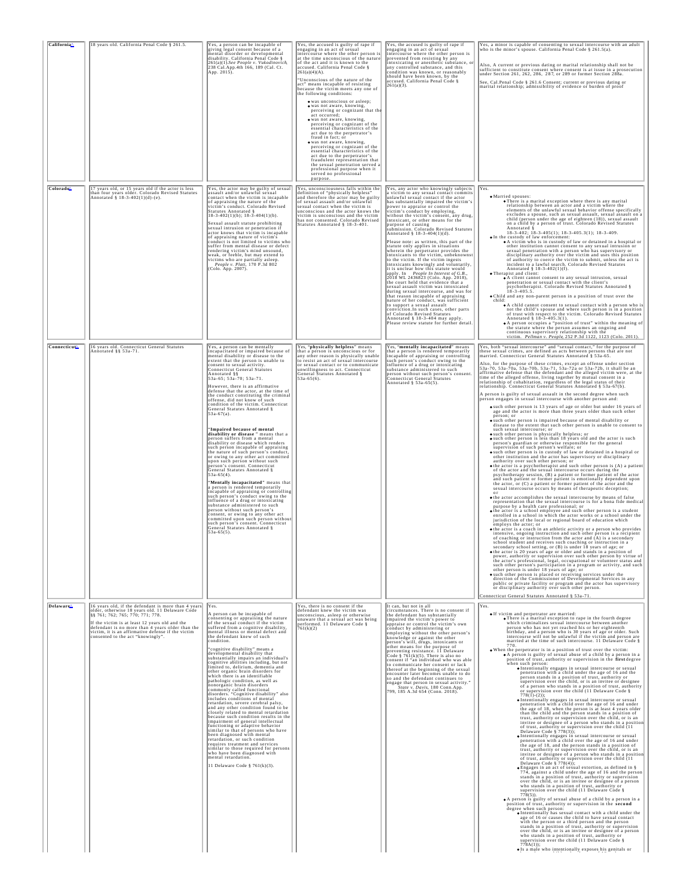| California[a] | 18 years old. California Penal Code § 261.5. | Yes, a person can be incapable of giving legal consent because of a mental disorder or developmental disability. California Penal Code § 261(a)(1).*See People v. Vukodinovich*, 238 Cal.App.4th 166, 189 (Cal. Ct. App. 2015). | Yes, the accused is guilty of rape if engaging in an act of sexual intercourse where the other person is at the time unconscious of the nature of the act and it is known to the accused. California Penal Code § 261(a)(4)(A).<br><br>"Unconscious of the nature of the act" means incapable of resisting because the victim meets any one of the following conditions:<br><br>• was unconscious or asleep;<br>• was not aware, knowing, perceiving or cognizant that the act occurred;<br>• was not aware, knowing, perceiving or cognizant of the essential characteristics of the act due to the perpetrator's fraud in fact; or<br>• was not aware, knowing, perceiving or cognizant of the essential characteristics of the act due to the perpetrator's fraudulent representation that the sexual penetration served a professional purpose when it served no professional purpose. | Yes, the accused is guilty of rape if engaging in an act of sexual intercourse where the other person is prevented from resisting by any intoxicating or anesthetic substance, or any controlled substance, and this condition was known, or reasonably should have been known, by the accused. California Penal Code § 261(a)(3). | Yes, a minor is capable of consenting to sexual intercourse with an adult who is the minor's spouse. California Penal Code § 261.5(a).<br><br>Also, A current or previous dating or marital relationship shall not be sufficient to constitute consent where consent is at issue in a prosecution under Section 261, 262, 286, 287, or 289 or former Section 288a.<br><br>See, Cal.Penal Code § 261.6 Consent; current or previous dating or marital relationship; admissibility of evidence or burden of proof |
|---|---|---|---|---|---|
| Colorado[a] | 17 years old, or 15 years old if the actor is less than four years older. Colorado Revised Statutes Annotated § 18-3-402(1)(d)-(e). | Yes, the actor may be guilty of sexual assault and/or unlawful sexual contact when the victim is incapable of appraising the nature of the victim's conduct. Colorado Revised Statutes Annotated § 18-3-402(1)(b); 18-3-404(1)(b).<br><br>Sexual assault statute prohibiting sexual intrusion or penetration if actor knows that victim is incapable of appraising nature of victim's conduct is not limited to victims who suffer from mental disease or defect rendering victim's mind unsound, weak, or feeble, but may extend to victims who are partially asleep. *People v. Platt*, 170 P.3d 802 (Colo. App. 2007). | Yes, unconsciousness falls within the definition of "physically helpless" and therefore the actor may be guilty of sexual assault and/or unlawful sexual contact when the victim is unconscious and the actor knows the victim is unconscious and the victim has not consented. Colorado Revised Statutes Annotated § 18-3-401. | Yes, any actor who knowingly subjects a victim to any sexual contact commits unlawful sexual contact if the actor has substantially impaired the victim's power to appraise or control the victim's conduct by employing, without the victim's consent, any drug, intoxicant, or other means for the purpose of causing submission. Colorado Revised Statutes Annotated § 18-3-404(1)(d).<br><br>Please note: as written, this part of the statute only applies in situations wherein the perpetrator provides the intoxicants to the victim, unbeknownst to the victim. If the victim ingests intoxicants knowingly and voluntarily, it is unclear how this statute would apply. In *People In Interest of G.B.*, 2018 WL 2436823 (Colo. App. 2018), the court held that evidence that a sexual assault victim was intoxicated during sexual intercourse, and was for that reason incapable of appraising nature of her conduct, was sufficient to support a sexual assault conviction.In such cases, other parts of Colorado Revised Statutes Annotated § 18-3-404 may apply. Please review statute for further detail. | Yes.<br><br>• Married spouses:<br>  • There is a marital exception where there is any marital relationship between an actor and a victim where the elements of the unlawful sexual behavior offense specifically excludes a spouse, such as sexual assault, sexual assault on a child (person under the age of eighteen (18)), sexual assault on a child by a person of trust. Colorado Revised Statutes Annotated § 18-3-402; 18-3-405(1); 18-3-405.3(1); 18-3-409.<br>• In the custody of law enforcement:<br>  • A victim who is in custody of law or detained in a hospital or other institution cannot consent to any sexual intrusion or sexual penetration with a person who has supervisory or disciplinary authority over the victim and uses this position of authority to coerce the victim to submit, unless the act is incident to a lawful search. Colorado Revised Statutes Annotated § 18-3-402(1)(f).<br>• Therapist and client:<br>  • A client cannot consent to any sexual intrusion, sexual penetration or sexual contact with the client's psychotherapist. Colorado Revised Statutes Annotated § 18-3-405.5.<br>• Child and any non-parent person in a position of trust over the child:<br>  • A child cannot consent to sexual contact with a person who is not the child's spouse and where such person is in a position of trust with respect to the victim. Colorado Revised Statutes Annotated § 18-3-405.3(1).<br>  • A person occupies a "position of trust" within the meaning of the statute where the person assumes an ongoing and continuous supervisory relationship with the victim. *Pellman v. People*, 252 P.3d 1122, 1123 (Colo. 2011). |
| Connecticut[a] | 16 years old. Connecticut General Statutes Annotated §§ 53a-71. | Yes, a person can be mentally incapacitated or impaired because of mental disability or disease to the extent that the person is unable to consent to sexual activity. Connecticut General Statutes Annotated §§ 53a-65; 53a-70; 53a-71.<br><br>However, there is an affirmative defense that the actor, at the time of the conduct constituting the criminal offense, did not know of such condition of the victim. Connecticut General Statutes Annotated § 53a-67(a).<br><br>"**Impaired because of mental disability or disease**" means that a person suffers from a mental disability or disease which renders such person incapable of appraising the nature of such person's conduct, or owing to any other act committed upon such person without such person's consent. Connecticut General Statutes Annotated § 53a-65(4).<br><br>"**Mentally incapacitated**" means that a person is rendered temporarily incapable of appraising or controlling such person's conduct owing to the influence of a drug or intoxicating substance administered to such person without such person's consent, or owing to any other act committed upon such person without such person's consent. Connecticut General Statutes Annotated § 53a-65(5). | Yes, "**physically helpless**" means that a person is unconscious or for any other reason is physically unable to resist an act of sexual intercourse or sexual contact or to communicate unwillingness to an act. Connecticut General Statutes Annotated § 53a-65(6). | Yes, "**mentally incapacitated**" means that a person is rendered temporarily incapable of appraising or controlling such person's conduct owing to the influence of a drug or intoxicating substance administered to such person without such person's consent. Connecticut General Statutes Annotated § 53a-65(5). | Yes, both "sexual intercourse" and "sexual contact," for the purpose of these sexual crimes, are defined as acts between persons that are not married. Connecticut General Statutes Annotated § 53a-65.<br><br>Also, for the purpose of these crimes, except an offense under section 53a-70, 53a-70a, 53a-70b, 53a-71, 53a-72a or 53a-72b, it shall be an affirmative defense that the defendant and the alleged victim were, at the time of the alleged offense, living together by mutual consent in a relationship of cohabitation, regardless of the legal status of their relationship. Connecticut General Statutes Annotated § 53a-67(b).<br><br>A person is guilty of sexual assault in the second degree when such person engages in sexual intercourse with another person and:<br><br>• such other person is 13 years of age or older but under 16 years of age and the actor is more than three years older than such other person; or<br>• such other person is impaired because of mental disability or disease to the extent that such other person is unable to consent to such sexual intercourse; or<br>• such other person is physically helpless; or<br>• such other person is less than 18 years old and the actor is such person's guardian or otherwise responsible for the general supervision of such person's welfare; or<br>• such other person is in custody of law or detained in a hospital or other institution and the actor has supervisory or disciplinary authority over such other person; or<br>• the actor is a psychotherapist and such other person is (A) a patient of the actor and the sexual intercourse occurs during the psychotherapy session, (B) a patient or former patient of the actor and such patient or former patient is emotionally dependent upon the actor, or (C) a patient or former patient of the actor and the sexual intercourse occurs by means of therapeutic deception; or<br>• the actor accomplishes the sexual intercourse by means of false representation that the sexual intercourse is for a bona fide medical purpose by a health care professional; or<br>• the actor is a school employee and such other person is a student enrolled in a school in which the actor works or a school under the jurisdiction of the local or regional board of education which employs the actor; or<br>• the actor is a coach in an athletic activity or a person who provides intensive, ongoing instruction and such other person is a recipient of coaching or instruction from the actor and (A) is a secondary school student and receives such coaching or instruction in a secondary school setting, or (B) is under 18 years of age; or<br>• the actor is 20 years of age or older and stands in a position of power, authority or supervision over such other person by virtue of the actor's professional, legal, occupational or volunteer status and such other person's participation in a program or activity, and such other person is under 18 years of age; or<br>• such other person is placed or receiving services under the direction of the Commissioner of Developmental Services in any public or private facility or program and the actor has supervisory or disciplinary authority over such other person.<br><br>Connecticut General Statutes Annotated § 53a-71. |
| Delaware[a] | 16 years old, if the defendant is more than 4 years older, otherwise 18 years old. 11 Delaware Code §§ 761; 762; 765; 770; 771; 778.<br><br>If the victim is at least 12 years old and the defendant is no more than 4 years older than the victim, it is an affirmative defense if the victim consented to the act "knowingly". | Yes.<br><br>A person can be incapable of consenting or appraising the nature of the sexual conduct if the victim suffered from a cognitive disability, mental illness or mental defect and the defendant knew of such condition.<br><br>"cognitive disability" means a developmental disability that substantially impairs an individual's cognitive abilities including, but not limited to, delirium, dementia and other organic brain disorders for which there is an identifiable pathologic condition, as well as nonorganic brain disorders commonly called functional disorders. "Cognitive disability" also includes conditions of mental retardation, severe cerebral palsy, and any other condition found to be closely related to mental retardation because such condition results in the impairment of general intellectual functioning or adaptive behavior similar to that of persons who have been diagnosed with mental retardation, or such condition requires treatment and services similar to those required for persons who have been diagnosed with mental retardation.<br><br>11 Delaware Code § 761(k)(3). | Yes, there is no consent if the defendant knew the victim was unconscious, asleep or otherwise unaware that a sexual act was being performed. 11 Delaware Code § 761(k)(2) | It can, but not in all circumstances. There is no consent if the defendant has substantially impaired the victim's power to appraise or control the victim's own conduct by administering or employing without the other person's knowledge or against the other person's will, drugs, intoxicants or other means for the purpose of preventing resistance. 11 Delaware Code § 761(k)(5). There is also no consent if "an individual who was able to communicate her consent or lack thereof at the beginning of the sexual encounter later becomes unable to do so and the defendant continues to engage that person in sexual activity." *State v. Davis*, 180 Conn.App. 799, 185 A.3d 654 (Conn. 2018). | Yes.<br><br>• If victim and perpetrator are married:<br>  • There is a marital exception to rape in the fourth degree which criminalizes sexual intercourse between another person who has not yet reached his or her eighteenth birthday, and a person who is 30 years of age or older. Such intercourse will not be unlawful if the victim and person are married at the time of such intercourse. 11 Delaware Code § 770.<br>• When the perpetrator is in a position of trust over the victim:<br>  • A person is guilty of sexual abuse of a child by a person in a position of trust, authority or supervision in the **first** degree when such person:<br>    • Intentionally engages in sexual intercourse or sexual penetration with a child under the age of 16 and the person stands in a position of trust, authority or supervision over the child, or is an invitee or designee of a person who stands in a position of trust, authority or supervision over the child (11 Delaware Code § 778(1)-(2));<br>    • Intentionally engages in sexual intercourse or sexual penetration with a child over the age of 16 and under the age of 18, when the person is at least 4 years older than the child and the person stands in a position of trust, authority or supervision over the child, or is an invitee or designee of a person who stands in a position of trust, authority or supervision over the child (11 Delaware Code § 778(3));<br>    • Intentionally engages in sexual intercourse or sexual penetration with a child over the age of 16 and under the age of 18, and the person stands in a position of trust, authority or supervision over the child, or is an invitee or designee of a person who stands in a position of trust, authority or supervision over the child (11 Delaware Code § 778(4));<br>    • Engages in an act of sexual extortion, as defined in § 774, against a child under the age of 16 and the person stands in a position of trust, authority or supervision over the child, or is an invitee or designee of a person who stands in a position of trust, authority or supervision over the child (11 Delaware Code § 778(5)).<br>  • A person is guilty of sexual abuse of a child by a person in a position of trust, authority or supervision in the **second** degree when such person:<br>    • Intentionally has sexual contact with a child under the age of 16 or causes the child to have sexual contact with the person or a third person and the person stands in a position of trust, authority or supervision over the child, or is an invitee or designee of a person who stands in a position of trust, authority or supervision over the child (11 Delaware Code § 778A(1));<br>    • Is a male who intentionally exposes his genitals or |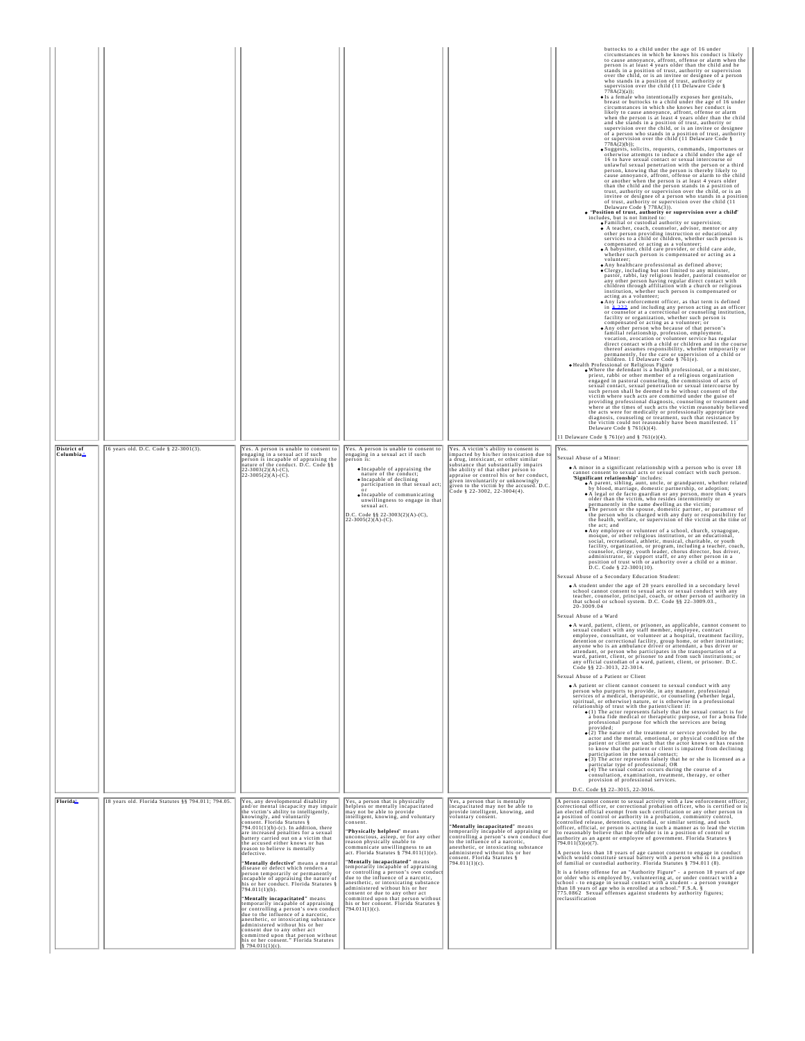| | | | | | |
|---|---|---|---|---|---|
| | | | | | buttocks to a child under the age of 16 under circumstances in which he knows his conduct is likely to cause annoyance, affront, offense or alarm when the person is at least 4 years older than the child and he stands in a position of trust, authority or supervision over the child, or is an invitee or designee of a person who stands in a position of trust, authority or supervision over the child (11 Delaware Code § 778A(2)(a));<br>• Is a female who intentionally exposes her genitals, breast or buttocks to a child under the age of 16 under circumstances in which she knows her conduct is likely to cause annoyance, affront, offense or alarm when the person is at least 4 years older than the child and she stands in a position of trust, authority or supervision over the child, or is an invitee or designee of a person who stands in a position of trust, authority or supervision over the child (11 Delaware Code § 778A(2)(b));<br>• Suggests, solicits, requests, commands, importunes or otherwise attempts to induce a child under the age of 16 to have sexual contact or sexual intercourse or unlawful sexual penetration with the person or a third person, knowing that the person is thereby likely to cause annoyance, affront, offense or alarm to the child or another when the person is at least 4 years older than the child and the person stands in a position of trust, authority or supervision over the child, or is an invitee or designee of a person who stands in a position of trust, authority or supervision over the child (11 Delaware Code § 778A(3)).<br>• "**Position of trust, authority or supervision over a child**" includes, but is not limited to:<br>• Familial or custodial authority or supervision;<br>• A teacher, coach, counselor, advisor, mentor or any other person providing instruction or educational services to a child or children, whether such person is compensated or acting as a volunteer;<br>• A babysitter, child care provider, or child care aide, whether such person is compensated or acting as a volunteer;<br>• Any healthcare professional as defined above;<br>• Clergy, including but not limited to any minister, pastor, rabbi, lay religious leader, pastoral counselor or any other person having regular direct contact with children through affiliation with a church or religious institution, whether such person is compensated or acting as a volunteer;<br>• Any law-enforcement officer, as that term is defined in § 222 and including any person acting as an officer or counselor at a correctional or counseling institution, facility or organization, whether such person is compensated or acting as a volunteer; or<br>• Any other person who because of that person's familial relationship, profession, employment, vocation, avocation or volunteer service has regular direct contact with a child or children and in the course thereof assumes responsibility, whether temporarily or permanently, for the care or supervision of a child or children. 11 Delaware Code § 761(e).<br>• Health Professional or Religious Figure<br>• Where the defendant is a health professional, or a minister, priest, rabbi or other member of a religious organization engaged in pastoral counseling, the commission of acts of sexual contact, sexual penetration or sexual intercourse by such person shall be deemed to be without consent of the victim where such acts are committed under the guise of providing professional diagnosis, counseling or treatment and where at the times of such acts the victim reasonably believed the acts were for medically or professionally appropriate diagnosis, counseling or treatment, such that resistance by the victim could not reasonably have been manifested. 11 Delaware Code § 761(k)(4).<br><br>11 Delaware Code § 761(e) and § 761(e)(4). |
| **District of Columbia** | 16 years old. D.C. Code § 22-3001(3). | Yes. A person is unable to consent to engaging in a sexual act if such person is incapable of appraising the nature of the conduct. D.C. Code §§ 22-3003(2)(A)-(C), 22-3005(2)(A)-(C). | Yes. A person is unable to consent to engaging in a sexual act if such person is:<br>• Incapable of appraising the nature of the conduct;<br>• Incapable of declining participation in that sexual act; or<br>• Incapable of communicating unwillingness to engage in that sexual act.<br><br>D.C. Code §§ 22-3003(2)(A)-(C), 22-3005(2)(A)-(C). | Yes. A victim's ability to consent is impacted by his/her intoxication due to a drug, intoxicant, or other similar substance that substantially impairs the ability of that other person to appraise or control his or her conduct, given involuntarily or unknowingly given to the victim by the accused. D.C. Code § 22-3002, 22-3004(4). | Yes.<br><br>Sexual Abuse of a Minor:<br>• A minor in a significant relationship with a person who is over 18 cannot consent to sexual acts or sexual contact with such person. "**Significant relationship**" includes:<br>• A parent, sibling, aunt, uncle, or grandparent, whether related by blood, marriage, domestic partnership, or adoption;<br>• A legal or de facto guardian or any person, more than 4 years older than the victim, who resides intermittently or permanently in the same dwelling as the victim;<br>• The person or the spouse, domestic partner, or paramour of the person who is charged with any duty or responsibility for the health, welfare, or supervision of the victim at the time of the act; and<br>• Any employee or volunteer of a school, church, synagogue, mosque, or other religious institution, or an educational, social, recreational, athletic, musical, charitable, or youth facility, organization, or program, including a teacher, coach, counselor, clergy, youth leader, chorus director, bus driver, administrator, or support staff, or any other person in a position of trust with or authority over a child or a minor. D.C. Code § 22-3001(10).<br><br>Sexual Abuse of a Secondary Education Student:<br>• A student under the age of 20 years enrolled in a secondary level school cannot consent to sexual acts or sexual conduct with any teacher, counselor, principal, coach, or other person of authority in that school or school system. D.C. Code §§ 22-3009.03., 20-3009.04<br><br>Sexual Abuse of a Ward<br>• A ward, patient, client, or prisoner, as applicable, cannot consent to sexual conduct with any staff member, employee, contract employee, consultant, or volunteer at a hospital, treatment facility, detention or correctional facility, group home, or other institution; anyone who is an ambulance driver or attendant, a bus driver or attendant, or person who participates in the transportation of a ward, patient, client, or prisoner to and from such institutions; or any official custodian of a ward, patient, client, or prisoner. D.C. Code §§ 22-3013, 22-3014.<br><br>Sexual Abuse of a Patient or Client<br>• A patient or client cannot consent to sexual conduct with any person who purports to provide, in any manner, professional services of a medical, therapeutic, or counseling (whether legal, spiritual, or otherwise) nature, or is otherwise in a professional relationship of trust with the patient/client if:<br>• (1) The actor represents falsely that the sexual contact is for a bona fide medical or therapeutic purpose, or for a bona fide professional purpose for which the services are being provided;<br>• (2) The nature of the treatment or service provided by the actor and the mental, emotional, or physical condition of the patient or client are such that the actor knows or has reason to know that the patient or client is impaired from declining participation in the sexual contact;<br>• (3) The actor represents falsely that he or she is licensed as a particular type of professional; OR<br>• (4) The sexual contact occurs during the course of a consultation, examination, treatment, therapy, or other provision of professional services.<br><br>D.C. Code §§ 22-3015, 22-3016. |
| **Florida** | 18 years old. Florida Statutes §§ 794.011; 794.05. | Yes, any developmental disability and/or mental incapacity may impair the victim's ability to intelligently, knowingly, and voluntarily consent. Florida Statutes § 794.011(1)(b)-(c). In addition, there are increased penalties for a sexual battery carried out on a victim that the accused either knows or has reason to believe is mentally defective.<br><br>"**Mentally defective**" means a mental disease or defect which renders a person temporarily or permanently incapable of appraising the nature of his or her conduct. Florida Statutes § 794.011(1)(b).<br><br>"**Mentally incapacitated**" means temporarily incapable of appraising or controlling a person's own conduct due to the influence of a narcotic, anesthetic, or intoxicating substance administered without his or her consent due to any other act committed upon that person without his or her consent." Florida Statutes § 794.011(1)(c). | Yes, a person that is physically helpless or mentally incapacitated may not be able to provide intelligent, knowing, and voluntary consent.<br><br>"**Physically helpless**" means unconscious, asleep, or for any other reason physically unable to communicate unwillingness to an act. Florida Statutes § 794.011(1)(e).<br><br>"**Mentally incapacitated**" means temporarily incapable of appraising or controlling a person's own conduct due to the influence of a narcotic, anesthetic, or intoxicating substance administered without his or her consent or due to any other act committed upon that person without his or her consent. Florida Statutes § 794.011(1)(c). | Yes, a person that is mentally incapacitated may not be able to provide intelligent, knowing, and voluntary consent.<br><br>"**Mentally incapacitated**" means temporarily incapable of appraising or controlling a person's own conduct due to the influence of a narcotic, anesthetic, or intoxicating substance administered without his or her consent. Florida Statutes § 794.011(1)(c). | A person cannot consent to sexual activity with a law enforcement officer, correctional officer, or correctional probation officer, who is certified or is an elected official exempt from such certification or any other person in a position of control or authority in a probation, community control, controlled release, detention, custodial, or similar setting, and such officer, official, or person is acting in such a manner as to lead the victim to reasonably believe that the offender is in a position of control or authority as an agent or employee of government. Florida Statutes § 794.011(5)(e)(7).<br><br>A person less than 18 years of age cannot consent to engage in conduct which would constitute sexual battery with a person who is in a position of familial or custodial authority. Florida Statutes § 794.011 (8).<br><br>It is a felony offense for an "Authority Figure" - a person 18 years of age or older who is employed by, volunteering at, or under contract with a school - to engage in sexual contact with a student - a person younger than 18 years of age who is enrolled at a school." F.S.A. § 775.0862 Sexual offenses against students by authority figures; reclassification |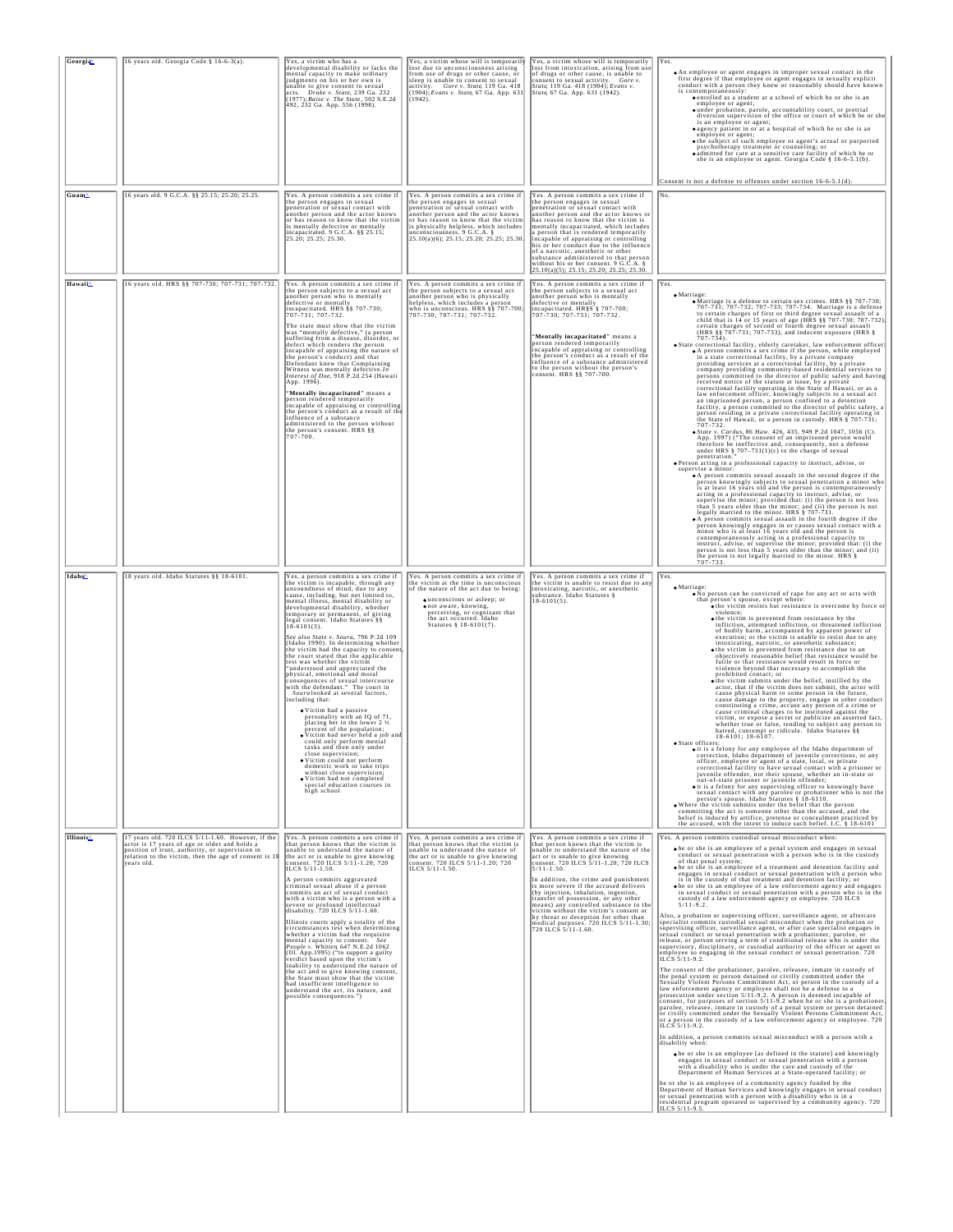| Georgia | 16 years old. Georgia Code § 16-6-3(a). | Yes, a victim who has a developmental disability or lacks the mental capacity to make ordinary judgments on his or her own is unable to give consent to sexual acts. *Drake v. State*, 239 Ga. 232 (1977); *Baise v. The State*, 502 S.E.2d 492, 232 Ga. App. 556 (1998). | Yes, a victim whose will is temporarily lost due to unconsciousness arising from use of drugs or other cause, or sleep is unable to consent to sexual activity. *Gore v. State*, 119 Ga. 418 (1904); *Evans v. State*, 67 Ga. App. 631 (1942). | Yes, a victim whose will is temporarily lost from intoxication, arising from use of drugs or other cause, is unable to consent to sexual activity. *Gore v. State*, 119 Ga. 418 (1904); *Evans v. State*, 67 Ga. App. 631 (1942). | Yes.<br>• An employee or agent engages in improper sexual contact in the first degree if that employee or agent engages in sexually explicit conduct with a person they knew or reasonably should have known is contemporaneously:<br>• enrolled as a student at a school of which he or she is an employee or agent;<br>• under probation, parole, accountability court, or pretrial diversion supervision of the office or court of which he or she is an employee or agent;<br>• agency patient in or at a hospital of which he or she is an employee or agent;<br>• the subject of such employee or agent's actual or purported psychotherapy treatment or counseling; or<br>• admitted for care at a sensitive care facility of which he or she is an employee or agent. Georgia Code § 16-6-5.1(b).<br><br>Consent is not a defense to offenses under section 16-6-5.1(d). |
|---|---|---|---|---|---|
| Guam | 16 years old. 9 G.C.A. §§ 25.15; 25.20; 25.25. | Yes. A person commits a sex crime if the person engages in sexual penetration or sexual contact with another person and the actor knows or has reason to know that the victim is mentally defective or mentally incapacitated. 9 G.C.A. §§ 25.15; 25.20; 25.25; 25.30. | Yes. A person commits a sex crime if the person engages in sexual penetration or sexual contact with another person and the actor knows or has reason to know that the victim is physically helpless, which includes unconsciousness. 9 G.C.A. § 25.10(a)(6); 25.15; 25.20; 25.25; 25.30. | Yes. A person commits a sex crime if the person engages in sexual penetration or sexual contact with another person and the actor knows or has reason to know that the victim is mentally incapacitated, which includes a person that is rendered temporarily incapable of appraising or controlling his or her conduct due to the influence of a narcotic, anesthetic or other substance administered to that person without his or her consent. 9 G.C.A. § 25.10(a)(5); 25.15; 25.20; 25.25; 25.30. | No. |
| Hawaii | 16 years old. HRS §§ 707-730; 707-731; 707-732. | Yes. A person commits a sex crime if the person subjects to a sexual act another person who is mentally defective or mentally incapacitated. HRS §§ 707-730; 707-731; 707-732.<br><br>The state must show that the victim was "mentally defective," (a person suffering from a disease, disorder, or defect which renders the person incapable of appraising the nature of the person's conduct) and that Defendant knew that Complaining Witness was mentally defective. *In Interest of Doe*, 918 P.2d 254 (Hawaii App. 1996).<br><br>"**Mentally incapacitated**" means a person rendered temporarily incapable of appraising or controlling the person's conduct as a result of the influence of a substance administered to the person without the person's consent. HRS §§ 707-700. | Yes. A person commits a sex crime if the person subjects to a sexual act another person who is physically helpless, which includes a person who is unconscious. HRS §§ 707-700; 707-730; 707-731; 707-732. | Yes. A person commits a sex crime if the person subjects to a sexual act another person who is mentally defective or mentally incapacitated. HR$S § 707-700; 707-730; 707-731; 707-732.<br><br>"**Mentally incapacitated**" means a person rendered temporarily incapable of appraising or controlling the person's conduct as a result of the influence of a substance administered to the person without the person's consent. HRS §§ 707-700. | Yes.<br>• Marriage:<br>• Marriage is a defense to certain sex crimes. HRS §§ 707-730; 707-731; 707-732; 707-733; 707-734. Marriage is a defense to certain charges of first or third degree sexual assault of a child that is 14 or 15 years of age (HRS §§ 707-730; 707-732), certain charges of second or fourth degree sexual assault (HRS §§ 707-731; 707-733), and indecent exposure (HRS § 707-734).<br>• State correctional facility, elderly caretaker, law enforcement officer:<br>• A person commits a sex crime if the person, while employed in a state correctional facility, by a private company providing services at a correctional facility, by a private company providing community-based residential services to persons committed to the director of public safety and having received notice of the statute at issue, by a private correctional facility operating in the State of Hawaii, or as a law enforcement officer, knowingly subjects to a sexual act an imprisoned person, a person confined to a detention facility, a person committed to the director of public safety, a person residing in a private correctional facility operating in the State of Hawaii, or a person in custody. HRS § 707-731; 707-732.<br>• *State v. Cardus*, 86 Haw. 426, 435, 949 P.2d 1047, 1056 (Ct. App. 1997) ("The consent of an imprisoned person would therefore be ineffective and, consequently, not a defense under HRS § 707–731(1)(c) to the charge of sexual penetration."<br>• Person acting in a professional capacity to instruct, advise, or supervise a minor:<br>• A person commits sexual assault in the second degree if the person knowingly subjects to sexual penetration a minor who is at least 16 years old and the person is contemporaneously acting in a professional capacity to instruct, advise, or supervise the minor; provided that: (i) the person is not less than 5 years older than the minor; and (ii) the person is not legally married to the minor. HRS § 707-731.<br>• A person commits sexual assault in the fourth degree if the person knowingly engages in or causes sexual contact with a minor who is at least 16 years old and the person is contemporaneously acting in a professional capacity to instruct, advise, or supervise the minor; provided that: (i) the person is not less than 5 years older than the minor; and (ii) the person is not legally married to the minor. HRS § 707-733. |
| Idaho | 18 years old. Idaho Statutes §§ 18-6101. | Yes, a person commits a sex crime if the victim is incapable, through any unsoundness of mind, due to any cause, including, but not limited to, mental illness, mental disability or developmental disability, whether temporary or permanent, of giving legal consent. Idaho Statutes §§ 18-6101(3).<br><br>*See also State v. Soura*, 796 P.2d 109 (Idaho 1990). In determining whether the victim had the capacity to consent, the court stated that the applicable test was whether the victim "understood and appreciated the physical, emotional and moral consequences of sexual intercourse with the defendant." The court in *Soura* looked at several factors, including that:<br>• Victim had a passive personality with an IQ of 71, placing her in the lower 2 ½ percent of the population;<br>• Victim had never held a job and could only perform menial tasks and then only under close supervision;<br>• Victim could not perform domestic work or take trips without close supervision;<br>• Victim had not completed special education courses in high school | Yes. A person commits a sex crime if the victim at the time is unconscious of the nature of the act due to being:<br>• unconscious or asleep; or<br>• not aware, knowing, perceiving, or cognizant that the act occurred. Idaho Statutes § 18-6101(7). | Yes. A person commits a sex crime if the victim is unable to resist due to any intoxicating, narcotic, or anesthetic substance. Idaho Statutes § 18-6101(5). | Yes.<br>• Marriage:<br>• No person can be convicted of rape for any act or acts with that person's spouse, except where:<br>• the victim resists but resistance is overcome by force or violence;<br>• the victim is prevented from resistance by the infliction, attempted infliction, or threatened infliction of bodily harm, accompanied by apparent power of execution; or the victim is unable to resist due to any intoxicating, narcotic, or anesthetic substance;<br>• the victim is prevented from resistance due to an objectively reasonable belief that resistance would be futile or that resistance would result in force or violence beyond that necessary to accomplish the prohibited contact; or<br>• the victim submits under the belief, instilled by the actor, that if the victim does not submit, the actor will cause physical harm to some person in the future, cause damage to the property, engage in other conduct constituting a crime, accuse any person of a crime or cause criminal charges to be instituted against the victim, or expose a secret or publicize an asserted fact, whether true or false, tending to subject any person to hatred, contempt or ridicule. Idaho Statutes §§ 18-6101; 18-6107.<br>• State officers:<br>• it is a felony for any employee of the Idaho department of correction, Idaho department of juvenile corrections, or any officer, employee or agent of a state, local, or private correctional facility to have sexual contact with a prisoner or juvenile offender, not their spouse, whether an in-state or out-of-state prisoner or juvenile offender;<br>• it is a felony for any supervising officer to knowingly have sexual contact with any parolee or probationer who is not the person's spouse. Idaho Statutes § 18-6110.<br>• Where the victim submits under the belief that the person committing the act is someone other than the accused, and the belief is induced by artifice, pretense or concealment practiced by the accused, with the intent to induce such belief. I.C. § 18-6101 |
| Illinois | 17 years old. 720 ILCS 5/11-1.60. However, if the actor is 17 years of age or older and holds a position of trust, authority, or supervision in relation to the victim, then the age of consent is 18 years old. | Yes. A person commits a sex crime if that person knows that the victim is unable to understand the nature of the act or is unable to give knowing consent. 720 ILCS 5/11-1.20; 720 ILCS 5/11-1.50.<br><br>A person commits aggravated criminal sexual abuse if a person commits an act of sexual conduct with a victim who is a person with a severe or profound intellectual disability. 720 ILCS 5/11-1.60.<br><br>Illinois courts apply a totality of the circumstances test when determining whether a victim had the requisite mental capacity to consent. *See People v. Whitten*, 647 N.E.2d 1062 (Ill. App.1995) ("to support a guilty verdict based upon the victim's inability to understand the nature of the act and to give knowing consent, the State must show that the victim had insufficient intelligence to understand the act, its nature, and possible consequences.") | Yes. A person commits a sex crime if that person knows that the victim is unable to understand the nature of the act or is unable to give knowing consent. 720 ILCS 5/11-1.20; 720 ILCS 5/11-1.50. | Yes. A person commits a sex crime if that person knows that the victim is unable to understand the nature of the act or is unable to give knowing consent. 720 ILCS 5/11-1.20; 720 ILCS 5/11-1.50.<br><br>In addition, the crime and punishment is more severe if the accused delivers (by injection, inhalation, ingestion, transfer of possession, or any other means) any controlled substance to the victim without the victim's consent or by threat or deception for other than medical purposes. 720 ILCS 5/11-1.30; 720 ILCS 5/11-1.60. | Yes. A person commits custodial sexual misconduct when:<br>• he or she is an employee of a penal system and engages in sexual conduct or sexual penetration with a person who is in the custody of that penal system;<br>• he or she is an employee of a treatment and detention facility and engages in sexual conduct or sexual penetration with a person who is in the custody of that treatment and detention facility; or<br>• he or she is an employee of a law enforcement agency and engages in sexual conduct or sexual penetration with a person who is in the custody of a law enforcement agency or employee. 720 ILCS 5/11-9.2.<br><br>Also, a probation or supervising officer, surveillance agent, or aftercare specialist commits custodial sexual misconduct when the probation or supervising officer, surveillance agent, or after case specialist engages in sexual conduct or sexual penetration with a probationer, parolee, or release, or person serving a term of conditional release who is under the supervisory, disciplinary, or custodial authority of the officer or agent or employee so engaging in the sexual conduct or sexual penetration. 720 ILCS 5/11-9.2.<br><br>The consent of the probationer, parolee, releasee, inmate in custody of the penal system or person detained or civilly committed under the Sexually Violent Persons Commitment Act, or person in the custody of a law enforcement agency or employee shall not be a defense to a prosecution under section 5/11-9.2. A person is deemed incapable of consent, for purposes of section 5/11-9.2 when he or she is a probationer, parolee, releasee, inmate in custody of a penal system or person detained or civilly committed under the Sexually Violent Persons Commitment Act, or a person in the custody of a law enforcement agency or employee. 720 ILCS 5/11-9.2.<br><br>In addition, a person commits sexual misconduct with a person with a disability when:<br>• he or she is an employee [as defined in the statute] and knowingly engages in sexual conduct or sexual penetration with a person with a disability who is under the care and custody of the Department of Human Services at a State-operated facility; or<br><br>he or she is an employee of a community agency funded by the Department of Human Services and knowingly engages in sexual conduct or sexual penetration with a person with a disability who is in a residential program operated or supervised by a community agency. 720 ILCS 5/11-9.5. |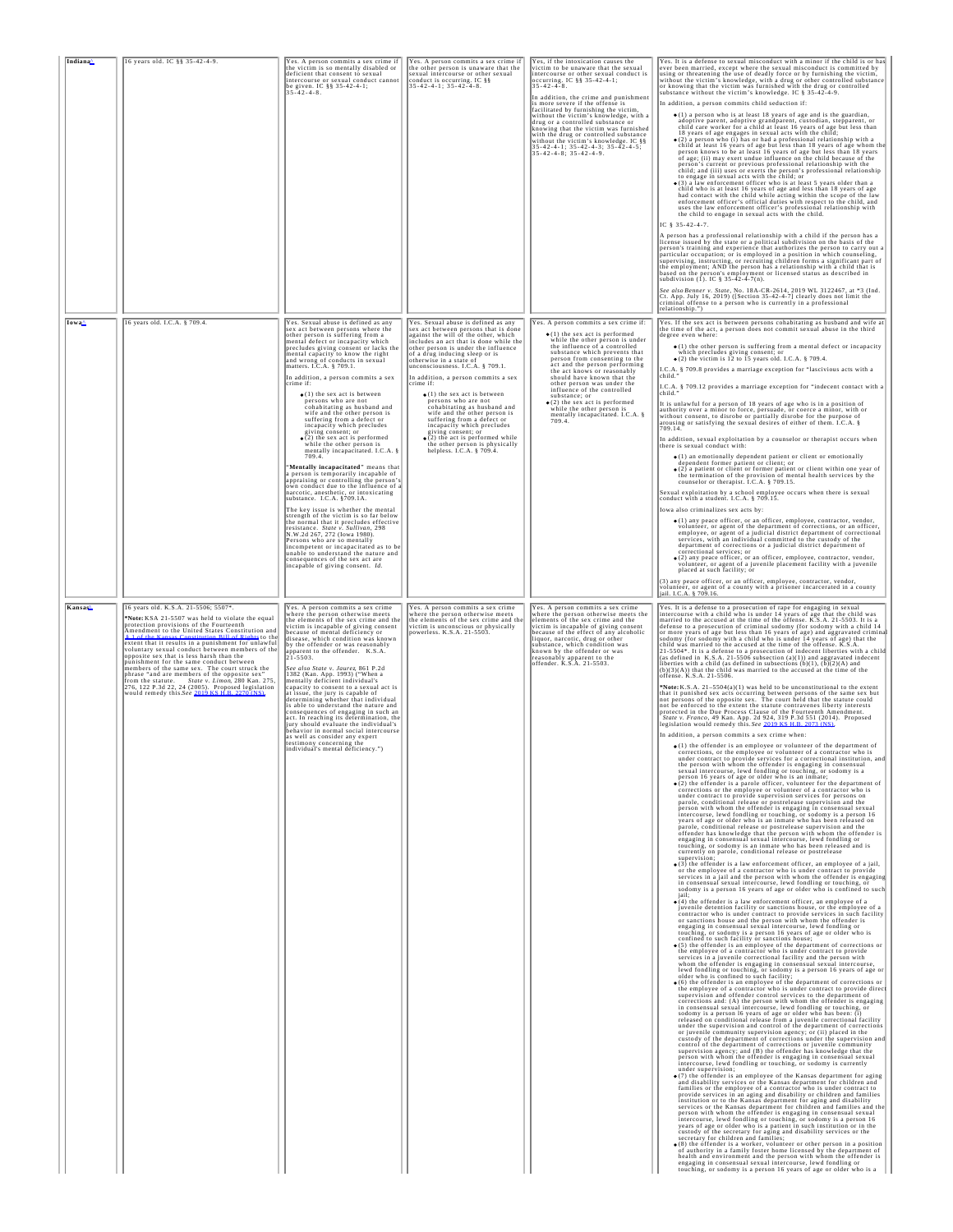| Indiana^ | 16 years old. IC §§ 35-42-4-9. | Yes. A person commits a sex crime if the victim is so mentally disabled or deficient that consent to sexual intercourse or sexual conduct cannot be given. IC §§ 35-42-4-1; 35-42-4-8. | Yes. A person commits a sex crime if the other person is unaware that the sexual intercourse or other sexual conduct is occurring. IC §§ 35-42-4-1; 35-42-4-8. | Yes, if the intoxication causes the victim to be unaware that the sexual intercourse or other sexual conduct is occurring. IC §§ 35-42-4-1; 35-42-4-8.<br><br>In addition, the crime and punishment is more severe if the offense is facilitated by furnishing the victim, without the victim's knowledge, with a drug or a controlled substance or knowing that the victim was furnished with the drug or controlled substance without the victim's knowledge. IC §§ 35-42-4-1; 35-42-4-3; 35-42-4-5; 35-42-4-8; 35-42-4-9. | Yes. It is a defense to sexual misconduct with a minor if the child is or has ever been married, except where the sexual misconduct is committed by using or threatening the use of deadly force or by furnishing the victim, without the victim's knowledge, with a drug or other controlled substance or knowing that the victim was furnished with the drug or controlled substance without the victim's knowledge. IC § 35-42-4-9.<br><br>In addition, a person commits child seduction if:<br><br>• (1) a person who is at least 18 years of age and is the guardian, adoptive parent, adoptive grandparent, custodian, stepparent, or child care worker for a child at least 16 years of age but less than 18 years of age engages in sexual acts with the child;<br>• (2) a person who (i) has or had a professional relationship with a child at least 16 years of age but less than 18 years of age whom the person knows to be at least 16 years of age but less than 18 years of age; (ii) may exert undue influence on the child because of the person's current or previous professional relationship with the child; and (iii) uses or exerts the person's professional relationship to engage in sexual acts with the child; or<br>• (3) a law enforcement officer who is at least 5 years older than a child who is at least 16 years of age and less than 18 years of age had contact with the child while acting within the scope of the law enforcement officer's official duties with respect to the child, and uses the law enforcement officer's professional relationship with the child to engage in sexual acts with the child.<br><br>IC § 35-42-4-7.<br><br>A person has a professional relationship with a child if the person has a license issued by the state or a political subdivision on the basis of the person's training and experience that authorizes the person to carry out a particular occupation; or is employed in a position in which counseling, supervising, instructing, or recruiting children forms a significant part of the employment; AND the person has a relationship with a child that is based on the person's employment or licensed status as described in subdivision (1). IC § 35-42-4-7(n).<br><br>*See also Benner v. State*, No. 18A-CR-2614, 2019 WL 3122467, at *3 (Ind. Ct. App. July 16, 2019) ([Section 35-42-4-7] clearly does not limit the criminal offense to a person who is currently in a professional relationship.") |
|---|---|---|---|---|---|
| Iowa^ | 16 years old. I.C.A. § 709.4. | Yes. Sexual abuse is defined as any sex act between persons where the other person is suffering from a mental defect or incapacity which precludes giving consent or lacks the mental capacity to know the right and wrong of conducts in sexual matters. I.C.A. § 709.1.<br><br>In addition, a person commits a sex crime if:<br><br>• (1) the sex act is between persons who are not cohabitating as husband and wife and the other person is suffering from a defect or incapacity which precludes giving consent; or<br>• (2) the sex act is performed while the other person is mentally incapacitated. I.C.A. § 709.4.<br><br>"**Mentally incapacitated**" means that a person is temporarily incapable of appraising or controlling the person's own conduct due to the influence of a narcotic, anesthetic, or intoxicating substance. I.C.A. §709.1A.<br><br>The key issue is whether the mental strength of the victim is so far below the normal that it precludes effective resistance. *State v. Sullivan*, 298 N.W.2d 267, 272 (Iowa 1980). Persons who are so mentally incompetent or incapacitated as to be unable to understand the nature and consequences of the sex act are incapable of giving consent. *Id.* | Yes. Sexual abuse is defined as any sex act between persons that is done against the will of the other, which includes an act that is done while the other person is under the influence of a drug inducing sleep or is otherwise in a state of unconsciousness. I.C.A. § 709.1.<br><br>In addition, a person commits a sex crime if:<br><br>• (1) the sex act is between persons who are not cohabitating as husband and wife and the other person is suffering from a defect or incapacity which precludes giving consent; or<br>• (2) the act is performed while the other person is physically helpless. I.C.A. § 709.4. | Yes. A person commits a sex crime if:<br><br>• (1) the sex act is performed while the other person is under the influence of a controlled substance which prevents that person from consenting to the act and the person performing the act knows or reasonably should have known that the other person was under the influence of the controlled substance; or<br>• (2) the sex act is performed while the other person is mentally incapacitated. I.C.A. § 709.4. | Yes. If the sex act is between persons cohabitating as husband and wife at the time of the act, a person does not commit sexual abuse in the third degree even where:<br><br>• (1) the other person is suffering from a mental defect or incapacity which precludes giving consent; or<br>• (2) the victim is 12 to 15 years old. I.C.A. § 709.4.<br><br>I.C.A. § 709.8 provides a marriage exception for "lascivious acts with a child."<br><br>I.C.A. § 709.12 provides a marriage exception for "indecent contact with a child."<br><br>It is unlawful for a person of 18 years of age who is in a position of authority over a minor to force, persuade, or coerce a minor, with or without consent, to disrobe or partially disrobe for the purpose of arousing or satisfying the sexual desires of either of them. I.C.A. § 709.14.<br><br>In addition, sexual exploitation by a counselor or therapist occurs when there is sexual conduct with:<br><br>• (1) an emotionally dependent patient or client or emotionally dependent former patient or client; or<br>• (2) a patient or client or former patient or client within one year of the termination of the provision of mental health services by the counselor or therapist. I.C.A. § 709.15.<br><br>Sexual exploitation by a school employee occurs when there is sexual conduct with a student. I.C.A. § 709.15.<br><br>Iowa also criminalizes sex acts by:<br><br>• (1) any peace officer, or an officer, employee, contractor, vendor, volunteer, or agent of the department of corrections, or an officer, employee, or agent of a judicial district department of correctional services, with an individual committed to the custody of the department of corrections or a judicial district department of correctional services; or<br>• (2) any peace officer, or an officer, employee, contractor, vendor, volunteer, or agent of a juvenile placement facility with a juvenile placed at such facility; or<br><br>(3) any peace officer, or an officer, employee, contractor, vendor, volunteer, or agent of a county with a prisoner incarcerated in a county jail. I.C.A. § 709.16. |
| Kansas^ | 16 years old. K.S.A. 21-5506; 5507*.<br><br>***Note:** KSA 21-5507 was held to violate the equal protection provisions of the Fourteenth Amendment to the United States Constitution and § 1 of the Kansas Constitution Bill of Rights to the extent that it results in a punishment for unlawful voluntary sexual conduct between members of the opposite sex that is less harsh than the punishment for the same conduct between members of the same sex. The court struck the phrase "and are members of the opposite sex" from the statute. *State v. Limon*, 280 Kan. 275, 276, 122 P.3d 22, 24 (2005). Proposed legislation would remedy this.*See* 2019 KS H.B. 2270 (NS). | Yes. A person commits a sex crime where the person otherwise meets the elements of the sex crime and the victim is incapable of giving consent because of mental deficiency or disease, which condition was known by the offender or was reasonably apparent to the offender. K.S.A. 21-5503.<br><br>*See also State v. Juarez*, 861 P.2d 1382 (Kan. App. 1993) ("When a mentally deficient individual's capacity to consent to a sexual act is at issue, the jury is capable of determining whether that individual is able to understand the nature and consequences of engaging in such an act. In reaching its determination, the jury should evaluate the individual's behavior in normal social intercourse as well as consider any expert testimony concerning the individual's mental deficiency.") | Yes. A person commits a sex crime where the person otherwise meets the elements of the sex crime and the victim is unconscious or physically powerless. K.S.A. 21-5503. | Yes. A person commits a sex crime where the person otherwise meets the elements of the sex crime and the victim is incapable of giving consent because of the effect of any alcoholic liquor, narcotic, drug or other substance, which condition was known by the offender or was reasonably apparent to the offender. K.S.A. 21-5503. | Yes. It is a defense to a prosecution of rape for engaging in sexual intercourse with a child who is under 14 years of age that the child was married to the accused at the time of the offense. K.S.A. 21-5503. It is a defense to a prosecution of criminal sodomy (for sodomy with a child 14 or more years of age but less than 16 years of age) and aggravated criminal sodomy (for sodomy with a child who is under 14 years of age) that the child was married to the accused at the time of the offense. K.S.A. 21-5504*. It is a defense to a prosecution of indecent liberties with a child (as defined in K.S.A. 21-5506 subsection (a)(1)) and aggravated indecent liberties with a child (as defined in subsections (b)(1), (b)(2)(A) and (b)(3)(A)) that the child was married to the accused at the time of the offense. K.S.A. 21-5506.<br><br>***Note:** K.S.A. 21-5504(a)(1) was held to be unconstitutional to the extent that it punished sex acts occurring between persons of the same sex but not persons of the opposite sex. The court held that the statute could not be enforced to the extent the statute contravenes liberty interests protected in the Due Process Clause of the Fourteenth Amendment. *State v. Franco*, 49 Kan. App. 2d 924, 319 P.3d 551 (2014). Proposed legislation would remedy this. *See* 2019 KS H.B. 2073 (NS).<br><br>In addition, a person commits a sex crime when:<br><br>• (1) the offender is an employee or volunteer of the department of corrections, or the employee or volunteer of a contractor who is under contract to provide services for a correctional institution, and the person with whom the offender is engaging in consensual sexual intercourse, lewd fondling or touching, or sodomy is a person 16 years of age or older who is an inmate;<br>• (2) the offender is a parole officer, volunteer for the department of corrections or the employee or volunteer of a contractor who is under contract to provide supervision services for persons on parole, conditional release or postrelease supervision and the person with whom the offender is engaging in consensual sexual intercourse, lewd fondling or touching, or sodomy is a person 16 years of age or older who is an inmate who has been released on parole, conditional release or postrelease supervision and the offender has knowledge that the person with whom the offender is engaging in consensual sexual intercourse, lewd fondling or touching, or sodomy is an inmate who has been released and is currently on parole, conditional release or postrelease supervision;<br>• (3) the offender is a law enforcement officer, an employee of a jail, or the employee of a contractor who is under contract to provide services in a jail and the person with whom the offender is engaging in consensual sexual intercourse, lewd fondling or touching, or sodomy is a person 16 years of age or older who is confined to such jail;<br>• (4) the offender is a law enforcement officer, an employee of a juvenile detention facility or sanctions house, or the employee of a contractor who is under contract to provide services in such facility or sanctions house and the person with whom the offender is engaging in consensual sexual intercourse, lewd fondling or touching, or sodomy is a person 16 years of age or older who is confined to such facility or sanctions house;<br>• (5) the offender is an employee of the department of corrections or the employee of a contractor who is under contract to provide services in a juvenile correctional facility and the person with whom the offender is engaging in consensual sexual intercourse, lewd fondling or touching, or sodomy is a person 16 years of age or older who is confined to such facility;<br>• (6) the offender is an employee of the department of corrections or the employee of a contractor who is under contract to provide direct supervision and offender control services to the department of corrections and: (A) the person with whom the offender is engaging in consensual sexual intercourse, lewd fondling or touching, or sodomy is a person 16 years of age or older who has been: (i) released on conditional release from a juvenile correctional facility under the supervision and control of the department of corrections or juvenile community supervision agency; or (ii) placed in the custody of the department of corrections under the supervision and control of the department of corrections or juvenile community supervision agency; and (B) the offender has knowledge that the person with whom the offender is engaging in consensual sexual intercourse, lewd fondling or touching, or sodomy is currently under supervision;<br>• (7) the offender is an employee of the Kansas department for aging and disability services or the Kansas department for children and families or the employee of a contractor who is under contract to provide services in an aging and disability or children and families institution or to the Kansas department for aging and disability services or the Kansas department for children and families and the person with whom the offender is engaging in consensual sexual intercourse, lewd fondling or touching, or sodomy is a person 16 years of age or older who is a patient in such institution or in the custody of the secretary for aging and disability services or the secretary for children and families;<br>• (8) the offender is a worker, volunteer or other person in a position of authority in a family foster home licensed by the department of health and environment and the person with whom the offender is engaging in consensual sexual intercourse, lewd fondling or touching, or sodomy is a person 16 years of age or older who is a |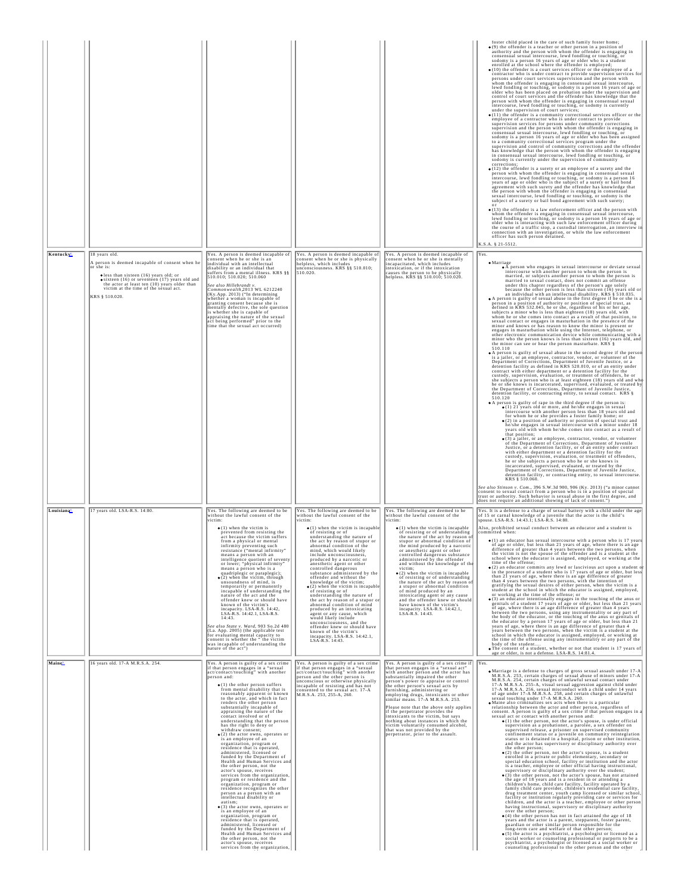| | | | | | |
|---|---|---|---|---|---|
| | | | | | foster child placed in the care of such family foster home;<br>• (9) the offender is a teacher or other person in a position of authority and the person with whom the offender is engaging in consensual sexual intercourse, lewd fondling or touching, or sodomy is a person 16 years of age or older who is a student enrolled at the school where the offender is employed;<br>• (10) the offender is a court services officer or the employee of a contractor who is under contract to provide supervision services for persons under court services supervision and the person with whom the offender is engaging in consensual sexual intercourse, lewd fondling or touching, or sodomy is a person 16 years of age or older who has been placed on probation under the supervision and control of court services and the offender has knowledge that the person with whom the offender is engaging in consensual sexual intercourse, lewd fondling or touching, or sodomy is currently under the supervision of court services;<br>• (11) the offender is a community correctional services officer or the employee of a contractor who is under contract to provide supervision services for persons under community corrections supervision and the person with whom the offender is engaging in consensual sexual intercourse, lewd fondling or touching, or sodomy is a person 16 years of age or older who has been assigned to a community correctional services program under the supervision and control of community corrections and the offender has knowledge that the person with whom the offender is engaging in consensual sexual intercourse, lewd fondling or touching, or sodomy is currently under the supervision of community corrections;<br>• (12) the offender is a surety or an employee of a surety and the person with whom the offender is engaging in consensual sexual intercourse, lewd fondling or touching, or sodomy is a person 16 years of age or older who is the subject of a surety or bail bond agreement with such surety and the offender has knowledge that the person with whom the offender is engaging in consensual sexual intercourse, lewd fondling or touching, or sodomy is the subject of a surety or bail bond agreement with such surety; or<br>• (13) the offender is a law enforcement officer and the person with whom the offender is engaging in consensual sexual intercourse, lewd fondling or touching, or sodomy is a person 16 years of age or older who is interacting with such law enforcement officer during the course of a traffic stop, a custodial interrogation, an interview in connection with an investigation, or while the law enforcement officer has such person detained.<br><br>K.S.A. § 21-5512. |
| **Kentucky** | 18 years old.<br><br>A person is deemed incapable of consent when he or she is:<br>• less than sixteen (16) years old; or<br>• sixteen (16) or seventeen (17) years old and the actor at least ten (10) years older than victim at the time of the sexual act.<br><br>KRS § 510.020. | Yes. A person is deemed incapable of consent when he or she is an individual with an intellectual disability or an individual that suffers from a mental illness. KRS §§ 510.010; 510.020; 510.060<br><br>*See also Hillebrandt v. Commonwealth*,2013 WL 6212240 (Ky.App. 2013) ("In determining whether a woman is incapable of granting consent because she is mentally defective, the sole question is whether she is capable of appraising the nature of the sexual act being performed" prior to the time that the sexual act occurred) | Yes. A person is deemed incapable of consent when he or she is physically helpless, which includes unconsciousness. KRS §§ 510.010; 510.020. | Yes. A person is deemed incapable of consent when he or she is mentally incapacitated, which includes intoxication, or if the intoxication causes the person to be physically helpless. KRS §§ 510.010; 510.020. | Yes.<br><br>• Marriage<br>• A person who engages in sexual intercourse or deviate sexual intercourse with another person to whom the person is married, or subjects another person to whom the person is married to sexual contact, does not commit an offense under this chapter regardless of the person's age solely because the other person is less than sixteen (16) years old or an individual with an intellectual disability. KRS § 510.035.<br>• A person is guilty of sexual abuse in the first degree if he or she is a person in a position of authority or position of special trust, as defined in KRS 532.045, he or she, regardless of his or her age, subjects a minor who is less than eighteen (18) years old, with whom he or she comes into contact as a result of that position, to sexual contact or engages in masturbation in the presence of the minor and knows or has reason to know the minor is present or engages in masturbation while using the Internet, telephone, or other electronic communication device while communicating with a minor who the person knows is less than sixteen (16) years old, and the minor can see or hear the person masturbate. KRS § 510.110<br>• A person is guilty of sexual abuse in the second degree if the person is a jailer, or an employee, contractor, vendor, or volunteer of the Department of Corrections, Department of Juvenile Justice, or a detention facility as defined in KRS 520.010, or of an entity under contract with either department or a detention facility for the custody, supervision, evaluation, or treatment of offenders, he or she subjects a person who is at least eighteen (18) years old and who he or she knows is incarcerated, supervised, evaluated, or treated by the Department of Corrections, Department of Juvenile Justice, detention facility, or contracting entity, to sexual contact. KRS § 510.120<br>• A person is guilty of rape in the third degree if the person is:<br>• (1) 21 years old or more, and he/she engages in sexual intercourse with another person less than 18 years old and for whom he or she provides a foster family home; or<br>• (2) in a position of authority or position of special trust and he/she engages in sexual intercourse with a minor under 18 years old with whom he/she comes into contact as a result of that position;<br>• (3) a jailer, or an employee, contractor, vendor, or volunteer of the Department of Corrections, Department of Juvenile Justice, or a detention facility, or of an entity under contract with either department or a detention facility for the custody, supervision, evaluation, or treatment of offenders, he or she subjects a person who he or she knows is incarcerated, supervised, evaluated, or treated by the Department of Corrections, Department of Juvenile Justice, detention facility, or contracting entity, to sexual intercourse. KRS § 510.060.<br><br>*See also Stinson v. Com.*, 396 S.W.3d 900, 906 (Ky. 2013) ("a minor cannot consent to sexual contact from a person who is in a position of special trust or authority. Such behavior is sexual abuse in the first degree, and does not require an additional showing of lack of consent.") |
| **Louisiana** | 17 years old. LSA-R.S. 14:80. | Yes. The following are deemed to be without the lawful consent of the victim:<br><br>• (1) when the victim is prevented from resisting the act because the victim suffers from a physical or mental infirmity preventing such resistance ("mental infirmity" means a person with an intelligence quotient of seventy or lower; "physical infirmity" means a person who is a quadriplegic or paraplegic);<br>• (2) when the victim, through unsoundness of mind, is temporarily or permanently incapable of understanding the nature of the act and the offender knew or should have known of the victim's incapacity. LSA-R.S. 14:42, LSA-R.S. 14:42.1, LSA-R.S. 14:43.<br><br>*See also State v. Ward*, 903 So.2d 480 (La. App. 2005) (the applicable test for evaluating mental capacity to consent is whether the " the victim was incapable of understanding the nature of the act") | Yes. The following are deemed to be without the lawful consent of the victim:<br><br>• (1) when the victim is incapable of resisting or of understanding the nature of the act by reason of stupor or abnormal condition of the mind, which would likely include unconsciousness, produced by a narcotic or anesthetic agent or other controlled dangerous substance administered by the offender and without the knowledge of the victim;<br>• (2) when the victim is incapable of resisting or of understanding the nature of the act by reason of a stupor or abnormal condition of mind produced by an intoxicating agent or any cause, which would likely include unconsciousness, and the offender knew or should have known of the victim's incapacity. LSA-R.S. 14:42.1, LSA-R.S. 14:43. | Yes. The following are deemed to be without the lawful consent of the victim:<br><br>• (1) when the victim is incapable of resisting or of understanding the nature of the act by reason of stupor or abnormal condition of the mind produced by a narcotic or anesthetic agent or other controlled dangerous substance administered by the offender and without the knowledge of the victim;<br>• (2) when the victim is incapable of resisting or of understanding the nature of the act by reason of a stupor or abnormal condition of mind produced by an intoxicating agent or any cause and the offender knew or should have known of the victim's incapacity. LSA-R.S. 14:42.1, LSA-R.S. 14:43. | Yes. It is a defense to a charge of sexual battery with a child under the age of 15 or carnal knowledge of a juvenile that the actor is the child's spouse. LSA-R.S. 14:43.1; LSA-R.S. 14:80.<br><br>Also, prohibited sexual conduct between an educator and a student is committed when:<br><br>• (1) an educator has sexual intercourse with a person who is 17 years of age or older, but less than 21 years of age, where there is an age difference of greater than 4 years between the two persons, when the victim is not the spouse of the offender and is a student at the school where the educator is assigned, employed, or working at the time of the offense;<br>• (2) an educator commits any lewd or lascivious act upon a student or in the presence of a student who is 17 years of age or older, but less than 21 years of age, where there is an age difference of greater than 4 years between the two persons, with the intention of gratifying the sexual desires of either person, when the victim is a student at the school in which the educator is assigned, employed, or working at the time of the offense; or<br>• (3) an educator intentionally engages in the touching of the anus or genitals of a student 17 years of age or older, but less than 21 years of age, where there is an age difference of greater than 4 years between the two persons, using any instrumentality or any part of the body of the educator, or the touching of the anus or genitals of the educator by a person 17 years of age or older, but less than 21 years of age, where there is an age difference of greater than 4 years between the two persons, when the victim is a student at the school in which the educator is assigned, employed, or working at the time of the offense using any instrumentality or any part of the body of the student....<br>• The consent of a student, whether or not that student is 17 years of age or older, is not a defense. LSA-R.S. 14:81.4. |
| **Maine** | 16 years old. 17-A M.R.S.A. 254. | Yes. A person is guilty of a sex crime if that person engages in a "sexual act/contact/touching" with another person and:<br><br>• (1) the other person suffers from mental disability that is reasonably apparent or known to the actor, and which in fact renders the other person substantially incapable of appraising the nature of the contact involved or of understanding that the person has the right to deny or withdraw consent;<br>• (2) the actor owns, operates or is an employee of an organization, program or residence that is operated, administered, licensed or funded by the Department of Health and Human Services and the other person, not the actor's spouse, receives services from the organization, program or residence and the organization, program or residence recognizes the other person as a person with an intellectual disability or autism;<br>• (3) the actor owns, operates or is an employee of an organization, program or residence that is operated, administered, licensed or funded by the Department of Health and Human Services and the other person, not the actor's spouse, receives services from the organization, | Yes. A person is guilty of a sex crime if that person engages in a "sexual act/contact/touching" with another person and the other person is unconscious or otherwise physically incapable of resisting and has not consented to the sexual act. 17-A M.R.S.A. 253, 255-A, 260. | Yes. A person is guilty of a sex crime if that person engages in a "sexual act" with another person and the actor has substantially impaired the other person's power to appraise or control the other person's sexual acts by furnishing, administering or employing drugs, intoxicants or other similar means. 17-A M.R.S.A. 253.<br><br>Please note that the above only applies if the perpetrator provides the intoxicants to the victim, but says nothing about instances in which the victim voluntarily consumed alcohol, that was not provided by the perpetrator, prior to the assault. | Yes.<br><br>• Marriage is a defense to charges of gross sexual assault under 17-A M.R.S.A. 253, certain charges of sexual abuse of minors under 17-A M.R.S.A. 254, certain charges of unlawful sexual contact under 17-A M.R.S.A. 255-A, visual sexual aggression against child under 17-A M.R.S.A. 256, sexual misconduct with a child under 14 years of age under 17-A M.R.S.A. 258, and certain charges of unlawful sexual touching under 17-A M.R.S.A. 260.<br>• Maine also criminalizes sex acts when there is a particular relationship between the actor and other person, regardless of consent. A person is guilty of a sex crime if that person engages in a sexual act or contact with another person and:<br>• (1) the other person, not the actor's spouse, is under official supervision as a probationer, a parolee, a sex offender on supervised release, a prisoner on supervised community confinement status or a juvenile on community reintegration status or is detained in a hospital, prison or other institution, and the actor has supervisory or disciplinary authority over the other person;<br>• (2) the other person, not the actor's spouse, is a student enrolled in a private or public elementary, secondary or special education school, facility or institution and the actor is a teacher, employee or other official having instructional, supervisory or disciplinary authority over the student;<br>• (3) the other person, not the actor's spouse, has not attained the age of 18 years and is a resident in or attending a children's home, child care facility, facility operated by a family child care provider, children's residential care facility, drug treatment center, youth camp licensed or similar school, facility or institution regularly providing care or services for children, and the actor is a teacher, employee or other person having instructional, supervisory or disciplinary authority over the other person;<br>• (4) the other person has not in fact attained the age of 18 years and the actor is a parent, stepparent, foster parent, guardian or other similar person responsible for the long-term care and welfare of that other person;<br>• (5) the actor is a psychiatrist, a psychologist or licensed as a social worker or counseling professional or purports to be a psychiatrist, a psychologist or licensed as a social worker or counseling professional to the other person and the other |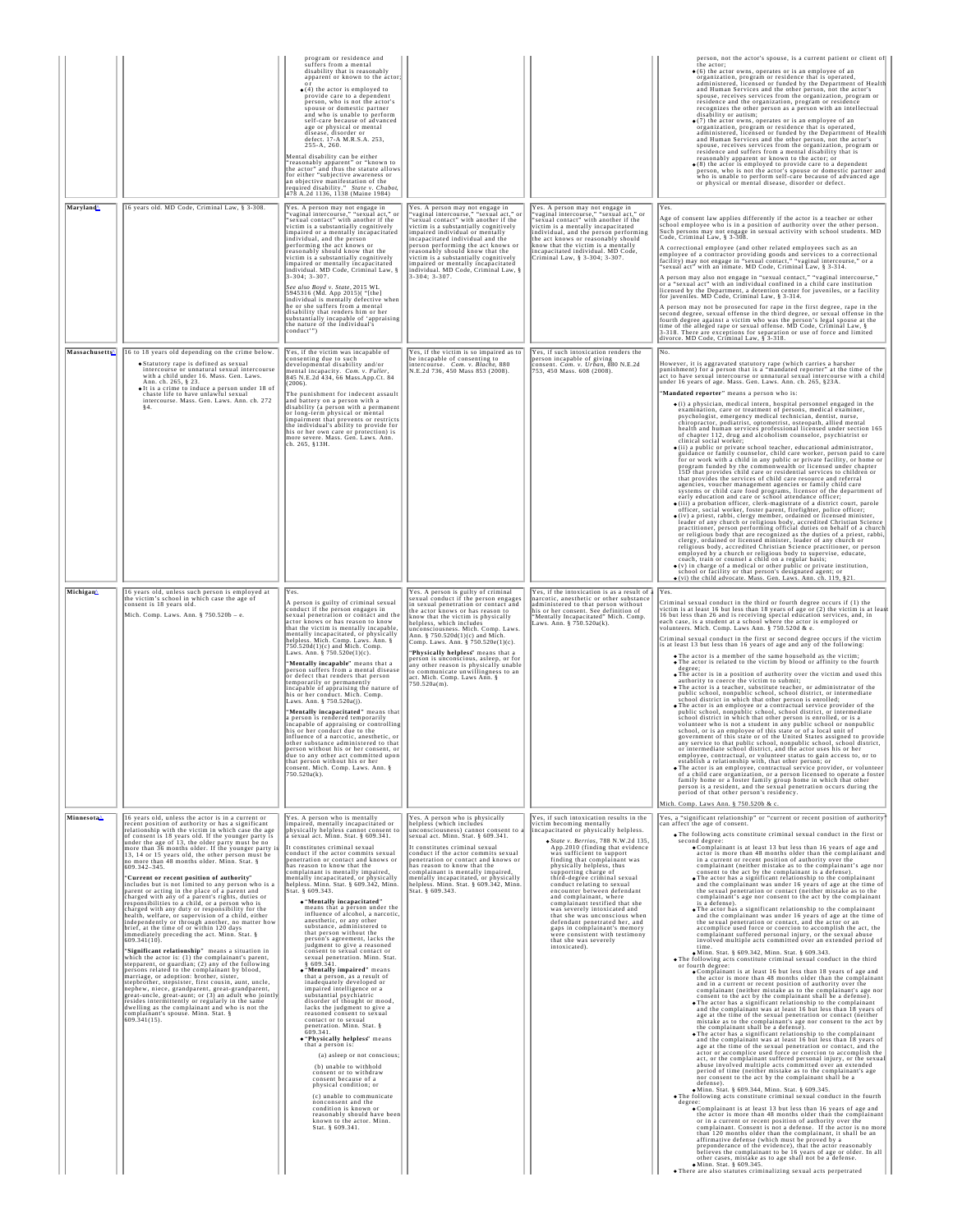| | | | | | |
|---|---|---|---|---|---|
| | | program or residence and suffers from a mental disability that is reasonably apparent or known to the actor; or<br>• (4) the actor is employed to provide care to a dependent person, who is not the actor's spouse or domestic partner and who is unable to perform self-care because of advanced age or physical or mental disease, disorder or defect. 17-A M.R.S.A. 253, 255-A, 260.<br><br>Mental disability can be either "reasonably apparent" or "known to the actor" and thus the statute allows for either "subjective awareness or an objective manifestation of the required disability." *State v. Chabot*, 478 A.2d 1136, 1138 (Maine 1984) | | | person, not the actor's spouse, is a current patient or client of the actor;<br>• (6) the actor owns, operates or is an employee of an organization, program or residence that is operated, administered, licensed or funded by the Department of Health and Human Services and the other person, not the actor's spouse, receives services from the organization, program or residence and the organization, program or residence recognizes the other person as a person with an intellectual disability or autism;<br>• (7) the actor owns, operates or is an employee of an organization, program or residence that is operated, administered, licensed or funded by the Department of Health and Human Services and the other person, not the actor's spouse, receives services from the organization, program or residence and suffers from a mental disability that is reasonably apparent or known to the actor; or<br>• (8) the actor is employed to provide care to a dependent person, who is not the actor's spouse or domestic partner and who is unable to perform self-care because of advanced age or physical or mental disease, disorder or defect. |
| **Maryland** | 16 years old. MD Code, Criminal Law, § 3-308. | Yes. A person may not engage in "vaginal intercourse," "sexual act," or "sexual contact" with another if the victim is a substantially cognitively impaired or a mentally incapacitated individual, and the person performing the act knows or reasonably should know that the victim is a substantially cognitively impaired or mentally incapacitated individual. MD Code, Criminal Law, § 3-304; 3-307.<br><br>*See also Boyd v. State*, 2015 WL 5945316 (Md. App 2015)( "[the] individual is mentally defective when he or she suffers from a mental disability that renders him or her substantially incapable of 'appraising the nature of the individual's conduct'") | Yes. A person may not engage in "vaginal intercourse," "sexual act," or "sexual contact" with another if the victim is a substantially cognitively impaired individual or mentally incapacitated individual and the person performing the act knows or reasonably should know that the victim is a substantially cognitively impaired or mentally incapacitated individual. MD Code, Criminal Law, § 3-304; 3-307. | Yes. A person may not engage in "vaginal intercourse," "sexual act," or "sexual contact" with another if the victim is a mentally incapacitated individual, and the person performing the act knows or reasonably should know that the victim is a mentally incapacitated individual. MD Code, Criminal Law, § 3-304; 3-307. | Yes.<br><br>Age of consent law applies differently if the actor is a teacher or other school employee who is in a position of authority over the other person. Such persons may not engage in sexual activity with school students. MD Code, Criminal Law, § 3-308.<br><br>A correctional employee (and other related employees such as an employee of a contractor providing goods and services to a correctional facility) may not engage in "sexual contact," "vaginal intercourse," or a "sexual act" with an inmate. MD Code, Criminal Law, § 3-314.<br><br>A person may also not engage in "sexual contact," "vaginal intercourse," or a "sexual act" with an individual confined in a child care institution licensed by the Department, a detention center for juveniles, or a facility for juveniles. MD Code, Criminal Law, § 3-314.<br><br>A person may not be prosecuted for rape in the first degree, rape in the second degree, sexual offense in the third degree, or sexual offense in the fourth degree against a victim who was the person's legal spouse at the time of the alleged rape or sexual offense. MD Code, Criminal Law, § 3-318. There are exceptions for separation or use of force and limited divorce. MD Code, Criminal Law, § 3-318. |
| **Massachusetts** | 16 to 18 years old depending on the crime below.<br>• Statutory rape is defined as sexual intercourse or unnatural sexual intercourse with a child under 16. Mass. Gen. Laws. Ann. ch. 265, § 23.<br>• It is a crime to induce a person under 18 of chaste life to have unlawful sexual intercourse. Mass. Gen. Laws. Ann. ch. 272 §4. | Yes, if the victim was incapable of consenting due to developmental disability and/or mental incapacity. *Com. v. Fuller*, 845 N.E.2d 434, 66 Mass.App.Ct. 84 (2006).<br><br>The punishment for indecent assault and battery on a person with a disability (a person with a permanent or long-term physical or mental impairment that prevents or restricts the individual's ability to provide for his or her own care or protection) is more severe. Mass. Gen. Laws. Ann. ch. 265, §13H. | Yes, if the victim is so impaired as to be incapable of consenting to intercourse. *Com. v. Blache*, 880 N.E.2d 736, 450 Mass 853 (2008). | Yes, if such intoxication renders the person incapable of giving consent. *Com. v. Urban*, 880 N.E.2d 753, 450 Mass. 608 (2008). | No.<br><br>However, it is aggravated statutory rape (which carries a harsher punishment) for a person that is a "mandated reporter" at the time of the act to have sexual intercourse or unnatural sexual intercourse with a child under 16 years of age. Mass. Gen. Laws. Ann. ch. 265, §23A.<br><br>"**Mandated reporter**" means a person who is:<br>• (i) a physician, medical intern, hospital personnel engaged in the examination, care or treatment of persons, medical examiner, psychologist, emergency medical technician, dentist, nurse, chiropractor, podiatrist, optometrist, osteopath, allied mental health and human services professional licensed under section 165 of chapter 112, drug and alcoholism counselor, psychiatrist or clinical social worker;<br>• (ii) a public or private school teacher, educational administrator, guidance or family counselor, child care worker, person paid to care for or work with a child in any public or private facility, or home or program funded by the commonwealth or licensed under chapter 15D that provides child care or residential services to children or that provides the services of child care resource and referral agencies, voucher management agencies or family child care systems or child care food programs, licensor of the department of early education and care or school attendance officer;<br>• (iii) a probation officer, clerk-magistrate of a district court, parole officer, social worker, foster parent, firefighter, police officer;<br>• (iv) a priest, rabbi, clergy member, ordained or licensed minister, leader of any church or religious body, accredited Christian Science practitioner, person performing official duties on behalf of a church or religious body that are recognized as the duties of a priest, rabbi, clergy, ordained or licensed minister, leader of any church or religious body, accredited Christian Science practitioner, or person employed by a church or religious body to supervise, educate, coach, train or counsel a child on a regular basis;<br>• (v) in charge of a medical or other public or private institution, school or facility or that person's designated agent; or<br>• (vi) the child advocate. Mass. Gen. Laws. Ann. ch. 119, §21. |
| **Michigan** | 16 years old, unless such person is employed at the victim's school in which case the age of consent is 18 years old.<br><br>Mich. Comp. Laws. Ann. § 750.520b – e. | Yes.<br><br>A person is guilty of criminal sexual conduct if the person engages in sexual penetration or contact and the actor knows or has reason to know that the victim is mentally incapable, mentally incapacitated, or physically helpless. Mich. Comp. Laws. Ann. § 750.520d(1)(c) and Mich. Comp. Laws. Ann. § 750.520e(1)(c).<br><br>"**Mentally incapable**" means that a person suffers from a mental disease or defect that renders that person temporarily or permanently incapable of appraising the nature of his or her conduct. Mich. Comp. Laws. Ann. § 750.520a(j).<br><br>"**Mentally incapacitated**" means that a person is rendered temporarily incapable of appraising or controlling his or her conduct due to the influence of a narcotic, anesthetic, or other substance administered to that person without his or her consent, or due to any other act committed upon that person without his or her consent. Mich. Comp. Laws. Ann. § 750.520a(k). | Yes. A person is guilty of criminal sexual conduct if the person engages in sexual penetration or contact and the actor knows or has reason to know that the victim is physically helpless, which includes unconsciousness. Mich. Comp. Laws. Ann. § 750.520d(1)(c) and Mich. Comp. Laws. Ann. § 750.520e(1)(c).<br><br>"**Physically helpless**" means that a person is unconscious, asleep, or for any other reason is physically unable to communicate unwillingness to an act. Mich. Comp. Laws Ann. § 750.520a(m). | Yes, if the intoxication is as a result of a narcotic, anesthetic or other substance administered to that person without his or her consent. See definition of "Mentally Incapacitated" Mich. Comp. Laws. Ann. § 750.520a(k). | Yes.<br><br>Criminal sexual conduct in the third or fourth degree occurs if (1) the victim is at least 16 but less than 18 years of age or (2) the victim is at least 16 but less than 26 and is receiving special education services, and, in each case, is a student at a school where the actor is employed or volunteers. Mich. Comp. Laws. Ann. § 750.520d & e.<br><br>Criminal sexual conduct in the first or second degree occurs if the victim is at least 13 but less than 16 years of age and any of the following:<br>• The actor is a member of the same household as the victim;<br>• The actor is related to the victim by blood or affinity to the fourth degree;<br>• The actor is in a position of authority over the victim and used this authority to coerce the victim to submit;<br>• The actor is a teacher, substitute teacher, or administrator of the public school, nonpublic school, school district, or intermediate school district in which that other person is enrolled;<br>• The actor is an employee or a contractual service provider of the public school, nonpublic school, school district, or intermediate school district in which that other person is enrolled, or is a volunteer who is not a student in any public school or nonpublic school, or is an employee of this state or of a local unit of government of this state or of the United States assigned to provide any service to that public school, nonpublic school, school district, or intermediate school district, and the actor uses his or her employee, contractual, or volunteer status to gain access to, or to establish a relationship with, that other person; or<br>• The actor is an employee, contractual service provider, or volunteer of a child care organization, or a person licensed to operate a foster family home or a foster family group home in which that other person is a resident, and the sexual penetration occurs during the period of that other person's residency.<br><br>Mich. Comp. Laws Ann. § 750.520b & c. |
| **Minnesota** | 16 years old, unless the actor is in a current or recent position of authority or has a significant relationship with the victim in which case the age of consent is 18 years old. If the younger party is under the age of 13, the older party must be no more than 36 months older. If the younger party is 13, 14 or 15 years old, the other person must be no more than 48 months older. Minn. Stat. § 609.342–345.<br><br>"**Current or recent position of authority**" includes but is not limited to any person who is a parent or acting in the place of a parent and charged with any of a parent's rights, duties or responsibilities to a child, or a person who is charged with any duty or responsibility for the health, welfare, or supervision of a child, either independently or through another, no matter how brief, at the time of or within 120 days immediately preceding the act. Minn. Stat. § 609.341(10).<br><br>"**Significant relationship**" means a situation in which the actor is: (1) the complainant's parent, stepparent, or guardian; (2) any of the following persons related to the complainant by blood, marriage, or adoption: brother, sister, stepbrother, stepsister, first cousin, aunt, uncle, nephew, niece, grandparent, great-grandparent, great-uncle, great-aunt; or (3) an adult who jointly resides intermittently or regularly in the same dwelling as the complainant and who is not the complainant's spouse. Minn. Stat. § 609.341(15). | Yes. A person who is mentally impaired, mentally incapacitated or physically helpless cannot consent to a sexual act. Minn. Stat. § 609.341.<br><br>It constitutes criminal sexual conduct if the actor commits sexual penetration or contact and knows or has reason to know that the complainant is mentally impaired, mentally incapacitated, or physically helpless. Minn. Stat. § 609.342, Minn. Stat. § 609.343.<br>• "**Mentally incapacitated**" means that a person under the influence of alcohol, a narcotic, anesthetic, or any other substance, administered to that person without the person's agreement, lacks the judgment to give a reasoned consent to sexual contact or sexual penetration. Minn. Stat. § 609.341.<br>• "**Mentally impaired**" means that a person, as a result of inadequately developed or impaired intelligence or a substantial psychiatric disorder of thought or mood, lacks the judgment to give a reasoned consent to sexual contact or to sexual penetration. Minn. Stat. § 609.341.<br>• "**Physically helpless**" means that a person is:<br>(a) asleep or not conscious;<br>(b) unable to withhold consent or to withdraw consent because of a physical condition; or<br>(c) unable to communicate nonconsent and the condition is known or reasonably should have been known to the actor. Minn. Stat. § 609.341. | Yes. A person who is physically helpless (which includes unconsciousness) cannot consent to a sexual act. Minn. Stat. § 609.341.<br><br>It constitutes criminal sexual conduct if the actor commits sexual penetration or contact and knows or has reason to know that the complainant is mentally impaired, mentally incapacitated, or physically helpless. Minn. Stat. § 609.342, Minn. Stat. § 609.343. | Yes, if such intoxication results in the victim becoming mentally incapacitated or physically helpless.<br>• *State v. Berrios*, 788 N.W.2d 135, App.2010 (finding that evidence was sufficient to support finding that complainant was physically helpless, thus supporting charge of third-degree criminal sexual conduct relating to sexual encounter between defendant and complainant, where complainant testified that she was severely intoxicated and that she was unconscious when defendant penetrated her, and gaps in complainant's memory were consistent with testimony that she was severely intoxicated). | Yes, a "significant relationship" or "current or recent position of authority" can affect the age of consent.<br>• The following acts constitute criminal sexual conduct in the first or second degree:<br>  ◦ Complainant is at least 13 but less than 16 years of age and actor is more than 48 months older than the complainant and in a current or recent position of authority over the complainant (neither mistake as to the complainant's age nor consent to the act by the complainant is a defense).<br>  ◦ The actor has a significant relationship to the complainant and the complainant was under 16 years of age at the time of the sexual penetration or contact (neither mistake as to the complainant's age nor consent to the act by the complainant is a defense).<br>  ◦ The actor has a significant relationship to the complainant and the complainant was under 16 years of age at the time of the sexual penetration or contact, and the actor or an accomplice used force or coercion to accomplish the act, the complainant suffered personal injury, or the sexual abuse involved multiple acts committed over an extended period of time.<br>  ◦ Minn. Stat. § 609.342, Minn. Stat. § 609.343.<br>• The following acts constitute criminal sexual conduct in the third or fourth degree:<br>  ◦ Complainant is at least 16 but less than 18 years of age and the actor is more than 48 months older than the complainant and in a current or recent position of authority over the complainant (neither mistake as to the complainant's age nor consent to the act by the complainant shall be a defense).<br>  ◦ The actor has a significant relationship to the complainant and the complainant was at least 16 but less than 18 years of age at the time of the sexual penetration or contact (neither mistake as to the complainant's age nor consent to the act by the complainant shall be a defense).<br>  ◦ The actor has a significant relationship to the complainant and the complainant was at least 16 but less than 18 years of age at the time of the sexual penetration or contact, and the actor or accomplice used force or coercion to accomplish the act, or the complainant suffered personal injury, or the sexual abuse involved multiple acts committed over an extended period of time (neither mistake as to the complainant's age nor consent to the act by the complainant shall be a defense).<br>  ◦ Minn. Stat. § 609.344, Minn. Stat. § 609.345.<br>• The following acts constitute criminal sexual conduct in the fourth degree:<br>  ◦ Complainant is at least 13 but less than 16 years of age and the actor is more than 48 months older than the complainant or in a current or recent position of authority over the complainant. Consent is not a defense. If the actor is no more than 120 months older than the complainant, it shall be an affirmative defense (which must be proved by a preponderance of the evidence), that the actor reasonably believes the complainant to be 16 years of age or older. In all other cases, mistake as to age shall not be a defense.<br>  ◦ Minn. Stat. § 609.345.<br>• There are also statutes criminalizing sexual acts perpetrated |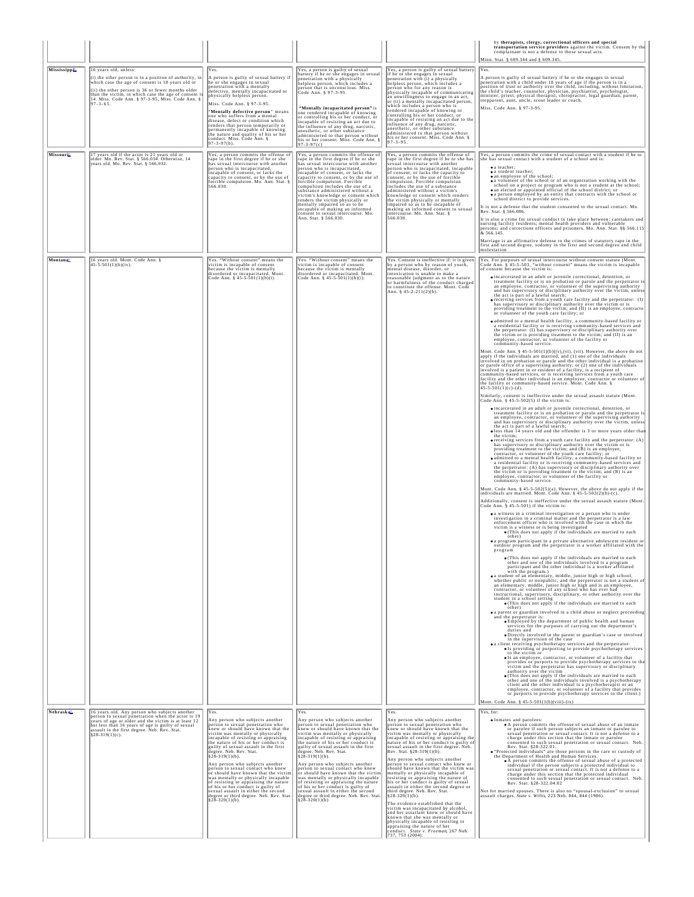| | | | | | |
|---|---|---|---|---|---|
| | | | | | by **therapists, clergy, correctional officers and special transportation service providers** against the victim. Consent by the complainant is not a defense to these sexual acts. Minn. Stat. § 609.344 and § 609.345. |
| **Mississippi** | 16 years old, unless: (i) the other person is in a position of authority, in which case the age of consent is 18 years old or (ii) the other person is 36 or fewer months older than the victim, in which case the age of consent is 14. Miss. Code Ann. § 97-3-95, Miss. Code Ann. § 97-3-65. | Yes. A person is guilty of sexual battery if he or she engages in sexual penetration with a mentally defective, mentally incapacitated or physically helpless person. Miss. Code Ann. § 97-3-95. "**Mentally defective person**" means one who suffers from a mental disease, defect or condition which renders that person temporarily or permanently incapable of knowing the nature and quality of his or her conduct. Miss. Code Ann. § 97-3-97(b). | Yes, a person is guilty of sexual battery if he or she engages in sexual penetration with a physically helpless person, which includes a person that is unconscious. Miss. Code Ann. § 97-3-95. "**Mentally incapacitated person**" is one rendered incapable of knowing or controlling his or her conduct, or incapable of resisting an act due to the influence of any drug, narcotic, anesthetic, or other substance administered to that person without his or her consent. Miss. Code Ann. § 97-3-97(c) | Yes, a person is guilty of sexual battery if he or she engages in sexual penetration with (i) a physically helpless person, which includes a person who for any reason is physically incapable of communicating an unwillingness to engage in an act, or (ii) a mentally incapacitated person, which includes a person who is rendered incapable of knowing or controlling his or her conduct, or incapable of resisting an act due to the influence of any drug, narcotic, anesthetic, or other substance administered to that person without his or her consent. Miss. Code Ann. § 97-3-95. | Yes. A person is guilty of sexual battery if he or she engages in sexual penetration with a child under 18 years of age if the person is in a position of trust or authority over the child, including, without limitation, the child's teacher, counselor, physician, psychiatrist, psychologist, minister, priest, physical therapist, chiropractor, legal guardian, parent, stepparent, aunt, uncle, scout leader or coach. Miss. Code Ann. § 97-3-95. |
| **Missouri** | 17 years old if the actor is 21 years old or older. Mo. Rev. Stat. § 566.034. Otherwise, 14 years old. Mo. Rev. Stat. § 566.032. | Yes, a person commits the offense of rape in the first degree if he or she has sexual intercourse with another person who is incapacitated, incapable of consent, or lacks the capacity to consent, or by the use of forcible compulsion. Mo. Ann. Stat. § 566.030. | Yes, a person commits the offense of rape in the first degree if he or she has sexual intercourse with another person who is incapacitated, incapable of consent, or lacks the capacity to consent, or by the use of forcible compulsion. Forcible compulsion includes the use of a substance administered without a victim's knowledge or consent which renders the victim physically or mentally impaired so as to be incapable of making an informed consent to sexual intercourse. Mo. Ann. Stat. § 566.030. | Yes, a person commits the offense of rape in the first degree if he or she has sexual intercourse with another person who is incapacitated, incapable of consent, or lacks the capacity to consent, or by the use of forcible compulsion. Forcible compulsion includes the use of a substance administered without a victim's knowledge or consent which renders the victim physically or mentally impaired so as to be incapable of making an informed consent to sexual intercourse. Mo. Ann. Stat. § 566.030. | Yes, a person commits the crime of sexual contact with a student if he or she has sexual contact with a student of a school and is:<br>• a teacher;<br>• a student teacher;<br>• an employee of the school;<br>• a volunteer of the school or of an organization working with the school on a project or program who is not a student at the school;<br>• an elected or appointed official of the school district; or<br>• a person employed by an entity that contracts with the school or school district to provide services.<br>It is not a defense that the student consented to the sexual contact. Mo. Rev. Stat. § 566.086.<br>It is also a crime for sexual conduct to take place between: caretakers and nursing facility residents; mental health providers and vulnerable persons; and corrections officers and prisoners. Mo. Ann. Stat. §§ 566.115 & 566.145.<br>Marriage is an affirmative defense to the crimes of statutory rape in the first and second degree, sodomy in the first and second degree and child molestation |
| **Montana** | 16 years old. Mont. Code Ann. § 45-5-501(1)(b)(iv). | Yes. "Without consent" means the victim is incapable of consent because the victim is mentally disordered or incapacitated. Mont. Code Ann. § 45-5-501(1)(b)(i). | Yes. "Without consent" means the victim is incapable of consent because the victim is mentally disordered or incapacitated. Mont. Code Ann. § 45-5-501(1)(b)(i). | Yes. Consent is ineffective if: it is given by a person who by reason of youth, mental disease, disorder, or intoxication is unable to make a reasonable judgment as to the nature or harmfulness of the conduct charged to constitute the offense. Mont. Code Ann. § 45-2-211(2)(b). | Yes. For purposes of sexual intercourse without consent statute (Mont. Code Ann. § 45-5-503, "without consent" means the victim is incapable of consent because the victim is:<br>• incarcerated in an adult or juvenile correctional, detention, or treatment facility or is on probation or parole and the perpetrator is an employee, contractor, or volunteer of the supervising authority and has supervisory or disciplinary authority over the victim, unless the act is part of a lawful search;<br>• receiving services from a youth care facility and the perpetrator: (I) has supervisory or disciplinary authority over the victim or is providing treatment to the victim; and (II) is an employee, contractor or volunteer of the youth care facility; or<br>• admitted to a mental health facility, a community-based facility or a residential facility or is receiving community-based services and the perpetrator: (I) has supervisory or disciplinary authority over the victim or is providing treatment to the victim; and (II) is an employee, contractor, or volunteer of the facility or community-based service.<br>Mont. Code Ann. § 45-5-501(1)(b)(v),(vi), (vii). However, the above do not apply if the individuals are married, and (1) one of the individuals involved is on probation or parole and the other individual is a probation or parole office of a supervising authority; or (2) one of the individuals involved is a patient in or resident of a facility, is a recipient of community-based services, or is receiving services from a youth care facility and the other individual is an employee, contractor or volunteer of the facility or community-based service. Mont. Code Ann. § 45-5-501(1)(c)-(d).<br>Similarly, consent is ineffective under the sexual assault statute (Mont. Code Ann. § 45-5-502(5) if the victim is:<br>• incarcerated in an adult or juvenile correctional, detention, or treatment facility or is on probation or parole and the perpetrator is an employee, contractor, or volunteer of the supervising authority and has supervisory or disciplinary authority over the victim, unless the act is part of a lawful search;<br>• less than 14 years old and the offender is 3 or more years older than the victim;<br>• receiving services from a youth care facility and the perpetrator: (A) has supervisory or disciplinary authority over the victim or is providing treatment to the victim; and (B) is an employee, contractor, or volunteer of the youth care facility; or<br>• admitted to a mental health facility, a community-based facility or a residential facility or is receiving community-based services and the perpetrator: (A) has supervisory or disciplinary authority over the victim or is providing treatment to the victim; and (B) is an employee, contractor, or volunteer of the facility or community-based service.<br>Mont. Code Ann. § 45-5-502(5)(a). However, the above do not apply if the individuals are married. Mont. Code Ann. § 45-5-502(2)(b)-(c).<br>Additionally, consent is ineffective under the sexual assault statute (Mont. Code Ann. § 45-5-501) if the victim is:<br>• a witness in a criminal investigation or a person who is under investigation in a criminal matter and the perpetrator is a law enforcement officer who is involved with the case in which the victim is a witness or is being investigated<br>  • (This does not apply if the individuals are married to each other)<br>• a program participant in a private alternative adolescent resident or outdoor program and the perpetrator is a worker affiliated with the program<br>  • (This does not apply if the individuals are married to each other and one of the individuals involved is a program participant and the other individual is a worker affiliated with the program.)<br>• a student of an elementary, middle, junior high or high school, whether public or nonpublic, and the perpetrator is not a student of an elementary, middle, junior high or high and is an employee, contractor, or volunteer of any school who has ever had instructional, supervisory, disciplinary, or other authority over the student in a school setting<br>  • (This does not apply if the individuals are married to each other)<br>• a parent or guardian involved in a child abuse or neglect proceeding and the perpetrator is:<br>  • Employed by the department of public health and human services for the purposes of carrying out the department's duties and<br>  • Directly involved in the parent or guardian's case or involved in the supervision of the case<br>• a client receiving psychotherapy services and the perpetrator:<br>  • Is providing or purporting to provide psychotherapy services to the victim or<br>  • Is an employee, contractor, or volunteer of a facility that provides or purports to provide psychotherapy services to the victim and the perpetrator has supervisory or disciplinary authority over the victim<br>  • (This does not apply if the individuals are married to each other and one of the individuals involved is a psychotherapy client and the other individual is a psychotherapist or an employee, contractor, or volunteer of a facility that provides or purports to provide psychotherapy services to the client.)<br>Mont. Code Ann. § 45-5-501(1(b)(viii)-(ix) |
| **Nebraska** | 16 years old. Any person who subjects another person to sexual penetration when the actor is 19 years of age or older and the victim is at least 12 but less than 16 years of age is guilty of sexual assault in the first degree. Neb. Rev. Stat. §28-319(1)(c). | Yes. Any person who subjects another person to sexual penetration who knew or should have known that the victim was mentally or physically incapable of resisting or appraising the nature of his or her conduct is guilty of sexual assault in the first degree. Neb. Rev. Stat. §28-319(1)(b). Any person who subjects another person to sexual contact who knew or should have known that the victim was mentally or physically incapable of resisting or appraising the nature of his or her conduct is guilty of sexual assault in either the second degree or third degree. Neb. Rev. Stat. §28-320(1)(b). | Yes. Any person who subjects another person to sexual penetration who knew or should have known that the victim was mentally or physically incapable of resisting or appraising the nature of his or her conduct is guilty of sexual assault in the first degree. Neb. Rev. Stat. §28-319(1)(b). Any person who subjects another person to sexual contact who knew or should have known that the victim was mentally or physically incapable of resisting or appraising the nature of his or her conduct is guilty of sexual assault in either the second degree or third degree. Neb. Rev. Stat. §28-320(1)(b) | Yes. Any person who subjects another person to sexual penetration who knew or should have known that the victim was mentally or physically incapable of resisting or appraising the nature of his or her conduct is guilty of sexual assault in the first degree. Neb. Rev. Stat. §28-319(1)(b). Any person who subjects another person to sexual contact who knew or should have known that the victim was mentally or physically incapable of resisting or appraising the nature of his or her conduct is guilty of sexual assault in either the second degree or third degree. Neb. Rev. Stat. §28-320(1)(b). The evidence established that the victim was incapacitated by alcohol, and her assailant knew or should have known that she was mentally or physically incapable of resisting or appraising the nature of her conduct. *State v. Freeman*, 267 Neb. 737, 753 (2004). | Yes, for:<br>• Inmates and parolees:<br>  • A person commits the offense of sexual abuse of an inmate or parolee if such person subjects an inmate or parolee to sexual penetration or sexual contact. It is not a defense to a charge under this section that the inmate or parolee consented to such sexual penetration or sexual contact. Neb. Rev. Stat. §28-322.01.<br>• "Protected individuals" are those persons in the care or custody of the Department of Health and Human Services.<br>  • A person commits the offense of sexual abuse of a protected individual if the person subjects a protected individual to sexual penetration or sexual contact. It is not a defense to a charge under this section that the protected individual consented to such sexual penetration or sexual contact. Neb. Rev. Stat. §28-322.04.02<br>Not for married spouses. There is also no "spousal-exclusion" to sexual assault charges. *State v. Willis*, 223 Neb. 844, 844 (1986). |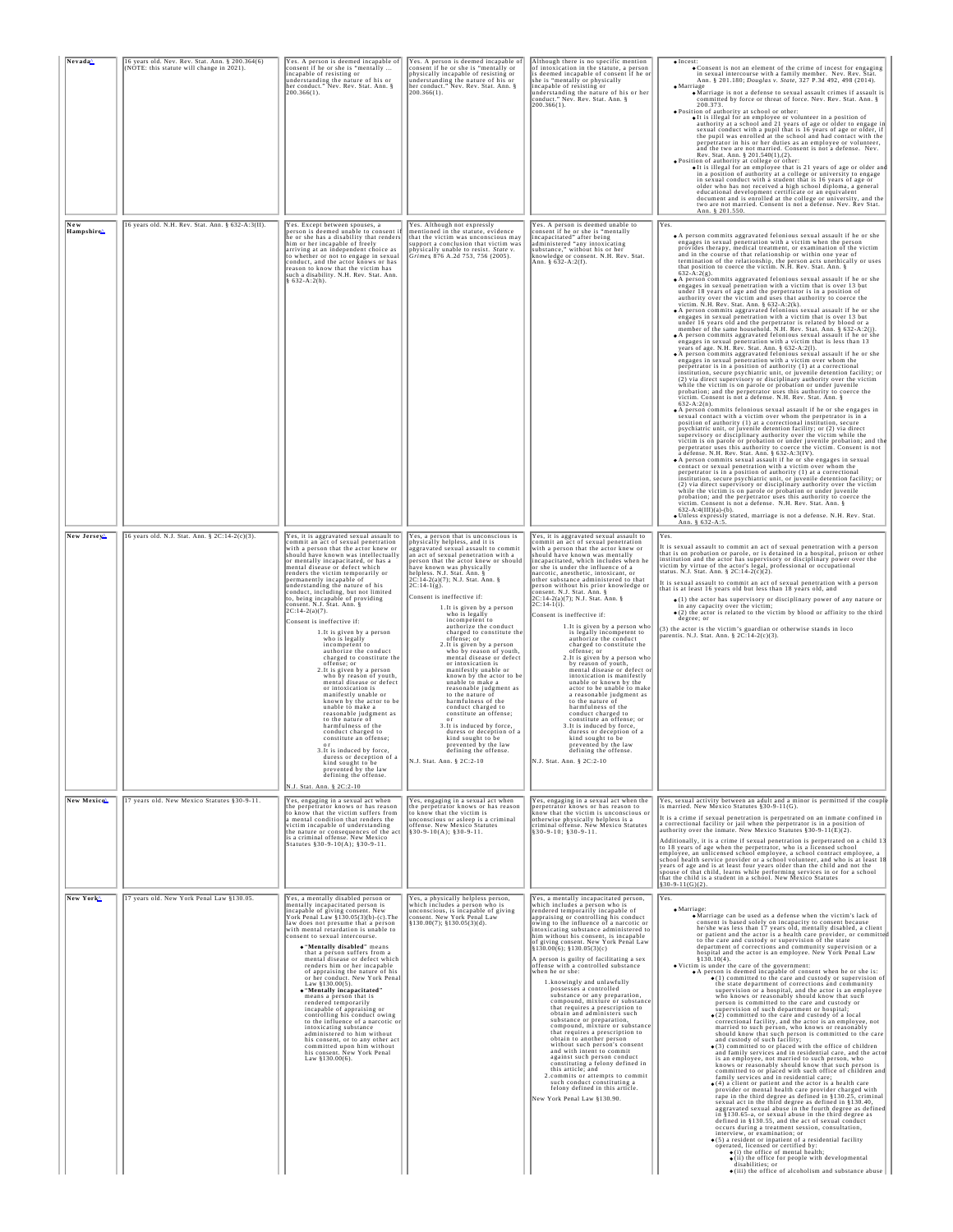| Nevada | 16 years old. Nev. Rev. Stat. Ann. § 200.364(6) (NOTE: this statute will change in 2021). | Yes. A person is deemed incapable of consent if he or she is "mentally ... incapable of resisting or understanding the nature of his or her conduct." Nev. Rev. Stat. Ann. § 200.366(1). | Yes. A person is deemed incapable of consent if he or she is "mentally or physically incapable of resisting or understanding the nature of his or her conduct." Nev. Rev. Stat. Ann. § 200.366(1). | Although there is no specific mention of intoxication in the statute, a person is deemed incapable of consent if he or she is "mentally or physically incapable of resisting or understanding the nature of his or her conduct." Nev. Rev. Stat. Ann. § 200.366(1). | • Incest: ◦ Consent is not an element of the crime of incest for engaging in sexual intercourse with a family member. Nev. Rev. Stat. Ann. § 201.180; *Douglas v. State*, 327 P.3d 492, 498 (2014). • Marriage ◦ Marriage is not a defense to sexual assault crimes if assault is committed by force or threat of force. Nev. Rev. Stat. Ann. § 200.373. • Position of authority at school or other: ◦ It is illegal for an employee or volunteer in a position of authority at a school and 21 years of age or older to engage in sexual conduct with a pupil that is 16 years of age or older, if the pupil was enrolled at the school and had contact with the perpetrator in his or her duties as an employee or volunteer, and the two are not married. Consent is not a defense. Nev. Rev. Stat. Ann. § 201.540(1),(2). • Position of authority at college or other: ◦ It is illegal for an employee that is 21 years of age or older and in a position of authority at a college or university to engage in sexual conduct with a student that is 16 years of age or older who has not received a high school diploma, a general educational development certificate or an equivalent document and is enrolled at the college or university, and the two are not married. Consent is not a defense. Nev. Rev. Stat. Ann. § 201.550. |
|---|---|---|---|---|---|
| New Hampshire | 16 years old. N.H. Rev. Stat. Ann. § 632-A:3(II). | Yes. Except between spouses, a person is deemed unable to consent if he or she has a disability that renders him or her incapable of freely arriving at an independent choice as to whether or not to engage in sexual conduct, and the actor knows or has reason to know that the victim has such a disability. N.H. Rev. Stat. Ann. § 632-A:2(h). | Yes. Although not expressly mentioned in the statute, evidence that the victim was unconscious may support a conclusion that victim was physically unable to resist. *State v. Grimes*, 876 A.2d 753, 756 (2005). | Yes. A person is deemed unable to consent if he or she is "mentally incapacitated" after being administered "any intoxicating substance," without his or her knowledge or consent. N.H. Rev. Stat. Ann. § 632-A:2(f). | Yes. • A person commits aggravated felonious sexual assault if he or she engages in sexual penetration with a victim when the person provides therapy, medical treatment, or examination of the victim and in the course of that relationship or within one year of termination of the relationship, the person acts unethically or uses that position to coerce the victim. N.H. Rev. Stat. Ann. § 632-A:2(g). • A person commits aggravated felonious sexual assault if he or she engages in sexual penetration with a victim that is over 13 but under 18 years of age and the perpetrator is in a position of authority over the victim and uses that authority to coerce the victim. N.H. Rev. Stat. Ann. § 632-A:2(k). • A person commits aggravated felonious sexual assault if he or she engages in sexual penetration with a victim that is over 13 but under 16 years old and the perpetrator is related by blood or a member of the same household. N.H. Rev. Stat. Ann. § 632-A:2(j). • A person commits aggravated felonious sexual assault if he or she engages in sexual penetration with a victim that is less than 13 years of age. N.H. Rev. Stat. Ann. § 632-A:2(l). • A person commits aggravated felonious sexual assault if he or she engages in sexual penetration with a victim over whom the perpetrator is in a position of authority (1) at a correctional institution, secure psychiatric unit, or juvenile detention facility; or (2) via direct supervisory or disciplinary authority over the victim while the victim is on parole or probation or under juvenile probation; and the perpetrator uses this authority to coerce the victim. Consent is not a defense. N.H. Rev. Stat. Ann. § 632-A:2(n). • A person commits felonious sexual assault if he or she engages in sexual contact with a victim over whom the perpetrator is in a position of authority (1) at a correctional institution, secure psychiatric unit, or juvenile detention facility; or (2) via direct supervisory or disciplinary authority over the victim while the victim is on parole or probation or under juvenile probation; and the perpetrator uses this authority to coerce the victim. Consent is not a defense. N.H. Rev. Stat. Ann. § 632-A:3(IV). • A person commits sexual assault if he or she engages in sexual contact or sexual penetration with a victim over whom the perpetrator is in a position of authority (1) at a correctional institution, secure psychiatric unit, or juvenile detention facility; or (2) via direct supervisory or disciplinary authority over the victim while the victim is on parole or probation or under juvenile probation; and the perpetrator uses this authority to coerce the victim. Consent is not a defense. N.H. Rev. Stat. Ann. § 632-A:4(III)(a)-(b). • Unless expressly stated, marriage is not a defense. N.H. Rev. Stat. Ann. § 632-A:5. |
| New Jersey | 16 years old. N.J. Stat. Ann. § 2C:14-2(c)(3). | Yes, it is aggravated sexual assault to commit an act of sexual penetration with a person that the actor knew or should have known was intellectually or mentally incapacitated, or has a mental disease or defect which renders the victim temporarily or permanently incapable of understanding the nature of his conduct, including, but not limited to, being incapable of providing consent. N.J. Stat. Ann. § 2C:14-2(a)(7). Consent is ineffective if: 1. It is given by a person who is legally incompetent to authorize the conduct charged to constitute the offense; or 2. It is given by a person who by reason of youth, mental disease or defect or intoxication is manifestly unable or known by the actor to be unable to make a reasonable judgment as to the nature of harmfulness of the conduct charged to constitute an offense; or 3. It is induced by force, duress or deception of a kind sought to be prevented by the law defining the offense. N.J. Stat. Ann. § 2C:2-10 | Yes, a person that is unconscious is physically helpless, and it is aggravated sexual assault to commit an act of sexual penetration with a person that the actor knew or should have known was physically helpless. N.J. Stat. Ann. § 2C:14-2(a)(7); N.J. Stat. Ann. § 2C:14-1(g). Consent is ineffective if: 1. It is given by a person who is legally incompetent to authorize the conduct charged to constitute the offense; or 2. It is given by a person who by reason of youth, mental disease or defect or intoxication is manifestly unable or known by the actor to be unable to make a reasonable judgment as to the nature of harmfulness of the conduct charged to constitute an offense; or 3. It is induced by force, duress or deception of a kind sought to be prevented by the law defining the offense. N.J. Stat. Ann. § 2C:2-10 | Yes, it is aggravated sexual assault to commit an act of sexual penetration with a person that the actor knew or should have known was mentally incapacitated, which includes when he or she is under the influence of a narcotic, anesthetic, intoxicant, or other substance administered to that person without his prior knowledge or consent. N.J. Stat. Ann. § 2C:14-2(a)(7); N.J. Stat. Ann. § 2C:14-1(i). Consent is ineffective if: 1. It is given by a person who is legally incompetent to authorize the conduct charged to constitute the offense; or 2. It is given by a person who by reason of youth, mental disease or defect or intoxication is manifestly unable or known by the actor to be unable to make a reasonable judgment as to the nature of harmfulness of the conduct charged to constitute an offense; or 3. It is induced by force, duress or deception of a kind sought to be prevented by the law defining the offense. N.J. Stat. Ann. § 2C:2-10 | Yes. It is sexual assault to commit an act of sexual penetration with a person that is on probation or parole, or is detained in a hospital, prison or other institution and the actor has supervisory or disciplinary power over the victim by virtue of the actor's legal, professional or occupational status. N.J. Stat. Ann. § 2C:14-2(c)(2). It is sexual assault to commit an act of sexual penetration with a person that is at least 16 years old but less than 18 years old, and • (1) the actor has supervisory or disciplinary power of any nature or in any capacity over the victim; • (2) the actor is related to the victim by blood or affinity to the third degree; or (3) the actor is the victim's guardian or otherwise stands in loco parentis. N.J. Stat. Ann. § 2C:14-2(c)(3). |
| New Mexico | 17 years old. New Mexico Statutes §30-9-11. | Yes, engaging in a sexual act when the perpetrator knows or has reason to know that the victim suffers from a mental condition that renders the victim incapable of understanding the nature or consequences of the act is a criminal offense. New Mexico Statutes §30-9-10(A); §30-9-11. | Yes, engaging in a sexual act when the perpetrator knows or has reason to know that the victim is unconscious or asleep is a criminal offense. New Mexico Statutes §30-9-10(A); §30-9-11. | Yes, engaging in a sexual act when the perpetrator knows or has reason to know that the victim is unconscious or otherwise physically helpless is a criminal offense. New Mexico Statutes §30-9-10; §30-9-11. | Yes, sexual activity between an adult and a minor is permitted if the couple is married. New Mexico Statutes §30-9-11(G). It is a crime if sexual penetration is perpetrated on an inmate confined in a correctional facility or jail when the perpetrator is in a position of authority over the inmate. New Mexico Statutes §30-9-11(E)(2). Additionally, it is a crime if sexual penetration is perpetrated on a child 13 to 18 years of age when the perpetrator, who is a licensed school employee, an unlicensed school employee, a school contract employee, a school health service provider or a school volunteer, and who is at least 18 years of age and is at least four years older than the child and not the spouse of that child, learns while performing services in or for a school that the child is a student in a school. New Mexico Statutes §30-9-11(G)(2). |
| New York | 17 years old. New York Penal Law §130.05. | Yes, a mentally disabled person or mentally incapacitated person is incapable of giving consent. New York Penal Law §130.05(3)(b)-(c). The law does not presume that a person with mental retardation is unable to consent to sexual intercourse. • **"Mentally disabled"** means that a person suffers from a mental disease or defect which renders him or her incapable of appraising the nature of his or her conduct. New York Penal Law §130.00(5). • **"Mentally incapacitated"** means that a person is rendered temporarily incapable of appraising or controlling his conduct owing to the influence of a narcotic or intoxicating substance administered to him without his consent, or to any other act committed upon him without his consent. New York Penal Law §130.00(6). | Yes, a physically helpless person, which includes a person who is unconscious, is incapable of giving consent. New York Penal Law §130.00(7); §130.05(3)(d). | Yes, a mentally incapacitated person, which includes a person who is rendered temporarily incapable of appraising or controlling his conduct owing to the influence of a narcotic or intoxicating substance administered to him without his consent, is incapable of giving consent. New York Penal Law §130.00(6); §130.05(3)(c) A person is guilty of facilitating a sex offense with a controlled substance when he or she: 1. knowingly and unlawfully possesses a controlled substance or any preparation, compound, mixture or substance that requires a prescription to obtain and administers such substance or preparation, compound, mixture or substance that requires a prescription to obtain to another person without such person's consent and with intent to commit against such person conduct constituting a felony defined in this article; and 2. commits or attempts to commit such conduct constituting a felony defined in this article. New York Penal Law §130.90. | Yes. • Marriage: ◦ Marriage can be used as a defense when the victim's lack of consent is based solely on incapacity to consent because he/she was less than 17 years old, mentally disabled, a client or patient and the actor is a health care provider, or committed to the care and custody or supervision of the state department of corrections and community supervision or a hospital and the actor is an employee. New York Penal Law §130.10(4). • Victim is under the care of the government: ◦ A person is deemed incapable of consent when he or she is: ◦ (1) committed to the care and custody or supervision of the state department of corrections and community supervision or a hospital, and the actor is an employee who knows or reasonably should know that such person is committed to the care and custody or supervision of such department or hospital; ◦ (2) committed to the care and custody of a local correctional facility, and the actor is an employee, not married to such person, who knows or reasonably should know that such person is committed to the care and custody of such facility; ◦ (3) committed to or placed with the office of children and family services and in residential care, and the actor is an employee, not married to such person, who knows or reasonably should know that such person is committed to or placed with such office of children and family services and in residential care; ◦ (4) a client or patient and the actor is a health care provider or mental health care provider charged with rape in the third degree as defined in §130.25, criminal sexual act in the third degree as defined in §130.40, aggravated sexual abuse in the fourth degree as defined in §130.65-a, or sexual abuse in the third degree as defined in §130.55, and the act of sexual conduct occurs during a treatment session, consultation, interview, or examination; or ◦ (5) a resident or inpatient of a residential facility operated, licensed or certified by: ◦ (i) the office of mental health; ◦ (ii) the office for people with developmental disabilities; or ◦ (iii) the office of alcoholism and substance abuse |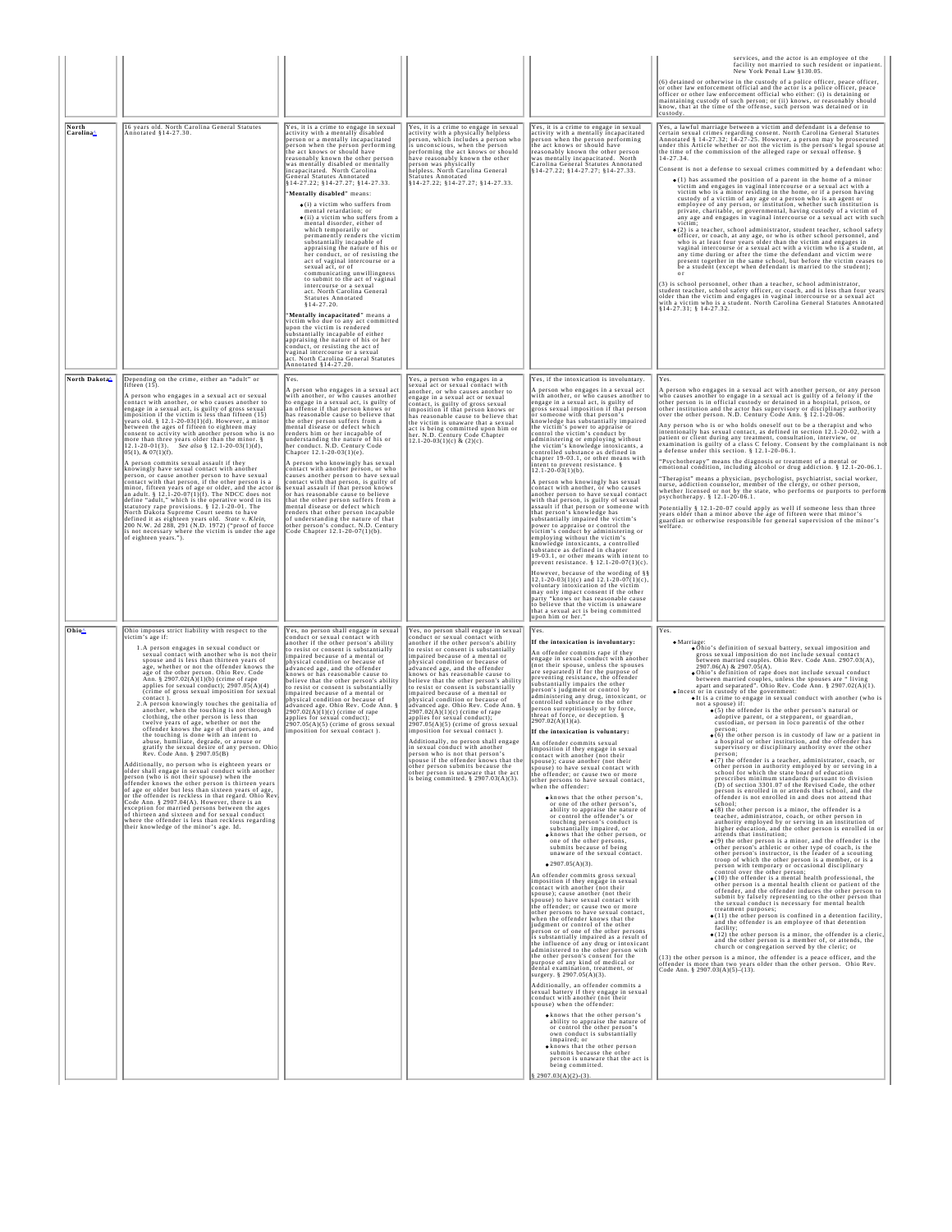| | | | | | |
|---|---|---|---|---|---|
| | | | | | services, and the actor is an employee of the facility not married to such resident or inpatient. New York Penal Law §130.05.<br><br>(6) detained or otherwise in the custody of a police officer, peace officer, or other law enforcement official and the actor is a police officer, peace officer or other law enforcement official who either: (i) is detaining or maintaining custody of such person; or (ii) knows, or reasonably should know, that at the time of the offense, such person was detained or in custody. |
| **North Carolina^** | 16 years old. North Carolina General Statutes Annotated §14-27.30. | Yes, it is a crime to engage in sexual activity with a mentally disabled person or a mentally incapacitated person when the person performing the act knows or should have reasonably known the other person was mentally disabled or mentally incapacitated. North Carolina General Statutes Annotated §14-27.22; §14-27.27; §14-27.33.<br><br>"**Mentally disabled**" means:<br>• (i) a victim who suffers from mental retardation; or<br>• (ii) a victim who suffers from a mental disorder, either of which temporarily or permanently renders the victim substantially incapable of appraising the nature of his or her conduct, or of resisting the act of vaginal intercourse or a sexual act, or of communicating unwillingness to submit to the act of vaginal intercourse or a sexual act. North Carolina General Statutes Annotated §14-27.20.<br><br>"**Mentally incapacitated**" means a victim who due to any act committed upon the victim is rendered substantially incapable of either appraising the nature of his or her conduct, or resisting the act of vaginal intercourse or a sexual act. North Carolina General Statutes Annotated §14-27.20. | Yes, it is a crime to engage in sexual activity with a physically helpless person, which includes a person who is unconscious, when the person performing the act knows or should have reasonably known the other person was physically helpless. North Carolina General Statutes Annotated §14-27.22; §14-27.27; §14-27.33. | Yes, it is a crime to engage in sexual activity with a mentally incapacitated person when the person performing the act knows or should have reasonably known the other person was mentally incapacitated. North Carolina General Statutes Annotated §14-27.22; §14-27.27; §14-27.33. | Yes, a lawful marriage between a victim and defendant is a defense to certain sexual crimes regarding consent. North Carolina General Statutes Annotated § 14-27.32; 14-27.25. However, a person may be prosecuted under this Article whether or not the victim is the person's legal spouse at the time of the commission of the alleged rape or sexual offense. § 14-27.34.<br><br>Consent is not a defense to sexual crimes committed by a defendant who:<br>• (1) has assumed the position of a parent in the home of a minor victim and engages in vaginal intercourse or a sexual act with a victim who is a minor residing in the home, or if a person having custody of a victim of any age or a person who is an agent or employee of any person, or institution, whether such institution is private, charitable, or governmental, having custody of a victim of any age and engages in vaginal intercourse or a sexual act with such victim;<br>• (2) is a teacher, school administrator, student teacher, school safety officer, or coach, at any age, or who is other school personnel, and who is at least four years older than the victim and engages in vaginal intercourse or a sexual act with a victim who is a student, at any time during or after the time the defendant and victim were present together in the same school, but before the victim ceases to be a student (except when defendant is married to the student); or<br><br>(3) is school personnel, other than a teacher, school administrator, student teacher, school safety officer, or coach, and is less than four years older than the victim and engages in vaginal intercourse or a sexual act with a victim who is a student. North Carolina General Statutes Annotated §14-27.31; § 14-27.32. |
| **North Dakota^** | Depending on the crime, either an "adult" or fifteen (15).<br><br>A person who engages in a sexual act or sexual contact with another, or who causes another to engage in a sexual act, is guilty of gross sexual imposition if the victim is less than fifteen (15) years old, § 12.1-20-03(1)(d). However, a minor between the ages of fifteen to eighteen may consent to activity with another person who is no more than three years older than the minor. § 12.1-20-01(3). *See also* § 12.1-20-03(1)(d), 05(1), & 07(1)(f).<br><br>A person commits sexual assault if they knowingly have sexual contact with another person, or cause another person to have sexual contact with that person, if the other person is a minor, fifteen years of age or older, and the actor is an adult. § 12.1-20-07(1)(f). The NDCC does not define "adult," which is the operative word in its statutory rape provisions. § 12.1-20-01. The North Dakota Supreme Court seems to have defined it as eighteen years old. *State v. Klein*, 200 N.W. 2d 288, 291 (N.D. 1972) ("proof of force is not necessary where the victim is under the age of eighteen years."). | Yes.<br><br>A person who engages in a sexual act with another, or who causes another to engage in a sexual act, is guilty of an offense if that person knows or has reasonable cause to believe that the other person suffers from a mental disease or defect which renders him or her incapable of understanding the nature of his or her conduct. N.D. Century Code Chapter 12.1-20-03(1)(e).<br><br>A person who knowingly has sexual contact with another person, or who causes another person to have sexual contact with that person, is guilty of sexual assault if that person knows or has reasonable cause to believe that the other person suffers from a mental disease or defect which renders that other person incapable of understanding the nature of that other person's conduct. N.D. Century Code Chapter 12.1-20-07(1)(b). | Yes, a person who engages in a sexual act or sexual contact with another, or who causes another to engage in a sexual act or sexual contact, is guilty of gross sexual imposition if that person knows or has reasonable cause to believe that the victim is unaware that a sexual act is being committed upon him or her. N.D. Century Code Chapter 12.1-20-03(1)(c) & (2)(c). | Yes, if the intoxication is involuntary.<br><br>A person who engages in a sexual act with another, or who causes another to engage in a sexual act, is guilty of gross sexual imposition if that person or someone with that person's knowledge has substantially impaired the victim's power to appraise or control the victim's conduct by administering or employing without the victim's knowledge intoxicants, a controlled substance as defined in chapter 19-03.1, or other means with intent to prevent resistance. § 12.1-20-03(1)(b).<br><br>A person who knowingly has sexual contact with another, or who causes another person to have sexual contact with that person, is guilty of sexual assault if that person or someone with that person's knowledge has substantially impaired the victim's power to appraise or control the victim's conduct by administering or employing without the victim's knowledge intoxicants, a controlled substance as defined in chapter 19-03.1, or other means with intent to prevent resistance. § 12.1-20-07(1)(c).<br><br>However, because of the wording of §§ 12.1-20-03(1)(c) and 12.1-20-07(1)(c), voluntary intoxication of the victim may only impact consent if the other party "knows or has reasonable cause to believe that the victim is unaware that a sexual act is being committed upon him or her." | Yes.<br><br>A person who engages in a sexual act with another person, or any person who causes another to engage in a sexual act is guilty of a felony if the other person is in official custody or detained in a hospital, prison, or other institution and the actor has supervisory or disciplinary authority over the other person. N.D. Century Code Ann. § 12.1-20-06.<br><br>Any person who is or who holds oneself out to be a therapist and who intentionally has sexual contact, as defined in section 12.1-20-02, with a patient or client during any treatment, consultation, interview, or examination is guilty of a class C felony. Consent by the complainant is not a defense under this section. § 12.1-20-06.1.<br><br>"Psychotherapy" means the diagnosis or treatment of a mental or emotional condition, including alcohol or drug addiction. § 12.1-20-06.1.<br><br>"Therapist" means a physician, psychologist, psychiatrist, social worker, nurse, addiction counselor, member of the clergy, or other person, whether licensed or not by the state, who performs or purports to perform psychotherapy. § 12.1-20-06.1.<br><br>Potentially § 12.1-20-07 could apply as well if someone less than three years older than a minor above the age of fifteen were that minor's guardian or otherwise responsible for general supervision of the minor's welfare. |
| **Ohio^** | Ohio imposes strict liability with respect to the victim's age if:<br><br>1. A person engages in sexual conduct or sexual contact with another who is not their spouse and is less than thirteen years of age, whether or not the offender knows the age of the other person. Ohio Rev. Code Ann. § 2907.02(A)(1)(b) (crime of rape applies for sexual conduct); 2907.05(A)(4) (crime of gross sexual imposition for sexual contact).<br>2. A person knowingly touches the genitalia of another, when the touching is not through clothing, the other person is less than twelve years of age, whether or not the offender knows the age of that person, and the touching is done with an intent to abuse, humiliate, degrade, or arouse or gratify the sexual desire of any person. Ohio Rev. Code Ann. § 2907.05(B)<br><br>Additionally, no person who is eighteen years or older shall engage in sexual conduct with another person (who is not their spouse) when the offender knows the other person is thirteen years of age or older but less than sixteen years of age, or the offender is reckless in that regard. Ohio Rev. Code Ann. § 2907.04(A). However, there is an exception for married persons between the ages of thirteen and sixteen and for sexual conduct where the offender is less than reckless regarding their knowledge of the minor's age. Id. | Yes, no person shall engage in sexual conduct or sexual contact with another if the other person's ability to resist or consent is substantially impaired because of a mental or physical condition or because of advanced age, and the offender knows or has reasonable cause to believe that the other person's ability to resist or consent is substantially impaired because of a mental or physical condition or because of advanced age. Ohio Rev. Code Ann. § 2907.02(A)(1)(c) (crime of rape applies for sexual conduct); 2907.05(A)(5) (crime of gross sexual imposition for sexual contact). | Yes, no person shall engage in sexual conduct or sexual contact with another if the other person's ability to resist or consent is substantially impaired because of a mental or physical condition or because of advanced age, and the offender knows or has reasonable cause to believe that the other person's ability to resist or consent is substantially impaired because of a mental or physical condition or because of advanced age. Ohio Rev. Code Ann. § 2907.02(A)(1)(c) (crime of rape applies for sexual conduct); 2907.05(A)(5) (crime of gross sexual imposition for sexual contact).<br><br>Additionally, no person shall engage in sexual conduct with another person who is not that person's spouse if the offender knows that the other person submits because the other person is unaware that the act is being committed. § 2907.03(A)(3). | Yes.<br><br>**If the intoxication is involuntary:**<br><br>An offender commits rape if they engage in sexual conduct with another (not their spouse, unless the spouses are separated) if for the purpose of preventing resistance, the offender substantially impairs the other person's judgment or control by administering any drug, intoxicant, or controlled substance to the other person surreptitiously or by force, threat of force, or deception. § 2907.02(A)(1)(a).<br><br>**If the intoxication is voluntary:**<br><br>An offender commits sexual imposition if they engage in sexual contact with another (not their spouse); cause another (not their spouse) to have sexual contact with the offender; or cause two or more other persons to have sexual contact, when the offender:<br>• knows that the other person's, or one of the other person's, ability to appraise the nature of or control the offender's or touching person's conduct is substantially impaired, or<br>• knows that the other person, or one of the other persons, submits because of being unaware of the sexual contact.<br>• 2907.05(A)(3).<br><br>An offender commits gross sexual imposition if they engage in sexual contact with another (not their spouse); cause another (not their spouse) to have sexual contact with the offender; or cause two or more other persons to have sexual contact, when the offender knows that the judgment or control of the other person or of one of the other persons is substantially impaired as a result of the influence of any drug or intoxicant administered to the other person with the other person's consent for the purpose of any kind of medical or dental examination, treatment, or surgery. § 2907.05(A)(3).<br><br>Additionally, an offender commits a sexual battery if they engage in sexual conduct with another (not their spouse) when the offender:<br>• knows that the other person's ability to appraise the nature of or control the other person's own conduct is substantially impaired; or<br>• knows that the other person submits because the other person is unaware that the act is being committed.<br><br>§ 2907.03(A)(2)-(3). | Yes.<br><br>• Marriage:<br>  ◦ Ohio's definition of sexual battery, sexual imposition and gross sexual imposition do not include sexual contact between married couples. Ohio Rev. Code Ann. 2907.03(A), 2907.06(A) & 2907.05(A).<br>  ◦ Ohio's definition of rape does not include sexual conduct between married couples, unless the spouses are "living apart and separated". Ohio Rev. Code Ann. § 2907.02(A)(1).<br>• Incest or in custody of the government:<br>  ◦ It is a crime to engage in sexual conduct with another (who is not a spouse) if:<br>    ▪ (5) the offender is the other person's natural or adoptive parent, or a stepparent, or guardian, custodian, or person in loco parentis of the other person;<br>    ▪ (6) the other person is in custody of law or a patient in a hospital or other institution, and the offender has supervisory or disciplinary authority over the other person;<br>    ▪ (7) the offender is a teacher, administrator, coach, or other person in authority employed by or serving in a school for which the state board of education prescribes minimum standards pursuant to division (D) of section 3301.07 of the Revised Code, the other person is enrolled in or attends that school, and the offender is not enrolled in and does not attend that school;<br>    ▪ (8) the other person is a minor, the offender is a teacher, administrator, coach, or other person in authority employed by or serving in an institution of higher education, and the other person is enrolled in or attends that institution;<br>    ▪ (9) the other person is a minor, and the offender is the other person's athletic or other type of coach, is the other person's instructor, is the leader of a scouting troop of which the other person is a member, or is a person with temporary or occasional disciplinary control over the other person;<br>    ▪ (10) the offender is a mental health professional, the other person is a mental health client or patient of the offender, and the offender induces the other person to submit by falsely representing to the other person that the sexual conduct is necessary for mental health treatment purposes;<br>    ▪ (11) the other person is confined in a detention facility, and the offender is an employee of that detention facility;<br>    ▪ (12) the other person is a minor, the offender is a cleric, and the other person is a member of, or attends, the church or congregation served by the cleric; or<br><br>(13) the other person is a minor, the offender is a peace officer, and the offender is more than two years older than the other person. Ohio Rev. Code Ann. § 2907.03(A)(5)–(13). |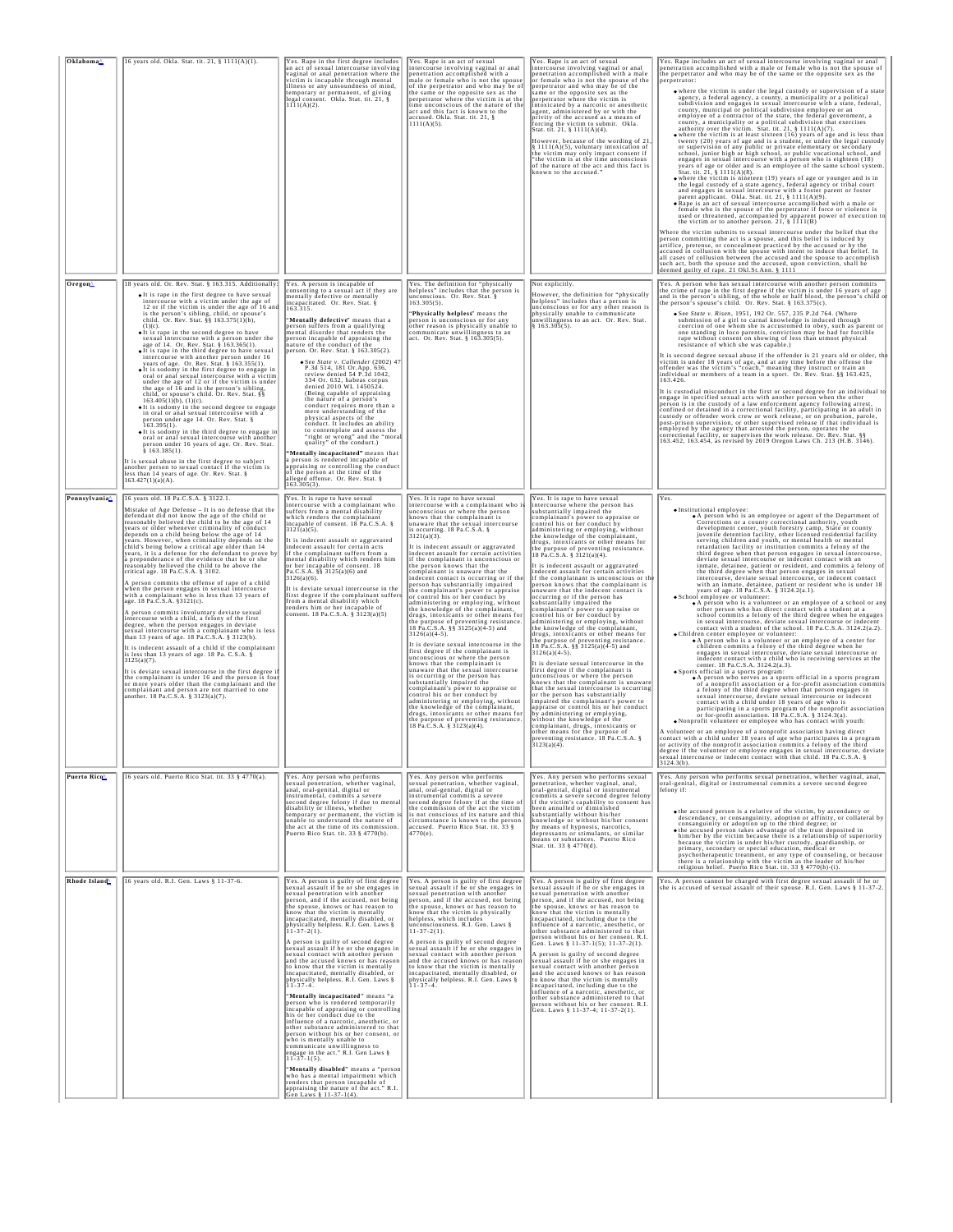| Oklahoma | 16 years old. Okla. Stat. tit. 21, § 1111(A)(1). | Yes. Rape in the first degree includes an act of sexual intercourse involving vaginal or anal penetration where the victim is incapable through mental illness or any unsoundness of mind, temporary or permanent, of giving legal consent. Okla. Stat. tit. 21, § 1111(A)(2). | Yes. Rape is an act of sexual intercourse involving vaginal or anal penetration accomplished with a male or female who is not the spouse of the perpetrator and who may be of the same or the opposite sex as the perpetrator where the victim is at the time unconscious of the nature of the act and this fact is known to the accused. Okla. Stat. tit. 21, § 1111(A)(5). | Yes. Rape is an act of sexual intercourse involving vaginal or anal penetration accomplished with a male or female who is not the spouse of the perpetrator and who may be of the same or the opposite sex as the perpetrator where the victim is intoxicated by a narcotic or anesthetic agent, administered by or with the privity of the accused as a means of forcing the victim to submit. Okla. Stat. tit. 21, § 1111(A)(4).<br><br>However, because of the wording of 21, § 1111(A)(5), voluntary intoxication of the victim may only impact consent if "the victim is at the time unconscious of the nature of the act and this fact is known to the accused." | Yes. Rape includes an act of sexual intercourse involving vaginal or anal penetration accomplished with a male or female who is not the spouse of the perpetrator and who may be of the same or the opposite sex as the perpetrator:<br><br>• where the victim is under the legal custody or supervision of a state agency, a federal agency, a county, a municipality or a political subdivision and engages in sexual intercourse with a state, federal, county, municipal or political subdivision employee or an employee of a contractor of the state, the federal government, a county, a municipality or a political subdivision that exercises authority over the victim. Stat. tit. 21, § 1111(A)(7).<br>• where the victim is at least sixteen (16) years of age and is less than twenty (20) years of age and is a student, or under the legal custody or supervision of any public or private elementary or secondary school, junior high or high school, or public vocational school, and engages in sexual intercourse with a person who is eighteen (18) years of age or older and is an employee of the same school system. Stat. tit. 21, § 1111(A)(8).<br>• where the victim is nineteen (19) years of age or younger and is in the legal custody of a state agency, federal agency or tribal court and engages in sexual intercourse with a foster parent or foster parent applicant. Okla. Stat. tit. 21, § 1111(A)(9).<br>• Rape is an act of sexual intercourse accomplished with a male or female who is the spouse of the perpetrator if force or violence is used or threatened, accompanied by apparent power of execution to the victim or to another person. 21, § 1111(B)<br><br>Where the victim submits to sexual intercourse under the belief that the person committing the act is a spouse, and this belief is induced by artifice, pretense, or concealment practiced by the accused or by the accused in collusion with the spouse with intent to induce that belief. In all cases of collusion between the accused and the spouse to accomplish such act, both the spouse and the accused, upon conviction, shall be deemed guilty of rape. 21 Okl.St.Ann. § 1111 |
|---|---|---|---|---|---|
| Oregon | 18 years old. Or. Rev. Stat. § 163.315. Additionally:<br><br>• It is rape in the first degree to have sexual intercourse with a victim under the age of 12 or if the victim is under the age of 16 and is the person's sibling, child, or spouse's child. Or. Rev. Stat. §§ 163.375(1)(b), (1)(c).<br>• It is rape in the second degree to have sexual intercourse with a person under the age of 14. Or. Rev. Stat. § 163.365(1).<br>• It is rape in the third degree to have sexual intercourse with another person under 16 years of age. Or. Rev. Stat. § 163.355(1).<br>• It is sodomy in the first degree to engage in oral or anal sexual intercourse with a victim under the age of 12 or if the victim is under the age of 16 and is the person's sibling, child, or spouse's child. Or. Rev. Stat. §§ 163.405(1)(b), (1)(c).<br>• It is sodomy in the second degree to engage in oral or anal sexual intercourse with a person under age 14. Or. Rev. Stat. § 163.395(1).<br>• It is sodomy in the third degree to engage in oral or anal sexual intercourse with another person under 16 years of age. Or. Rev. Stat. § 163.385(1).<br><br>It is sexual abuse in the first degree to subject another person to sexual contact if the victim is less than 14 years of age. Or. Rev. Stat. § 163.427(1)(a)(A). | Yes. A person is incapable of consenting to a sexual act if they are mentally defective or mentally incapacitated. Or. Rev. Stat. § 163.315.<br><br>"**Mentally defective**" means that a person suffers from a qualifying mental disorder that renders the person incapable of appraising the nature of the conduct of the person. Or. Rev. Stat. § 163.305(2).<br><br>• See *State v. Callender* (2002) 47 P.3d 514, 181 Or.App. 636, review denied 54 P.3d 1042, 334 Or. 632, habeas corpus denied 2010 WL 1450524. (Being capable of appraising the nature of a person's conduct requires more than a mere understanding of the physical aspects of the conduct. It includes an ability to contemplate and assess the "right or wrong" and the "moral quality" of the conduct.)<br><br>"**Mentally incapacitated**" means that a person is rendered incapable of appraising or controlling the conduct of the person at the time of the alleged offense. Or. Rev. Stat. § 163.305(3). | Yes. The definition for "physically helpless" includes that the person is unconscious. Or. Rev. Stat. § 163.305(5).<br><br>"**Physically helpless**" means the person is unconscious or for any other reason is physically unable to communicate unwillingness to an act. Or. Rev. Stat. § 163.305(5). | Not explicitly.<br><br>However, the definition for "physically helpless" includes that a person is unconscious or for any other reason is physically unable to communicate unwillingness to an act. Or. Rev. Stat. § 163.305(5). | Yes. A person who has sexual intercourse with another person commits the crime of rape in the first degree if the victim is under 16 years of age and is the person's sibling, of the whole or half blood, the person's child or the person's spouse's child. Or. Rev. Stat. § 163.375(c).<br><br>• See *State v. Risen*, 1951, 192 Or. 557, 235 P.2d 764. (Where submission of a girl to carnal knowledge is induced through coercion of one whom she is accustomed to obey, such as parent or one standing in loco parentis, conviction may be had for forcible rape without consent on showing of less than utmost physical resistance of which she was capable.)<br><br>It is second degree sexual abuse if the offender is 21 years old or older, the victim is under 18 years of age, and at any time before the offense the offender was the victim's "coach," meaning they instruct or train an individual or members of a team in a sport. Or. Rev. Stat. §§ 163.425, 163.426.<br><br>It is custodial misconduct in the first or second degree for an individual to engage in specified sexual acts with another person when the other person is in the custody of a law enforcement agency following arrest, confined or detained in a correctional facility, participating in an adult in custody or offender work crew or work release, or on probation, parole, post-prison supervision, or other supervised release if that individual is employed by the agency that arrested the person, operates the correctional facility, or supervises the work release. Or. Rev. Stat. §§ 163.452, 163.454, as revised by 2019 Oregon Laws Ch. 213 (H.B. 3146). |
| Pennsylvania | 16 years old. 18 Pa.C.S.A. § 3122.1.<br><br>Mistake of Age Defense – It is no defense that the defendant did not know the age of the child or reasonably believed the child to be the age of 14 years or older whenever criminality of conduct depends on a child being below the age of 14 years. However, when criminality depends on the child's being below a critical age older than 14 years, it is a defense for the defendant to prove by a preponderance of the evidence that he or she reasonably believed the child to be above the critical age. 18 Pa.C.S.A. § 3102.<br><br>A person commits the offense of rape of a child when the person engages in sexual intercourse with a complainant who is less than 13 years of age. 18 Pa.C.S.A. §3121(c).<br><br>A person commits involuntary deviate sexual intercourse with a child, a felony of the first degree, when the person engages in deviate sexual intercourse with a complainant who is less than 13 years of age. 18 Pa.C.S.A. § 3123(b).<br><br>It is indecent assault of a child if the complainant is less than 13 years of age. 18 Pa. C.S.A. § 3125(a)(7).<br><br>It is deviate sexual intercourse in the first degree if the complainant is under 16 and the person is four or more years older than the complainant and the complainant and person are not married to one another. 18 Pa.C.S.A. § 3123(a)(7). | Yes. It is rape to have sexual intercourse with a complainant who suffers from a mental disability which renders the complainant incapable of consent. 18 Pa.C.S.A. § 3121(a)(5).<br><br>It is indecent assault or aggravated indecent assault for certain acts if the complainant suffers from a mental disability which renders him or her incapable of consent. 18 Pa.C.S.A. §§ 3125(a)(6) and 3126(a)(6).<br><br>It is deviate sexual intercourse in the first degree if the complainant suffers from a mental disability which renders him or her incapable of consent. 18 Pa.C.S.A. § 3123(a)(5) | Yes. It is rape to have sexual intercourse with a complainant who is unconscious or where the person knows that the complainant is unaware that the sexual intercourse is occurring. 18 Pa.C.S.A. § 3121(a)(3).<br><br>It is indecent assault or aggravated indecent assault for certain activities if the complainant is unconscious or the person knows that the complainant is unaware that the indecent contact is occurring or if the person has substantially impaired the complainant's power to appraise or control his or her conduct by administering or employing, without the knowledge of the complainant, drugs, intoxicants or other means for the purpose of preventing resistance. 18 Pa.C.S.A. §§ 3125(a)(4-5) and 3126(a)(4-5).<br><br>It is deviate sexual intercourse in the first degree if the complainant is unconscious or where the person knows that the complainant is unaware that the sexual intercourse is occurring or the person has substantially impaired the complainant's power to appraise or control his or her conduct by administering or employing, without the knowledge of the complainant, drugs, intoxicants or other means for the purpose of preventing resistance. 18 Pa.C.S.A. § 3123(a)(4). | Yes. It is rape to have sexual intercourse where the person has substantially impaired the complainant's power to appraise or control his or her conduct by administering or employing, without the knowledge of the complainant, drugs, intoxicants or other means for the purpose of preventing resistance. 18 Pa.C.S.A. § 3121(a)(4).<br><br>It is indecent assault or aggravated indecent assault for certain activities if the complainant is unconscious or the person knows that the complainant is unaware that the indecent contact is occurring or if the person has substantially impaired the complainant's power to appraise or control his or her conduct by administering or employing, without the knowledge of the complainant, drugs, intoxicants or other means for the purpose of preventing resistance. 18 Pa.C.S.A. §§ 3125(a)(4-5) and 3126(a)(4-5).<br><br>It is deviate sexual intercourse in the first degree if the complainant is unconscious or where the person knows that the complainant is unaware that the sexual intercourse is occurring or the person has substantially impaired the complainant's power to appraise or control his or her conduct by administering or employing, without the knowledge of the complainant, drugs, intoxicants or other means for the purpose of preventing resistance. 18 Pa.C.S.A. § 3123(a)(4). | Yes.<br><br>• Institutional employee:<br>  • A person who is an employee or agent of the Department of Corrections or a county correctional authority, youth development center, youth forestry camp, State or county juvenile detention facility, other licensed residential facility serving children and youth, or mental health or mental retardation facility or institution commits a felony of the third degree when that person engages in sexual intercourse, deviate sexual intercourse, or indecent contact with an inmate, detainee, patient or resident, and commits a felony of the third degree when that person engages in sexual intercourse, deviate sexual intercourse, or indecent contact with an inmate, detainee, patient or resident who is under 18 years of age. 18 Pa.C.S.A. § 3124.2(a.1).<br>• School employee or volunteer:<br>  • A person who is a volunteer or an employee of a school or any other person who has direct contact with a student at a school commits a felony of the third degree when he engages in sexual intercourse, deviate sexual intercourse or indecent contact with a student of the school. 18 Pa.C.S.A. 3124.2(a.2).<br>• Children center employee or volunteer:<br>  • A person who is a volunteer or an employee of a center for children commits a felony of the third degree when he engages in sexual intercourse, deviate sexual intercourse or indecent contact with a child who is receiving services at the center. 18 Pa.C.S.A. 3124.2(a.3).<br>• Sports official in a sports program:<br>  • A person who serves as a sports official in a sports program of a nonprofit association or a for-profit association commits a felony of the third degree when that person engages in sexual intercourse, deviate sexual intercourse or indecent contact with a child under 18 years of age who is participating in a sports program of the nonprofit association or for-profit association. 18 Pa.C.S.A. § 3124.3(a).<br>• Nonprofit volunteer or employee who has contact with youth:<br><br>A volunteer or an employee of a nonprofit association having direct contact with a child under 18 years of age who participates in a program or activity of the nonprofit association commits a felony of the third degree if the volunteer or employee engages in sexual intercourse, deviate sexual intercourse or indecent contact with that child. 18 Pa.C.S.A. § 3124.3(b). |
| Puerto Rico | 16 years old. Puerto Rico Stat. tit. 33 § 4770(a). | Yes. Any person who performs sexual penetration, whether vaginal, anal, oral-genital, digital or instrumental, commits a severe second degree felony if due to mental disability or illness, whether temporary or permanent, the victim is unable to understand the nature of the act at the time of its commission. Puerto Rico Stat. tit. 33 § 4770(b). | Yes. Any person who performs sexual penetration, whether vaginal, anal, oral-genital, digital or instrumental commits a severe second degree felony if at the time of the commission of the act the victim is not conscious of its nature and this circumstance is known to the person accused. Puerto Rico Stat. tit. 33 § 4770(e). | Yes. Any person who performs sexual penetration, whether vaginal, anal, oral-genital, digital or instrumental commits a severe second degree felony if the victim's capability to consent has been annulled or diminished substantially without his/her knowledge or without his/her consent by means of hypnosis, narcotics, depressants or stimulants, or similar means or substances. Puerto Rico Stat. tit. 33 § 4770(d). | Yes. Any person who performs sexual penetration, whether vaginal, anal, oral-genital, digital or instrumental commits a severe second degree felony if:<br><br>• the accused person is a relative of the victim, by ascendancy or descendancy, or consanguinity, adoption or affinity, or collateral by consanguinity or adoption up to the third degree; or<br>• the accused person takes advantage of the trust deposited in him/her by the victim because there is a relationship of superiority because the victim is under his/her custody, guardianship, or primary, secondary or special education, medical or psychotherapeutic treatment, or any type of counseling, or because there is a relationship with the victim as the leader of his/her religious belief. Puerto Rico Stat. tit. 33 § 4770(h)-(i). |
| Rhode Island | 16 years old. R.I. Gen. Laws § 11-37-6. | Yes. A person is guilty of first degree sexual assault if he or she engages in sexual penetration with another person, and if the accused, not being the spouse, knows or has reason to know that the victim is mentally incapacitated, mentally disabled, or physically helpless. R.I. Gen. Laws § 11-37-2(1).<br><br>A person is guilty of second degree sexual assault if he or she engages in sexual contact with another person and the accused knows or has reason to know that the victim is mentally incapacitated, mentally disabled, or physically helpless. R.I. Gen. Laws § 11-37-4.<br><br>"**Mentally incapacitated**" means "a person who is rendered temporarily incapable of appraising or controlling his or her conduct due to the influence of a narcotic, anesthetic, or other substance administered to that person without his or her consent, or who is mentally unable to communicate unwillingness to engage in the act." R.I. Gen. Laws § 11-37-1(5).<br><br>"**Mentally disabled**" means a "person who has a mental impairment which renders that person incapable of appraising the nature of the act." R.I. Gen Laws § 11-37-1(4). | Yes. A person is guilty of first degree sexual assault if he or she engages in sexual penetration with another person, and if the accused, not being the spouse, knows or has reason to know that the victim is physically helpless, which includes unconsciousness. R.I. Gen. Laws § 11-37-2(1).<br><br>A person is guilty of second degree sexual assault if he or she engages in sexual contact with another person and the accused knows or has reason to know that the victim is mentally incapacitated, mentally disabled, or physically helpless. R.I. Gen. Laws § 11-37-4. | Yes. A person is guilty of first degree sexual assault if he or she engages in sexual penetration with another person, and if the accused, not being the spouse, knows or has reason to know that the victim is mentally incapacitated, including due to the influence of a narcotic, anesthetic, or other substance administered to that person without his or her consent. R.I. Gen. Laws § 11-37-1(5); 11-37-2(1).<br><br>A person is guilty of second degree sexual assault if he or she engages in sexual contact with another person and the accused knows or has reason to know that the victim is mentally incapacitated, including due to the influence of a narcotic, anesthetic, or other substance administered to that person without his or her consent. R.I. Gen. Laws § 11-37-4; 11-37-2(1). | Yes. A person cannot be charged with first degree sexual assault if he or she is accused of sexual assault of their spouse. R.I. Gen. Laws § 11-37-2. |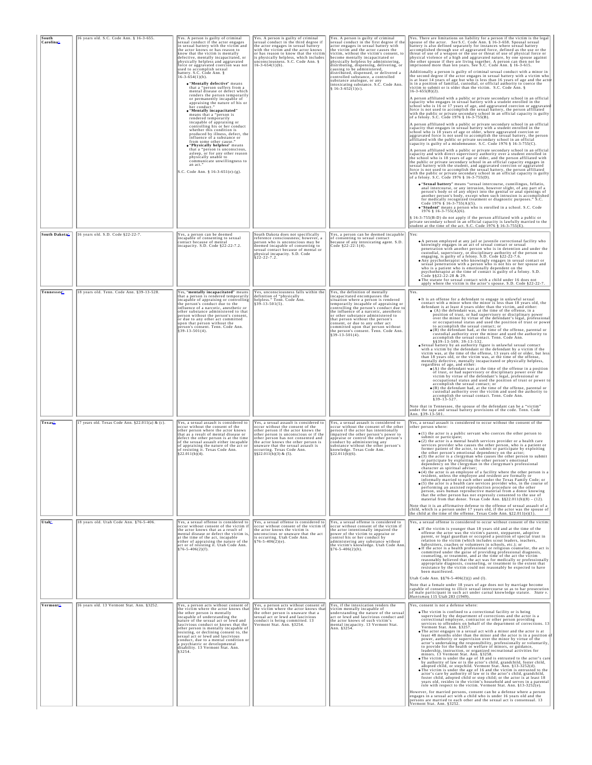| South Carolina | 16 years old. S.C. Code Ann. § 16-3-655. | Yes. A person is guilty of criminal sexual conduct if the actor engages in sexual battery with the victim and the actor knows or has reason to know that the victim is mentally defective, mentally incapacitated, or physically helpless and aggravated force or aggravated coercion was not used to accomplish sexual battery. S.C. Code Ann. § 16-3-654(1)(b).<br>◆ "**Mentally defective**" means that a "person suffers from a mental disease or defect which renders the person temporarily or permanently incapable of appraising the nature of his or her conduct."<br>◆ "**Mentally incapacitated**" means that a "person is rendered temporarily incapable of appraising or controlling his or her conduct whether this condition is produced by illness, defect, the influence of a substance or from some other cause."<br>◆ "**Physically helpless**" means that a "person is unconscious, asleep, or for any other reason physically unable to communicate unwillingness to an act."<br>S.C. Code Ann. § 16-3-651(e)-(g). | Yes. A person is guilty of criminal sexual conduct in the third degree if the actor engages in sexual battery with the victim and the actor knows or has reason to know that the victim is physically helpless, which includes unconsciousness. S.C. Code Ann. § 16-3-654(1)(b). | Yes. A person is guilty of criminal sexual conduct in the first degree if the actor engages in sexual battery with the victim and the actor causes the victim, without the victim's consent, to become mentally incapacitated or physically helpless by administering, distributing, dispensing, delivering, or causing to be administered, distributed, dispensed, or delivered a controlled substance, a controlled substance analogue, or any intoxicating substance. S.C. Code Ann. § 16-3-652(1)(c). | Yes. There are limitations on liability for a person if the victim is the legal spouse of the actor. *See* S.C. Code Ann. § 16-3-658. Spousal sexual battery is also defined separately for instances where sexual battery accomplished through use of aggravated force, defined as the use or the threat of use of a weapon or the use or threat of use of physical force or physical violence of a high and aggravated nature, by one spouse against the other spouse if they are living together. A person can then not be imprisoned more than ten years. See S.C. Code Ann. § 16-3-615.<br>Additionally a person is guilty of criminal sexual conduct with a minor in the second degree if the actor engages in sexual battery with a victim who is at least 14 years of age but who is less than 16 years of age and the actor is in a position of familial, custodial, or official authority to coerce the victim to submit or is older than the victim. S.C. Code Ann. § 16-3-655(B)(2).<br>A person affiliated with a public or private secondary school in an official capacity who engages in sexual battery with a student enrolled in the school who is 16 or 17 years of age, and aggravated coercion or aggravated force is not used to accomplish the sexual battery, the person affiliated with the public or private secondary school in an official capacity is guilty of a felony. S.C. Code 1976 § 16-3-755(B).<br>A person affiliated with a public or private secondary school in an official capacity that engages in sexual battery with a student enrolled in the school who is 18 years of age or older, where aggravated coercion or aggravated force is not used to accomplish the sexual battery, the person affiliated with the public or private secondary school in an official capacity is guilty of a misdemeanor. S.C. Code 1976 § 16-3-755(C).<br>A person affiliated with a public or private secondary school in an official capacity and with direct supervisory authority over a student enrolled in the school who is 18 years of age or older, and the person affiliated with the public or private secondary school in an official capacity engages in sexual battery with the student, and aggravated coercion or aggravated force is not used to accomplish the sexual battery, the person affiliated with the public or private secondary school in an official capacity is guilty of a felony. S.C. Code 1976 § 16-3-755(D).<br>◆ "**Sexual battery**" means "sexual intercourse, cunnilingus, fellatio, anal intercourse, or any intrusion, however slight, of any part of a person's body or of any object into the genital or anal openings of another person's body, except when such intrusion is accomplished for medically recognized treatment or diagnostic purposes." S.C. Code 1976 § 16-3-755(A)(5).<br>◆ "**Student**" means a person who is enrolled in a school. S.C. Code 1976 § 16-3-755(A)(6).<br>§ 16-3-755(B-D) do not apply if the person affiliated with a public or private secondary school in an official capacity is lawfully married to the student at the time of the act. S.C. Code 1976 § 16-3-755(E). |
|---|---|---|---|---|---|
| South Dakota | 16 years old. S.D. Code §22-22-7. | Yes, a person can be deemed incapable of consenting to sexual contact because of mental incapacity. S.D. Code §22-22-7.2. | South Dakota does not specifically reference consciousness; however, a person who is unconscious may be deemed incapable of consenting to sexual contact because of mental or physical incapacity. S.D. Code §22-22-7.2. | Yes, a person can be deemed incapable of consenting to sexual contact because of any intoxicating agent. S.D. Code §22-22-1(4). | Yes:<br>◆ A person employed at any jail or juvenile correctional facility who knowingly engages in an act of sexual contact or sexual penetration with another person who is in detention and under the custodial, supervisory, or disciplinary authority of the person so engaging, is guilty of a felony. S.D. Code §22-22-7.6.<br>◆ Any psychotherapist who knowingly engages in sexual contact or sexual penetration with a person who is not his or her spouse and who is a patient who is emotionally dependent on the psychotherapist at the time of contact is guilty of a felony. S.D. Code §§22-22-28 & 29.<br>◆ The statute for sexual contact with a child under 16 does not apply where the victim is the actor's spouse. S.D. Code §22-22-7. |
| Tennessee | 18 years old. Tenn. Code Ann. §39-13-528. | Yes, "**mentally incapacitated**" means that a person is rendered temporarily incapable of appraising or controlling the person's conduct due to the influence of a narcotic, anesthetic or other substance administered to that person without the person's consent, or due to any other act committed upon that person without the person's consent. Tenn. Code Ann. §39-13-501(4). | Yes, unconsciousness falls within the definition of "physically helpless." Tenn. Code Ann. §39-13-501(5). | Yes, the definition of mentally incapacitated encompasses the situation where a person is rendered temporarily incapable of appraising or controlling the person's conduct due to the influence of a narcotic, anesthetic or other substance administered to that person without the person's consent, or due to any other act committed upon that person without the person's consent. Tenn. Code Ann. §39-13-501(4). | Yes.<br>◆ It is an offense for a defendant to engage in unlawful sexual contact with a minor when the minor is less than 18 years old, the defendant is at least 4 years older than the victim, and either:<br>◆ (A) the defendant was, at the time of the offense, in a position of trust, or had supervisory or disciplinary power over the minor by virtue of the defendant's legal, professional or occupational status and used the position of trust or power to accomplish the sexual contact; or<br>◆ (B) the defendant had, at the time of the offense, parental or custodial authority over the minor and used the authority to accomplish the sexual contact. Tenn. Code Ann. §§39-13-509; 39-13-532.<br>◆ Sexual battery by an authority figure is unlawful sexual contact with a victim by the defendant or the defendant by a victim if the victim was, at the time of the offense, 13 years old or older, but less than 18 years old, or the victim was, at the time of the offense, mentally defective, mentally incapacitated or physically helpless, regardless of age, and either:<br>◆ (A) the defendant was at the time of the offense in a position of trust, or had supervisory or disciplinary power over the victim by virtue of the defendant's legal, professional or occupational status and used the position of trust or power to accomplish the sexual contact; or<br>◆ (B) the defendant had, at the time of the offense, parental or custodial authority over the victim and used the authority to accomplish the sexual contact. Tenn. Code Ann. §39-13-527.<br>Note that in Tennessee, the spouse of the defendant can be a "victim" under the rape and sexual battery provisions of the code. Tenn. Code Ann. §39-13-501. |
| Texas | 17 years old. Texas Code Ann. §22.011(a) & (c). | Yes, a sexual assault is considered to occur without the consent of the other person where the actor knows that as a result of mental disease or defect the other person is at the time of the sexual assault either incapable of appraising the nature of the act or of resisting it. Texas Code Ann. §22.011(b)(4). | Yes, a sexual assault is considered to occur without the consent of the other person if the actor knows the other person is unconscious or if the other person has not consented and the actor knows the other person is unaware that the sexual assault is occurring. Texas Code Ann. §§22.011(b)(3) & (5). | Yes, a sexual assault is considered to occur without the consent of the other person if the actor has intentionally impaired the other person's power to appraise or control the other person's conduct by administering any substance without the other person's knowledge. Texas Code Ann. §22.011(b)(6). | Yes, a sexual assault is considered to occur without the consent of the other person where:<br>◆ (1) the actor is a public servant who coerces the other person to submit or participate;<br>◆ (2) the actor is a mental health services provider or a health care services provider who causes the other person, who is a patient or former patient of the actor, to submit or participate by exploiting the other person's emotional dependency on the actor;<br>◆ (3) the actor is a clergyman who causes the other person to submit or participate by exploiting the other person's emotional dependency on the clergyman in the clergyman's professional character as spiritual adviser;<br>◆ (4) the actor is an employee of a facility where the other person is a resident, unless the employee and resident are formally or informally married to each other under the Texas Family Code; or<br>◆ (5) the actor is a health care services provider who, in the course of performing an assisted reproduction procedure on the other person, uses human reproductive material from a donor knowing that the other person has not expressly consented to the use of material from that donor. Texas Code Ann. §§22.011(b)(8) – (12).<br>Note that it is an affirmative defense to the offense of sexual assault of a child, which is a person under 17 years old, if the actor was the spouse of the child at the time of the offense. Texas Code Ann. §22.011(e)(1). |
| Utah | 18 years old. Utah Code Ann. §76-5-406. | Yes, a sexual offense is considered to occur without consent of the victim if the actor knows that as a result of mental disease or defect the victim is, at the time of the act, incapable either of appraising the nature of the act or of resisting it. Utah Code Ann. §76-5-406(2)(f). | Yes, a sexual offense is considered to occur without consent of the victim if the actor knows the victim is unconscious or unaware that the act is occurring. Utah Code Ann. §76-5-406(2)(e). | Yes, a sexual offense is considered to occur without consent of the victim if the actor intentionally impaired the power of the victim to appraise or control his or her conduct by administering any substance without the victim's knowledge. Utah Code Ann. §76-5-406(2)(h). | Yes, a sexual offense is considered to occur without consent of the victim:<br>◆ If the victim is younger than 18 years old and at the time of the offense the actor was the victim's parent, stepparent, adoptive parent, or legal guardian or occupied a position of special trust in relation to the victim (which includes scout leaders, teachers, babysitters, coaches or volunteers in schools, etc.); or<br>◆ If the actor is a health professional or religious counselor, the act is committed under the guise of providing professional diagnosis, counseling, or treatment, and at the time of the act the victim reasonably believed that the act was for medically or professionally appropriate diagnosis, counseling, or treatment to the extent that resistance by the victim could not reasonably be expected to have been manifested.<br>Utah Code Ann. §§76-5-406(2)(j) and (l).<br>Note that a female under 18 years of age does not by marriage become capable of consenting to illicit sexual intercourse so as to bar prosecution of male participant in such act under carnal knowledge statute. *State v. Huntsman* 115 Utah 283 (1949). |
| Vermont | 16 years old. 13 Vermont Stat. Ann. §3252. | Yes, a person acts without consent of the victim where the actor knows that the other person is mentally incapable of understanding the nature of the sexual act or lewd and lascivious conduct or knows that the other person is mentally incapable of resisting, or declining consent to, the sexual act or lewd and lascivious conduct, due to a mental condition or a psychiatric or developmental disability. 13 Vermont Stat. Ann. §3254. | Yes, a person acts without consent of the victim where the actor knows that the other person is unaware that a sexual act or lewd and lascivious conduct is being committed. 13 Vermont Stat. Ann. §3254. | Yes, if the intoxication renders the victim mentally incapable of understanding the nature of the sexual act or lewd and lascivious conduct and the actor knows of such victim's mental incapacity. 13 Vermont Stat. Ann. §3254. | Yes, consent is not a defense where:<br>◆ The victim is confined to a correctional facility or is being supervised by the department of corrections and the actor is a correctional employee, contractor or other person providing services to offenders on behalf of the department of corrections. 13 Vermont Stat. Ann. §3257.<br>◆ The actor engages in a sexual act with a minor and the actor is at least 48 months older than the minor and the actor is in a position of power, authority or supervision over the minor by virtue of the actor's undertaking the responsibility, professionally or voluntarily, to provide for the health or welfare of minors, or guidance, leadership, instruction, or organized recreational activities for minors. 13 Vermont Stat. Ann. §3258.<br>◆ The victim is under the age of 18 and is entrusted to the actor's care by authority of law or is the actor's child, grandchild, foster child, adopted child, or stepchild. Vermont Stat. Ann. §13-3252(d).<br>◆ The victim is under the age of 16 and the victim is entrusted to the actor's care by authority of law or is the actor's child, grandchild, foster child, adopted child or step child; or the actor is at least 18 years old, resides in the victim's household and serves in a parental role with respect to the victim. Vermont Stat. Ann. §13-3252(e).<br>However, for married persons, consent can be a defense where a person engages in a sexual act with a child who is under 16 years old and the persons are married to each other and the sexual act is consensual. 13 Vermont Stat. Ann. §3252. |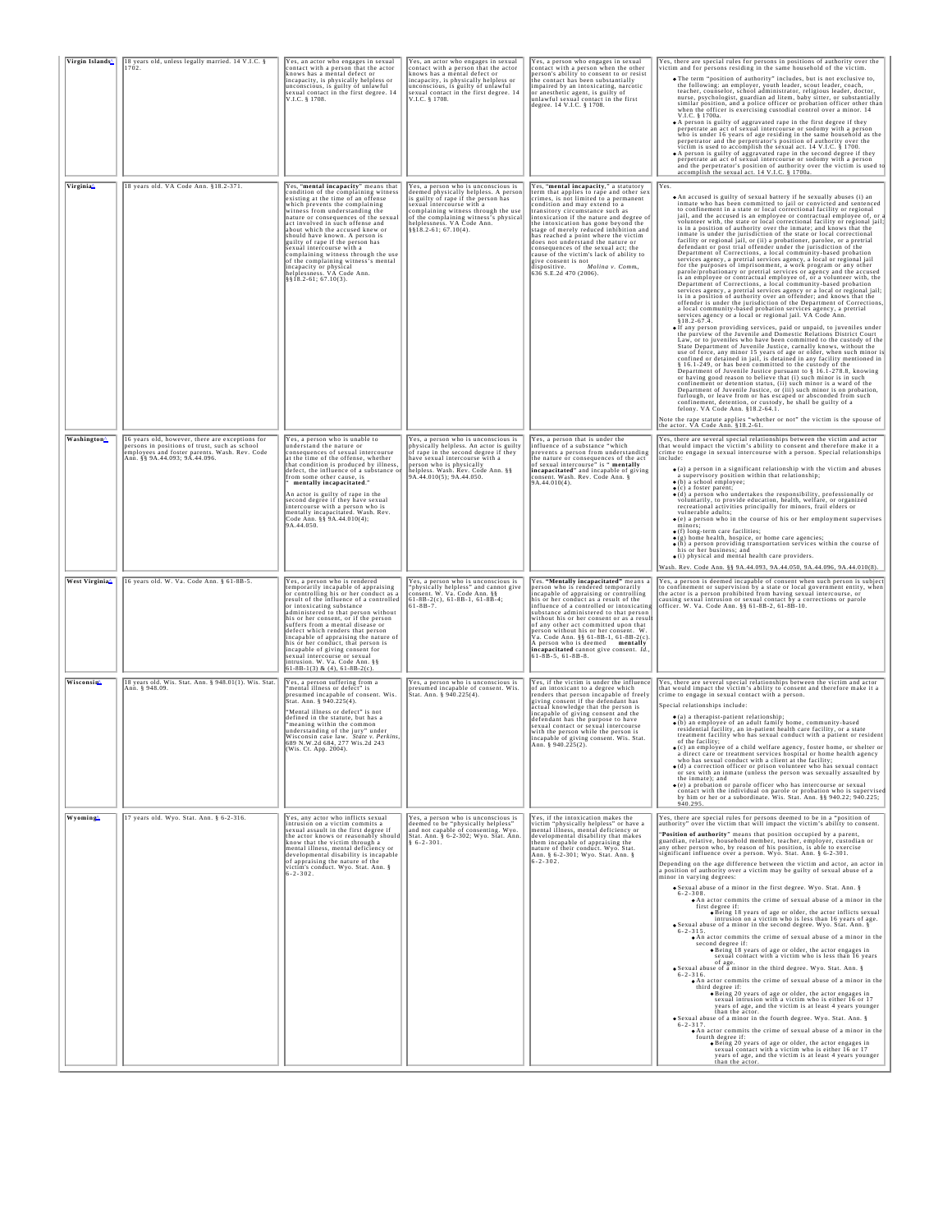| | | | | | |
|---|---|---|---|---|---|
| **Virgin Islands** | 18 years old, unless legally married. 14 V.I.C. § 1702. | Yes, an actor who engages in sexual contact with a person that the actor knows has a mental defect or incapacity, is physically helpless or unconscious, is guilty of unlawful sexual contact in the first degree. 14 V.I.C. § 1708. | Yes, an actor who engages in sexual contact with a person that the actor knows has a mental defect or incapacity, is physically helpless or unconscious, is guilty of unlawful sexual contact in the first degree. 14 V.I.C. § 1708. | Yes, a person who engages in sexual contact with a person when the other person's ability to consent to or resist the contact has been substantially impaired by an intoxicating, narcotic or anesthetic agent, is guilty of unlawful sexual contact in the first degree. 14 V.I.C. § 1708. | Yes, there are special rules for persons in positions of authority over the victim and for persons residing in the same household of the victim.<br>• The term "position of authority" includes, but is not exclusive to, the following: an employer, youth leader, scout leader, coach, teacher, counselor, school administrator, religious leader, doctor, nurse, psychologist, guardian ad litem, baby sitter, or substantially similar position, and a police officer or probation officer other than when the officer is exercising custodial control over a minor. 14 V.I.C. § 1700a.<br>• A person is guilty of aggravated rape in the first degree if they perpetrate an act of sexual intercourse or sodomy with a person who is under 16 years of age residing in the same household as the perpetrator and the perpetrator's position of authority over the victim is used to accomplish the sexual act. 14 V.I.C. § 1700.<br>• A person is guilty of aggravated rape in the second degree if they perpetrate an act of sexual intercourse or sodomy with a person and the perpetrator's position of authority over the victim is used to accomplish the sexual act. 14 V.I.C. § 1700a. |
| **Virginia** | 18 years old. VA Code Ann. §18.2-371. | Yes, "**mental incapacity**" means that condition of the complaining witness existing at the time of an offense which prevents the complaining witness from understanding the nature or consequences of the sexual act involved in such offense and about which the accused knew or should have known. A person is guilty of rape if the person has sexual intercourse with a complaining witness through the use of the complaining witness's mental incapacity or physical helplessness. VA Code Ann. §§18.2-61; 67.10(3). | Yes, a person who is unconscious is deemed physically helpless. A person is guilty of rape if the person has sexual intercourse with a complaining witness through the use of the complaining witness's physical helplessness. VA Code Ann. §§18.2-61; 67.10(4). | Yes, "**mental incapacity**," a statutory term that applies to rape and other sex crimes, is not limited to a permanent condition and may extend to a transitory circumstance such as intoxication if the nature and degree of the intoxication has gone beyond the stage of merely reduced inhibition and has reached a point where the victim does not understand the nature or consequences of the sexual act; the cause of the victim's lack of ability to give consent is not dispositive. *Molina v. Comm*, 636 S.E.2d 470 (2006). | Yes.<br>• An accused is guilty of sexual battery if he sexually abuses (i) an inmate who has been committed to jail or convicted and sentenced to confinement in a state or local correctional facility or regional jail, and the accused is an employee or contractual employee of, or a volunteer with, the state or local correctional facility or regional jail; is in a position of authority over the inmate; and knows that the inmate is under the jurisdiction of the state or local correctional facility or regional jail, or (ii) a probationer, parolee, or a pretrial defendant or post trial offender under the jurisdiction of the Department of Corrections, a local community-based probation services agency, a pretrial services agency, a local or regional jail for the purposes of imprisonment, a work program or any other parole/probationary or pretrial services or agency and the accused is an employee or contractual employee of, or a volunteer with, the Department of Corrections, a local community-based probation services agency, a pretrial services agency or a local or regional jail; is in a position of authority over an offender; and knows that the offender is under the jurisdiction of the Department of Corrections, a local community-based probation services agency, a pretrial services agency or a local or regional jail. VA Code Ann. §18.2-67.4.<br>• If any person providing services, paid or unpaid, to juveniles under the purview of the Juvenile and Domestic Relations District Court Law, or to juveniles who have been committed to the custody of the State Department of Juvenile Justice, carnally knows, without the use of force, any minor 15 years of age or older, when such minor is confined or detained in jail, is detained in any facility mentioned in § 16.1-249, or has been committed to the custody of the Department of Juvenile Justice pursuant to § 16.1-278.8, knowing or having good reason to believe that (i) such minor is in such confinement or detention status, (ii) such minor is a ward of the Department of Juvenile Justice, or (iii) such minor is on probation, furlough, or leave from or has escaped or absconded from such confinement, detention, or custody, he shall be guilty of a felony. VA Code Ann. §18.2-64.1.<br><br>Note the rape statute applies "whether or not" the victim is the spouse of the actor. VA Code Ann. §18.2-61. |
| **Washington** | 16 years old, however, there are exceptions for persons in positions of trust, such as school employees and foster parents. Wash. Rev. Code Ann. §§ 9A.44.093; 9A.44.096. | Yes, a person who is unable to understand the nature or consequences of sexual intercourse at the time of the offense, whether that condition is produced by illness, defect, the influence of a substance or from some other cause, is "**mentally incapacitated**."<br><br>An actor is guilty of rape in the second degree if they have sexual intercourse with a person who is mentally incapacitated. Wash. Rev. Code Ann. §§ 9A.44.010(4); 9A.44.050. | Yes, a person who is unconscious is physically helpless. An actor is guilty of rape in the second degree if they have sexual intercourse with a person who is physically helpless. Wash. Rev. Code Ann. §§ 9A.44.010(5); 9A.44.050. | Yes, a person that is under the influence of a substance "which prevents a person from understanding the nature or consequences of the act of sexual intercourse" is "**mentally incapacitated**" and incapable of giving consent. Wash. Rev. Code Ann. § 9A.44.010(4). | Yes, there are several special relationships between the victim and actor that would impact the victim's ability to consent and therefore make it a crime to engage in sexual intercourse with a person. Special relationships include:<br>• (a) a person in a significant relationship with the victim and abuses a supervisory position within that relationship;<br>• (b) a school employee;<br>• (c) a foster parent;<br>• (d) a person who undertakes the responsibility, professionally or voluntarily, to provide education, health, welfare, or organized recreational activities principally for minors, frail elders or vulnerable adults;<br>• (e) a person who in the course of his or her employment supervises minors;<br>• (f) long-term care facilities;<br>• (g) home health, hospice, or home care agencies;<br>• (h) a person providing transportation services within the course of his or her business; and<br>• (i) physical and mental health care providers.<br><br>Wash. Rev. Code Ann. §§ 9A.44.093, 9A.44.050, 9A.44.096, 9A.44.010(8). |
| **West Virginia** | 16 years old. W. Va. Code Ann. § 61-8B-5. | Yes, a person who is rendered temporarily incapable of appraising or controlling his or her conduct as a result of the influence of a controlled or intoxicating substance administered to that person without his or her consent, or if the person suffers from a mental disease or defect which renders that person incapable of appraising the nature of his or her conduct, is deemed to be incapable of giving consent for sexual intercourse or sexual intrusion. W. Va. Code Ann. §§ 61-8B-1(3) & (4), 61-8B-2(c). | Yes, a person who is unconscious is "physically helpless" and cannot give consent. W. Va. Code Ann. §§ 61-8B-2(c), 61-8B-1, 61-8B-4; 61-8B-7. | Yes. "**Mentally incapacitated**" means a person who is rendered temporarily incapable of appraising or controlling his or her conduct as a result of the influence of a controlled or intoxicating substance administered to that person without his or her consent or as a result of any other act committed upon that person without his or her consent. W. Va. Code Ann. §§ 61-8B-1, 61-8B-2(c). A person who is deemed **mentally incapacitated** cannot give consent. *Id.*, 61-8B-5, 61-8B-8. | Yes, a person is deemed incapable of consent when such person is subject to confinement or supervision by a state or local government entity, when the actor is a person prohibited from having sexual intercourse, or causing sexual intrusion or sexual contact by a corrections or parole officer. W. Va. Code Ann. §§ 61-8B-2, 61-8B-10. |
| **Wisconsin** | 18 years old. Wis. Stat. Ann. § 948.01(1). Wis. Stat. Ann. § 948.09. | Yes, a person suffering from a "mental illness or defect" is presumed incapable of consent. Wis. Stat. Ann. § 940.225(4).<br><br>"Mental illness or defect" is not defined in the statute, but has a "meaning within the common understanding of the jury" under Wisconsin case law. *State v. Perkins*, 689 N.W.2d 684, 277 Wis.2d 243 (Wis. Ct. App. 2004). | Yes, a person who is unconscious is presumed incapable of consent. Wis. Stat. Ann. § 940.225(4). | Yes, if the victim is under the influence of an intoxicant to a degree which renders that person incapable of freely giving consent if the defendant has actual knowledge that the person is incapable of giving consent and the defendant has the purpose to have sexual contact or sexual intercourse with the person while the person is incapable of giving consent. Wis. Stat. Ann. § 940.225(2). | Yes, there are several special relationships between the victim and actor that would impact the victim's ability to consent and therefore make it a crime to engage in sexual contact with a person.<br><br>Special relationships include:<br>• (a) a therapist-patient relationship;<br>• (b) an employee of an adult family home, community-based residential facility, an in-patient health care facility, or a state treatment facility who has sexual contact with a patient or resident of the facility;<br>• (c) an employee of a child welfare agency, foster home, or shelter or a direct care or treatment services hospital or home health agency who has sexual conduct with a client at the facility;<br>• (d) a correction officer or prison volunteer who has sexual contact or sex with an inmate (unless the person was sexually assaulted by the inmate); and<br>• (e) a probation or parole officer who has intercourse or sexual contact with the individual on parole or probation who is supervised by him or her or a subordinate. Wis. Stat. Ann. §§ 940.22; 940.225; 940.295. |
| **Wyoming** | 17 years old. Wyo. Stat. Ann. § 6-2-316. | Yes, any actor who inflicts sexual intrusion on a victim commits a sexual assault in the first degree if the actor knows or reasonably should know that the victim through a mental illness, mental deficiency or developmental disability is incapable of appraising the nature of the victim's conduct. Wyo. Stat. Ann. § 6-2-302. | Yes, a person who is unconscious is deemed to be "physically helpless" and not capable of consenting. Wyo. Stat. Ann. § 6-2-302; Wyo. Stat. Ann. § 6-2-301. | Yes, if the intoxication makes the victim "physically helpless" or have a mental illness, mental deficiency or developmental disability that makes them incapable of appraising the nature of their conduct. Wyo. Stat. Ann. § 6-2-301; Wyo. Stat. Ann. § 6-2-302. | Yes, there are special rules for persons deemed to be in a "position of authority" over the victim that will impact the victim's ability to consent.<br><br>"**Position of authority**" means that position occupied by a parent, guardian, relative, household member, teacher, employer, custodian or any other person who, by reason of his position, is able to exercise significant influence over a person. Wyo. Stat. Ann. § 6-2-301.<br><br>Depending on the age difference between the victim and actor, an actor in a position of authority over a victim may be guilty of sexual abuse of a minor in varying degrees:<br>• Sexual abuse of a minor in the first degree. Wyo. Stat. Ann. § 6-2-308.<br>  • An actor commits the crime of sexual abuse of a minor in the first degree if:<br>    • Being 18 years of age or older, the actor inflicts sexual intrusion on a victim who is less than 16 years of age.<br>• Sexual abuse of a minor in the second degree. Wyo. Stat. Ann. § 6-2-315.<br>  • An actor commits the crime of sexual abuse of a minor in the second degree if:<br>    • Being 18 years of age or older, the actor engages in sexual contact with a victim who is less than 16 years of age.<br>• Sexual abuse of a minor in the third degree. Wyo. Stat. Ann. § 6-2-316.<br>  • An actor commits the crime of sexual abuse of a minor in the third degree if:<br>    • Being 20 years of age or older, the actor engages in sexual intrusion with a victim who is either 16 or 17 years of age, and the victim is at least 4 years younger than the actor.<br>• Sexual abuse of a minor in the fourth degree. Wyo. Stat. Ann. § 6-2-317.<br>  • An actor commits the crime of sexual abuse of a minor in the fourth degree if:<br>    • Being 20 years of age or older, the actor engages in sexual contact with a victim who is either 16 or 17 years of age, and the victim is at least 4 years younger than the actor. |